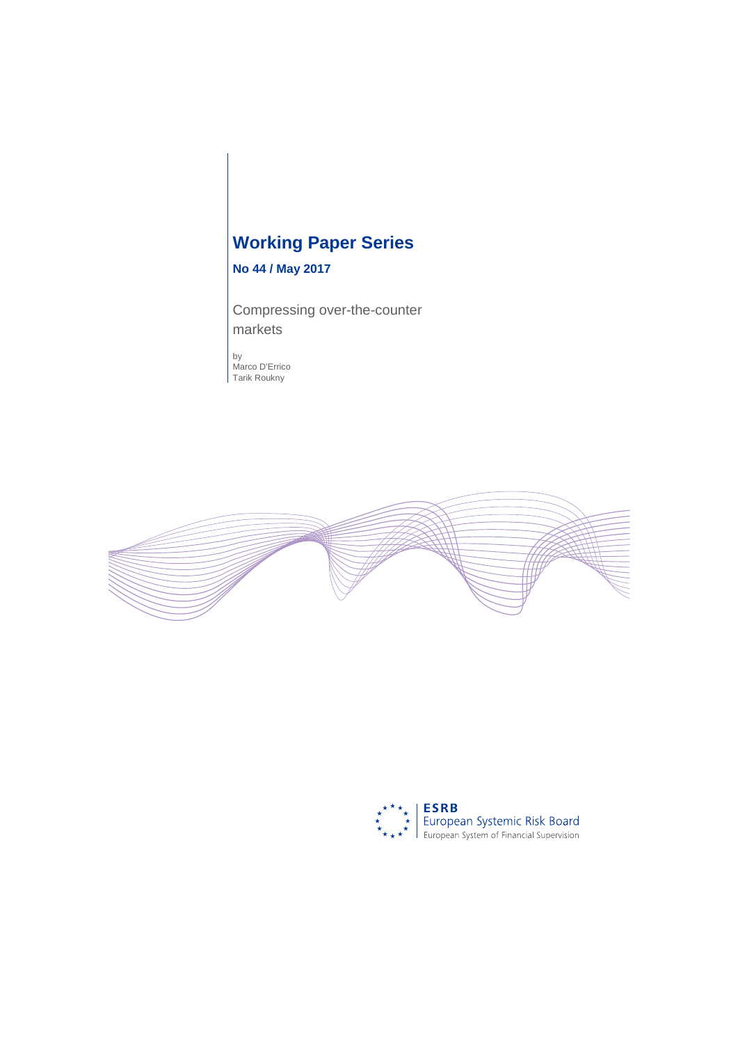# Working Paper Series

**No 44 / May 2017**

Compressing over-the-counter markets

by
Marco D'Errico
Tarik Roukny

ESRB
European Systemic Risk Board
European System of Financial Supervision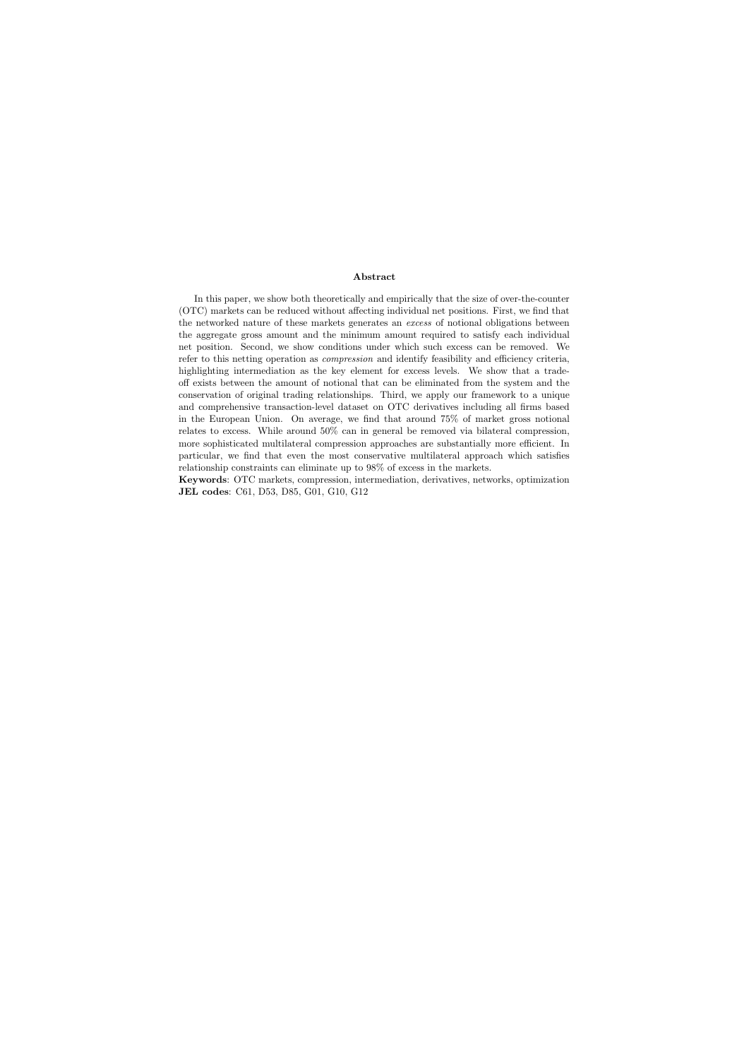## Abstract

In this paper, we show both theoretically and empirically that the size of over-the-counter (OTC) markets can be reduced without affecting individual net positions. First, we find that the networked nature of these markets generates an *excess* of notional obligations between the aggregate gross amount and the minimum amount required to satisfy each individual net position. Second, we show conditions under which such excess can be removed. We refer to this netting operation as *compression* and identify feasibility and efficiency criteria, highlighting intermediation as the key element for excess levels. We show that a trade-off exists between the amount of notional that can be eliminated from the system and the conservation of original trading relationships. Third, we apply our framework to a unique and comprehensive transaction-level dataset on OTC derivatives including all firms based in the European Union. On average, we find that around 75% of market gross notional relates to excess. While around 50% can in general be removed via bilateral compression, more sophisticated multilateral compression approaches are substantially more efficient. In particular, we find that even the most conservative multilateral approach which satisfies relationship constraints can eliminate up to 98% of excess in the markets.

**Keywords**: OTC markets, compression, intermediation, derivatives, networks, optimization
**JEL codes**: C61, D53, D85, G01, G10, G12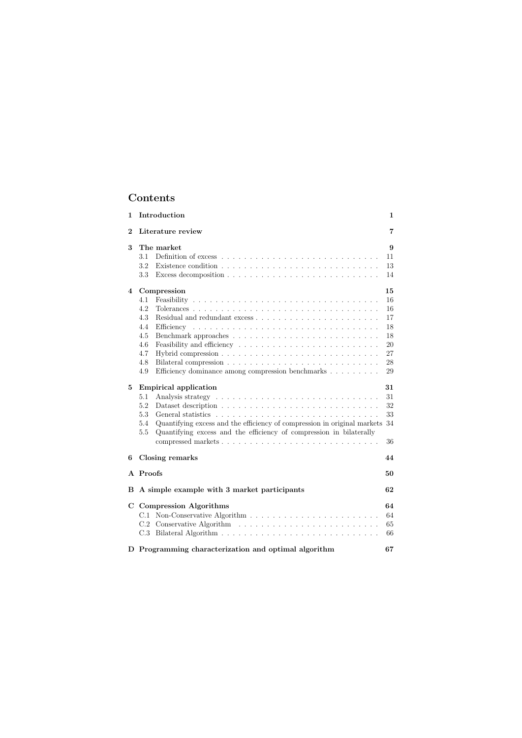# Contents

1 Introduction 1

2 Literature review 7

3 The market 9
- 3.1 Definition of excess 11
- 3.2 Existence condition 13
- 3.3 Excess decomposition 14

4 Compression 15
- 4.1 Feasibility 16
- 4.2 Tolerances 16
- 4.3 Residual and redundant excess 17
- 4.4 Efficiency 18
- 4.5 Benchmark approaches 18
- 4.6 Feasibility and efficiency 20
- 4.7 Hybrid compression 27
- 4.8 Bilateral compression 28
- 4.9 Efficiency dominance among compression benchmarks 29

5 Empirical application 31
- 5.1 Analysis strategy 31
- 5.2 Dataset description 32
- 5.3 General statistics 33
- 5.4 Quantifying excess and the efficiency of compression in original markets 34
- 5.5 Quantifying excess and the efficiency of compression in bilaterally compressed markets 36

6 Closing remarks 44

A Proofs 50

B A simple example with 3 market participants 62

C Compression Algorithms 64
- C.1 Non-Conservative Algorithm 64
- C.2 Conservative Algorithm 65
- C.3 Bilateral Algorithm 66

D Programming characterization and optimal algorithm 67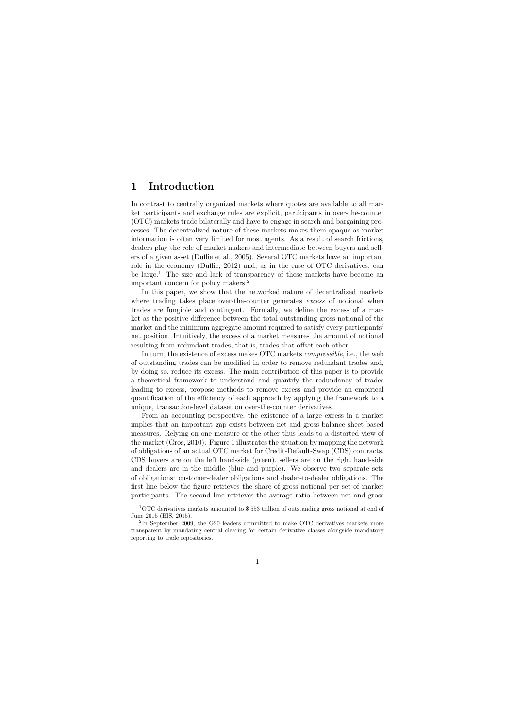# 1 Introduction

In contrast to centrally organized markets where quotes are available to all market participants and exchange rules are explicit, participants in over-the-counter (OTC) markets trade bilaterally and have to engage in search and bargaining processes. The decentralized nature of these markets makes them opaque as market information is often very limited for most agents. As a result of search frictions, dealers play the role of market makers and intermediate between buyers and sellers of a given asset (Duffie et al., 2005). Several OTC markets have an important role in the economy (Duffie, 2012) and, as in the case of OTC derivatives, can be large.[1] The size and lack of transparency of these markets have become an important concern for policy makers.[2]

In this paper, we show that the networked nature of decentralized markets where trading takes place over-the-counter generates *excess* of notional when trades are fungible and contingent. Formally, we define the excess of a market as the positive difference between the total outstanding gross notional of the market and the minimum aggregate amount required to satisfy every participants' net position. Intuitively, the excess of a market measures the amount of notional resulting from redundant trades, that is, trades that offset each other.

In turn, the existence of excess makes OTC markets *compressible*, i.e., the web of outstanding trades can be modified in order to remove redundant trades and, by doing so, reduce its excess. The main contribution of this paper is to provide a theoretical framework to understand and quantify the redundancy of trades leading to excess, propose methods to remove excess and provide an empirical quantification of the efficiency of each approach by applying the framework to a unique, transaction-level dataset on over-the-counter derivatives.

From an accounting perspective, the existence of a large excess in a market implies that an important gap exists between net and gross balance sheet based measures. Relying on one measure or the other thus leads to a distorted view of the market (Gros, 2010). Figure 1 illustrates the situation by mapping the network of obligations of an actual OTC market for Credit-Default-Swap (CDS) contracts. CDS buyers are on the left hand-side (green), sellers are on the right hand-side and dealers are in the middle (blue and purple). We observe two separate sets of obligations: customer-dealer obligations and dealer-to-dealer obligations. The first line below the figure retrieves the share of gross notional per set of market participants. The second line retrieves the average ratio between net and gross

[1] OTC derivatives markets amounted to \$ 553 trillion of outstanding gross notional at end of June 2015 (BIS, 2015).

[2] In September 2009, the G20 leaders committed to make OTC derivatives markets more transparent by mandating central clearing for certain derivative classes alongside mandatory reporting to trade repositories.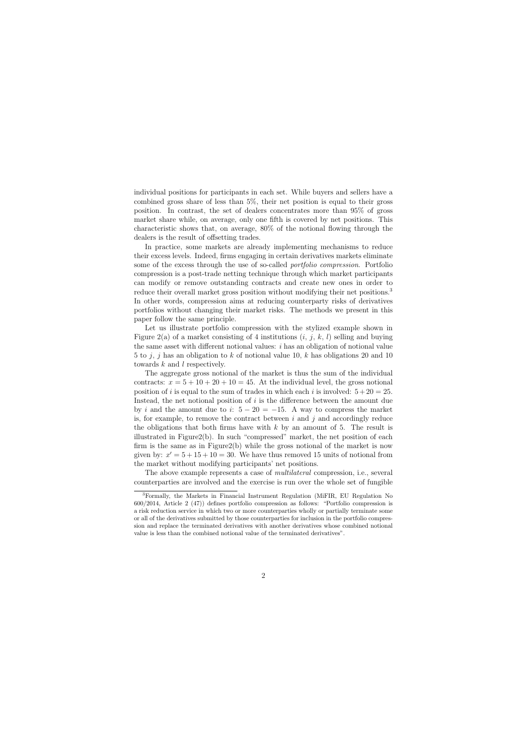individual positions for participants in each set. While buyers and sellers have a combined gross share of less than 5%, their net position is equal to their gross position. In contrast, the set of dealers concentrates more than 95% of gross market share while, on average, only one fifth is covered by net positions. This characteristic shows that, on average, 80% of the notional flowing through the dealers is the result of offsetting trades.

In practice, some markets are already implementing mechanisms to reduce their excess levels. Indeed, firms engaging in certain derivatives markets eliminate some of the excess through the use of so-called *portfolio compression*. Portfolio compression is a post-trade netting technique through which market participants can modify or remove outstanding contracts and create new ones in order to reduce their overall market gross position without modifying their net positions.[3] In other words, compression aims at reducing counterparty risks of derivatives portfolios without changing their market risks. The methods we present in this paper follow the same principle.

Let us illustrate portfolio compression with the stylized example shown in Figure 2(a) of a market consisting of 4 institutions ($i$, $j$, $k$, $l$) selling and buying the same asset with different notional values: $i$ has an obligation of notional value 5 to $j$, $j$ has an obligation to $k$ of notional value 10, $k$ has obligations 20 and 10 towards $k$ and $l$ respectively.

The aggregate gross notional of the market is thus the sum of the individual contracts: $x = 5 + 10 + 20 + 10 = 45$. At the individual level, the gross notional position of $i$ is equal to the sum of trades in which each $i$ is involved: $5 + 20 = 25$. Instead, the net notional position of $i$ is the difference between the amount due by $i$ and the amount due to $i$: $5 - 20 = -15$. A way to compress the market is, for example, to remove the contract between $i$ and $j$ and accordingly reduce the obligations that both firms have with $k$ by an amount of 5. The result is illustrated in Figure2(b). In such "compressed" market, the net position of each firm is the same as in Figure2(b) while the gross notional of the market is now given by: $x' = 5 + 15 + 10 = 30$. We have thus removed 15 units of notional from the market without modifying participants' net positions.

The above example represents a case of *multilateral* compression, i.e., several counterparties are involved and the exercise is run over the whole set of fungible

[3] Formally, the Markets in Financial Instrument Regulation (MiFIR, EU Regulation No 600/2014, Article 2 (47)) defines portfolio compression as follows: "Portfolio compression is a risk reduction service in which two or more counterparties wholly or partially terminate some or all of the derivatives submitted by those counterparties for inclusion in the portfolio compression and replace the terminated derivatives with another derivatives whose combined notional value is less than the combined notional value of the terminated derivatives".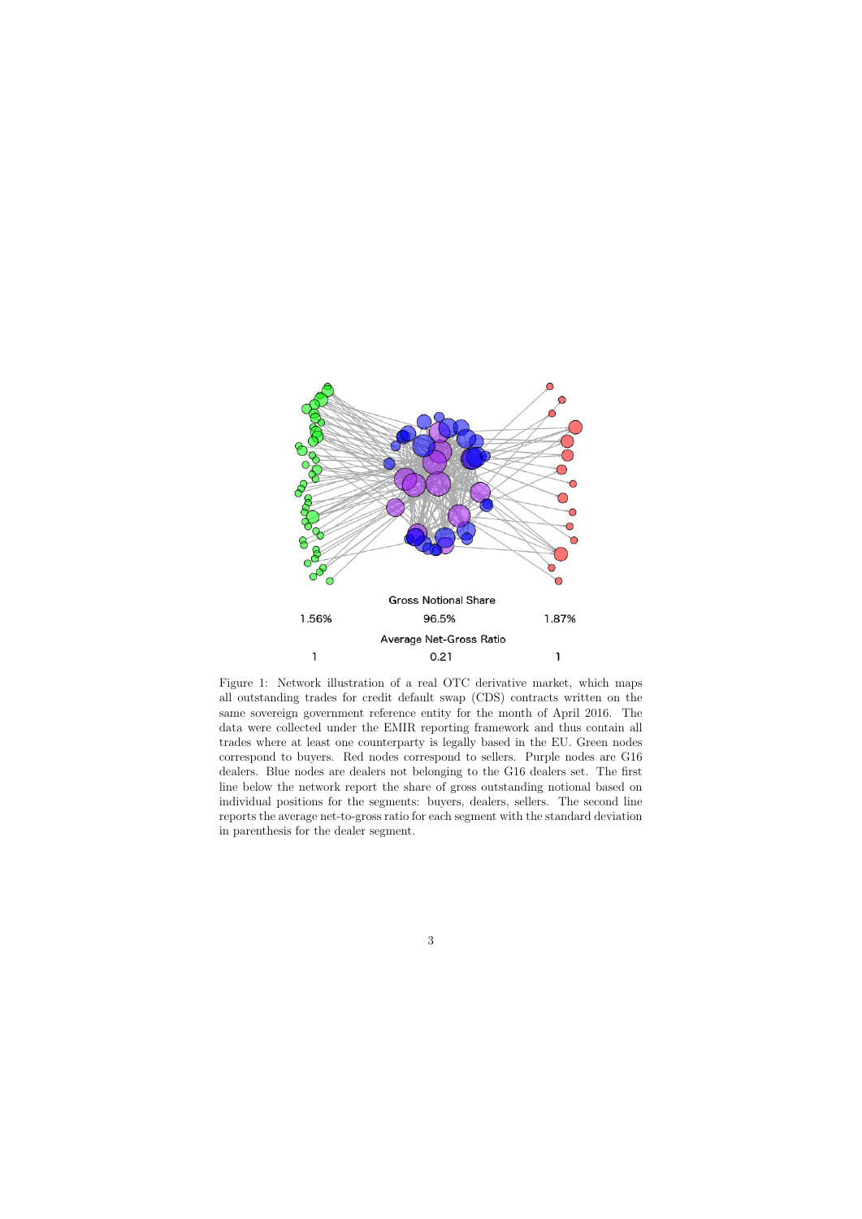| | Gross Notional Share | |
|---|---|---|
| 1.56% | 96.5% | 1.87% |
| | **Average Net-Gross Ratio** | |
| 1 | 0.21 | 1 |

Figure 1: Network illustration of a real OTC derivative market, which maps all outstanding trades for credit default swap (CDS) contracts written on the same sovereign government reference entity for the month of April 2016. The data were collected under the EMIR reporting framework and thus contain all trades where at least one counterparty is legally based in the EU. Green nodes correspond to buyers. Red nodes correspond to sellers. Purple nodes are G16 dealers. Blue nodes are dealers not belonging to the G16 dealers set. The first line below the network report the share of gross outstanding notional based on individual positions for the segments: buyers, dealers, sellers. The second line reports the average net-to-gross ratio for each segment with the standard deviation in parenthesis for the dealer segment.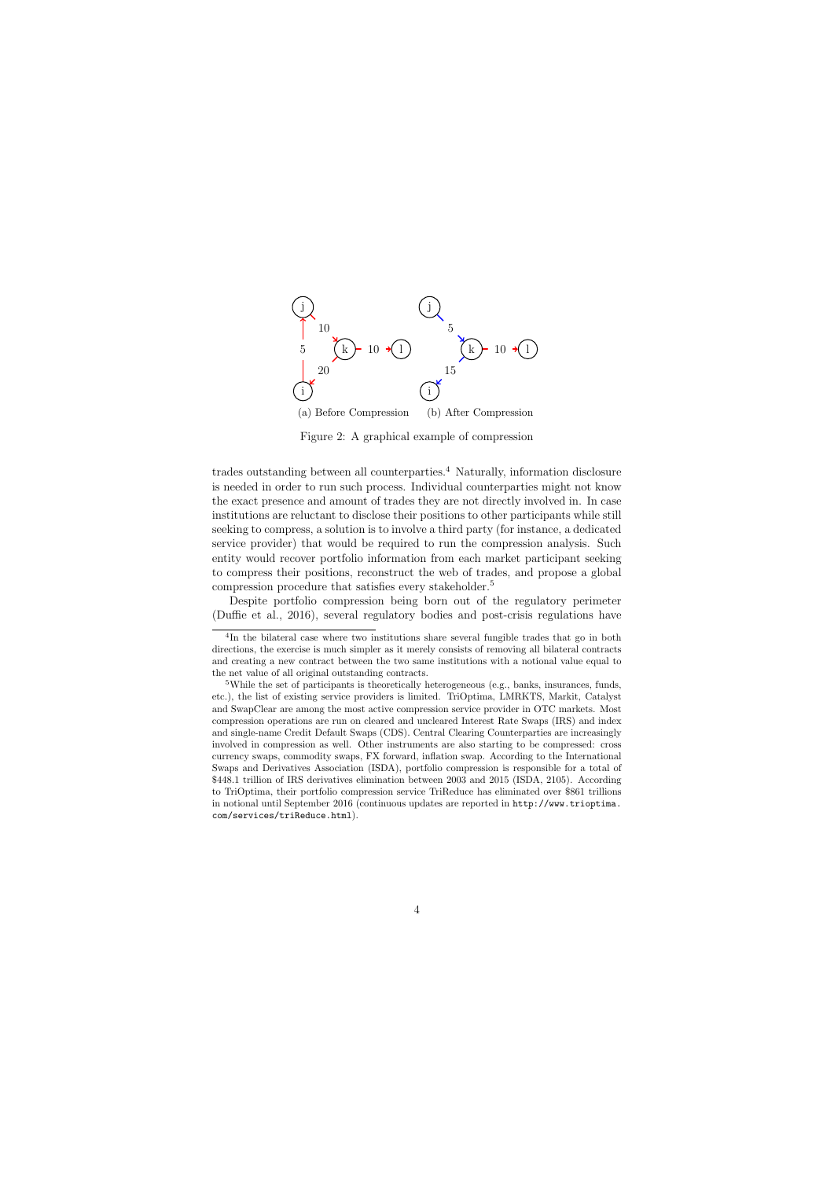(a) Before Compression (b) After Compression

Figure 2: A graphical example of compression

trades outstanding between all counterparties.[4] Naturally, information disclosure is needed in order to run such process. Individual counterparties might not know the exact presence and amount of trades they are not directly involved in. In case institutions are reluctant to disclose their positions to other participants while still seeking to compress, a solution is to involve a third party (for instance, a dedicated service provider) that would be required to run the compression analysis. Such entity would recover portfolio information from each market participant seeking to compress their positions, reconstruct the web of trades, and propose a global compression procedure that satisfies every stakeholder.[5]

Despite portfolio compression being born out of the regulatory perimeter (Duffie et al., 2016), several regulatory bodies and post-crisis regulations have

[4]In the bilateral case where two institutions share several fungible trades that go in both directions, the exercise is much simpler as it merely consists of removing all bilateral contracts and creating a new contract between the two same institutions with a notional value equal to the net value of all original outstanding contracts.

[5]While the set of participants is theoretically heterogeneous (e.g., banks, insurances, funds, etc.), the list of existing service providers is limited. TriOptima, LMRKTS, Markit, Catalyst and SwapClear are among the most active compression service provider in OTC markets. Most compression operations are run on cleared and uncleared Interest Rate Swaps (IRS) and index and single-name Credit Default Swaps (CDS). Central Clearing Counterparties are increasingly involved in compression as well. Other instruments are also starting to be compressed: cross currency swaps, commodity swaps, FX forward, inflation swap. According to the International Swaps and Derivatives Association (ISDA), portfolio compression is responsible for a total of $448.1 trillion of IRS derivatives elimination between 2003 and 2015 (ISDA, 2105). According to TriOptima, their portfolio compression service TriReduce has eliminated over $861 trillions in notional until September 2016 (continuous updates are reported in `http://www.trioptima.com/services/triReduce.html`).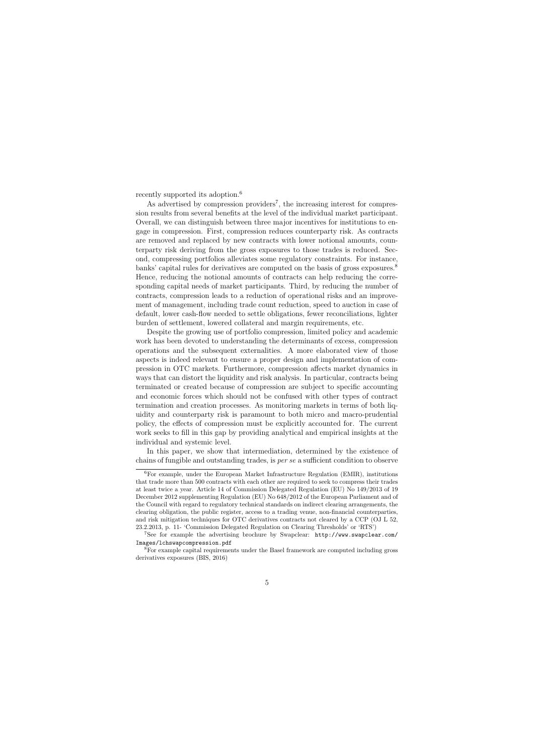recently supported its adoption.[6]

As advertised by compression providers[7], the increasing interest for compression results from several benefits at the level of the individual market participant. Overall, we can distinguish between three major incentives for institutions to engage in compression. First, compression reduces counterparty risk. As contracts are removed and replaced by new contracts with lower notional amounts, counterparty risk deriving from the gross exposures to those trades is reduced. Second, compressing portfolios alleviates some regulatory constraints. For instance, banks' capital rules for derivatives are computed on the basis of gross exposures.[8] Hence, reducing the notional amounts of contracts can help reducing the corresponding capital needs of market participants. Third, by reducing the number of contracts, compression leads to a reduction of operational risks and an improvement of management, including trade count reduction, speed to auction in case of default, lower cash-flow needed to settle obligations, fewer reconciliations, lighter burden of settlement, lowered collateral and margin requirements, etc.

Despite the growing use of portfolio compression, limited policy and academic work has been devoted to understanding the determinants of excess, compression operations and the subsequent externalities. A more elaborated view of those aspects is indeed relevant to ensure a proper design and implementation of compression in OTC markets. Furthermore, compression affects market dynamics in ways that can distort the liquidity and risk analysis. In particular, contracts being terminated or created because of compression are subject to specific accounting and economic forces which should not be confused with other types of contract termination and creation processes. As monitoring markets in terms of both liquidity and counterparty risk is paramount to both micro and macro-prudential policy, the effects of compression must be explicitly accounted for. The current work seeks to fill in this gap by providing analytical and empirical insights at the individual and systemic level.

In this paper, we show that intermediation, determined by the existence of chains of fungible and outstanding trades, is *per se* a sufficient condition to observe

---

[6] For example, under the European Market Infrastructure Regulation (EMIR), institutions that trade more than 500 contracts with each other are required to seek to compress their trades at least twice a year. Article 14 of Commission Delegated Regulation (EU) No 149/2013 of 19 December 2012 supplementing Regulation (EU) No 648/2012 of the European Parliament and of the Council with regard to regulatory technical standards on indirect clearing arrangements, the clearing obligation, the public register, access to a trading venue, non-financial counterparties, and risk mitigation techniques for OTC derivatives contracts not cleared by a CCP (OJ L 52, 23.2.2013, p. 11- 'Commission Delegated Regulation on Clearing Thresholds' or 'RTS')

[7] See for example the advertising brochure by Swapclear: `http://www.swapclear.com/Images/lchswapcompression.pdf`

[8] For example capital requirements under the Basel framework are computed including gross derivatives exposures (BIS, 2016)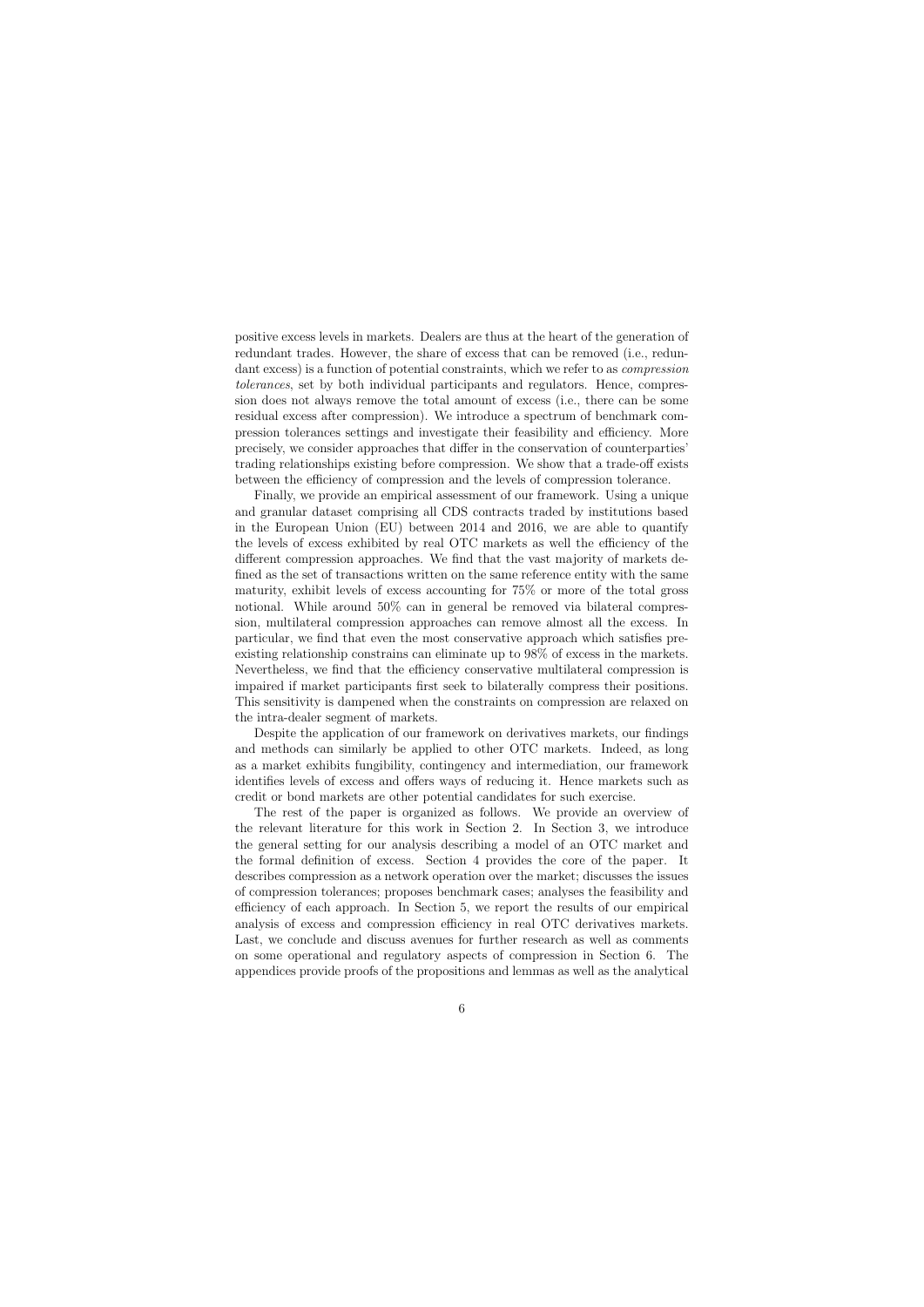positive excess levels in markets. Dealers are thus at the heart of the generation of redundant trades. However, the share of excess that can be removed (i.e., redundant excess) is a function of potential constraints, which we refer to as *compression tolerances*, set by both individual participants and regulators. Hence, compression does not always remove the total amount of excess (i.e., there can be some residual excess after compression). We introduce a spectrum of benchmark compression tolerances settings and investigate their feasibility and efficiency. More precisely, we consider approaches that differ in the conservation of counterparties' trading relationships existing before compression. We show that a trade-off exists between the efficiency of compression and the levels of compression tolerance.

Finally, we provide an empirical assessment of our framework. Using a unique and granular dataset comprising all CDS contracts traded by institutions based in the European Union (EU) between 2014 and 2016, we are able to quantify the levels of excess exhibited by real OTC markets as well the efficiency of the different compression approaches. We find that the vast majority of markets defined as the set of transactions written on the same reference entity with the same maturity, exhibit levels of excess accounting for 75% or more of the total gross notional. While around 50% can in general be removed via bilateral compression, multilateral compression approaches can remove almost all the excess. In particular, we find that even the most conservative approach which satisfies preexisting relationship constrains can eliminate up to 98% of excess in the markets. Nevertheless, we find that the efficiency conservative multilateral compression is impaired if market participants first seek to bilaterally compress their positions. This sensitivity is dampened when the constraints on compression are relaxed on the intra-dealer segment of markets.

Despite the application of our framework on derivatives markets, our findings and methods can similarly be applied to other OTC markets. Indeed, as long as a market exhibits fungibility, contingency and intermediation, our framework identifies levels of excess and offers ways of reducing it. Hence markets such as credit or bond markets are other potential candidates for such exercise.

The rest of the paper is organized as follows. We provide an overview of the relevant literature for this work in Section 2. In Section 3, we introduce the general setting for our analysis describing a model of an OTC market and the formal definition of excess. Section 4 provides the core of the paper. It describes compression as a network operation over the market; discusses the issues of compression tolerances; proposes benchmark cases; analyses the feasibility and efficiency of each approach. In Section 5, we report the results of our empirical analysis of excess and compression efficiency in real OTC derivatives markets. Last, we conclude and discuss avenues for further research as well as comments on some operational and regulatory aspects of compression in Section 6. The appendices provide proofs of the propositions and lemmas as well as the analytical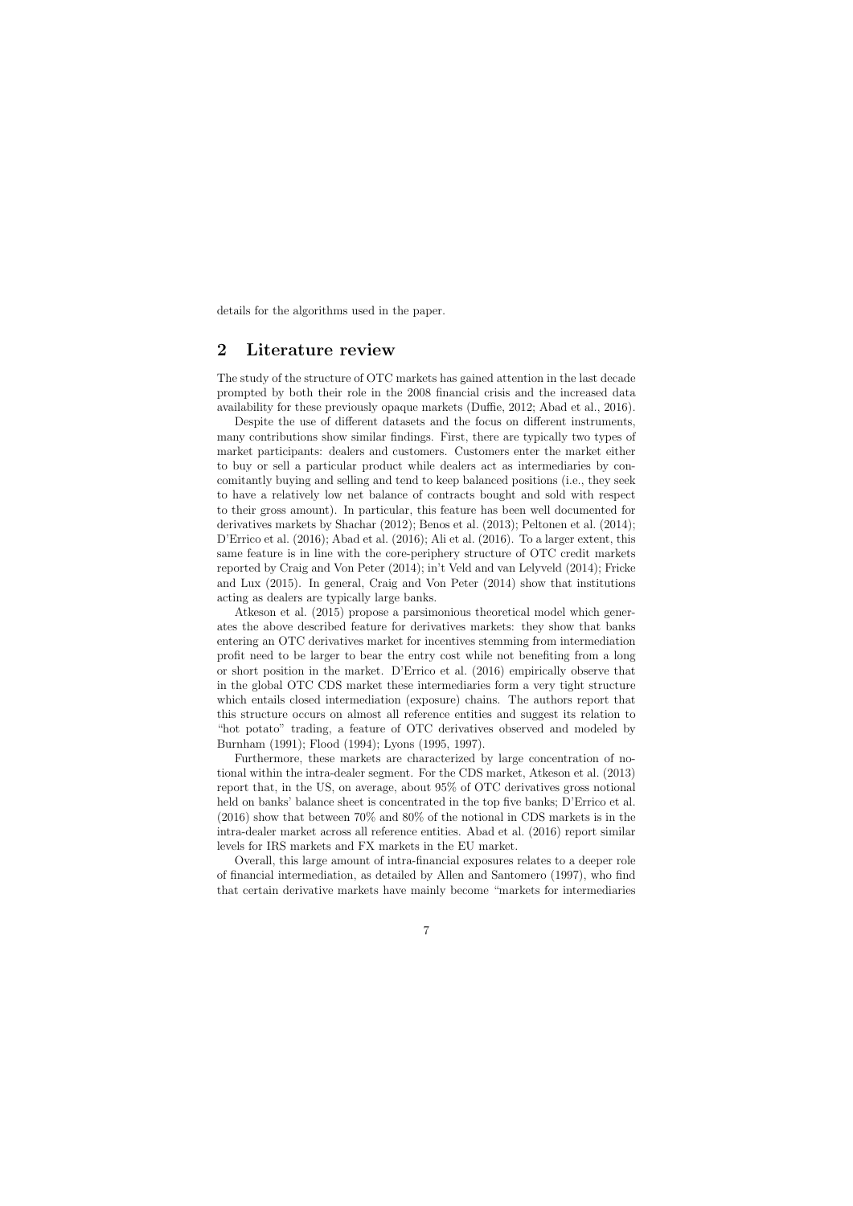details for the algorithms used in the paper.

## 2 Literature review

The study of the structure of OTC markets has gained attention in the last decade prompted by both their role in the 2008 financial crisis and the increased data availability for these previously opaque markets (Duffie, 2012; Abad et al., 2016).

Despite the use of different datasets and the focus on different instruments, many contributions show similar findings. First, there are typically two types of market participants: dealers and customers. Customers enter the market either to buy or sell a particular product while dealers act as intermediaries by concomitantly buying and selling and tend to keep balanced positions (i.e., they seek to have a relatively low net balance of contracts bought and sold with respect to their gross amount). In particular, this feature has been well documented for derivatives markets by Shachar (2012); Benos et al. (2013); Peltonen et al. (2014); D'Errico et al. (2016); Abad et al. (2016); Ali et al. (2016). To a larger extent, this same feature is in line with the core-periphery structure of OTC credit markets reported by Craig and Von Peter (2014); in't Veld and van Lelyveld (2014); Fricke and Lux (2015). In general, Craig and Von Peter (2014) show that institutions acting as dealers are typically large banks.

Atkeson et al. (2015) propose a parsimonious theoretical model which generates the above described feature for derivatives markets: they show that banks entering an OTC derivatives market for incentives stemming from intermediation profit need to be larger to bear the entry cost while not benefiting from a long or short position in the market. D'Errico et al. (2016) empirically observe that in the global OTC CDS market these intermediaries form a very tight structure which entails closed intermediation (exposure) chains. The authors report that this structure occurs on almost all reference entities and suggest its relation to "hot potato" trading, a feature of OTC derivatives observed and modeled by Burnham (1991); Flood (1994); Lyons (1995, 1997).

Furthermore, these markets are characterized by large concentration of notional within the intra-dealer segment. For the CDS market, Atkeson et al. (2013) report that, in the US, on average, about 95% of OTC derivatives gross notional held on banks' balance sheet is concentrated in the top five banks; D'Errico et al. (2016) show that between 70% and 80% of the notional in CDS markets is in the intra-dealer market across all reference entities. Abad et al. (2016) report similar levels for IRS markets and FX markets in the EU market.

Overall, this large amount of intra-financial exposures relates to a deeper role of financial intermediation, as detailed by Allen and Santomero (1997), who find that certain derivative markets have mainly become "markets for intermediaries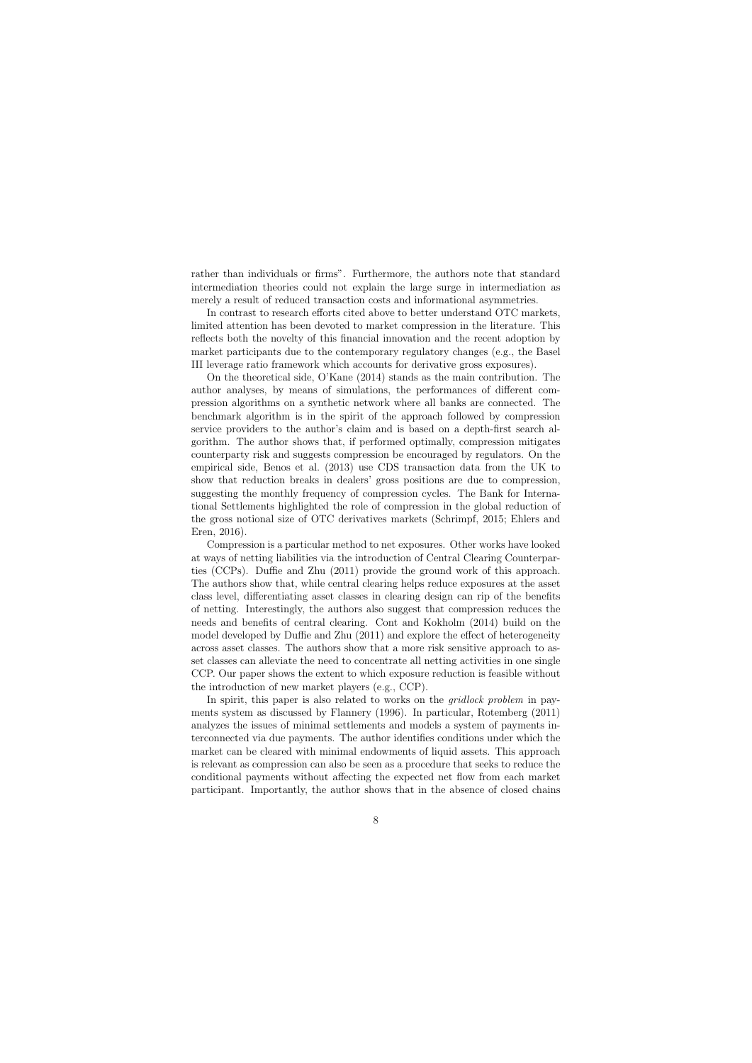rather than individuals or firms". Furthermore, the authors note that standard intermediation theories could not explain the large surge in intermediation as merely a result of reduced transaction costs and informational asymmetries.

In contrast to research efforts cited above to better understand OTC markets, limited attention has been devoted to market compression in the literature. This reflects both the novelty of this financial innovation and the recent adoption by market participants due to the contemporary regulatory changes (e.g., the Basel III leverage ratio framework which accounts for derivative gross exposures).

On the theoretical side, O'Kane (2014) stands as the main contribution. The author analyses, by means of simulations, the performances of different compression algorithms on a synthetic network where all banks are connected. The benchmark algorithm is in the spirit of the approach followed by compression service providers to the author's claim and is based on a depth-first search algorithm. The author shows that, if performed optimally, compression mitigates counterparty risk and suggests compression be encouraged by regulators. On the empirical side, Benos et al. (2013) use CDS transaction data from the UK to show that reduction breaks in dealers' gross positions are due to compression, suggesting the monthly frequency of compression cycles. The Bank for International Settlements highlighted the role of compression in the global reduction of the gross notional size of OTC derivatives markets (Schrimpf, 2015; Ehlers and Eren, 2016).

Compression is a particular method to net exposures. Other works have looked at ways of netting liabilities via the introduction of Central Clearing Counterparties (CCPs). Duffie and Zhu (2011) provide the ground work of this approach. The authors show that, while central clearing helps reduce exposures at the asset class level, differentiating asset classes in clearing design can rip of the benefits of netting. Interestingly, the authors also suggest that compression reduces the needs and benefits of central clearing. Cont and Kokholm (2014) build on the model developed by Duffie and Zhu (2011) and explore the effect of heterogeneity across asset classes. The authors show that a more risk sensitive approach to asset classes can alleviate the need to concentrate all netting activities in one single CCP. Our paper shows the extent to which exposure reduction is feasible without the introduction of new market players (e.g., CCP).

In spirit, this paper is also related to works on the *gridlock problem* in payments system as discussed by Flannery (1996). In particular, Rotemberg (2011) analyzes the issues of minimal settlements and models a system of payments interconnected via due payments. The author identifies conditions under which the market can be cleared with minimal endowments of liquid assets. This approach is relevant as compression can also be seen as a procedure that seeks to reduce the conditional payments without affecting the expected net flow from each market participant. Importantly, the author shows that in the absence of closed chains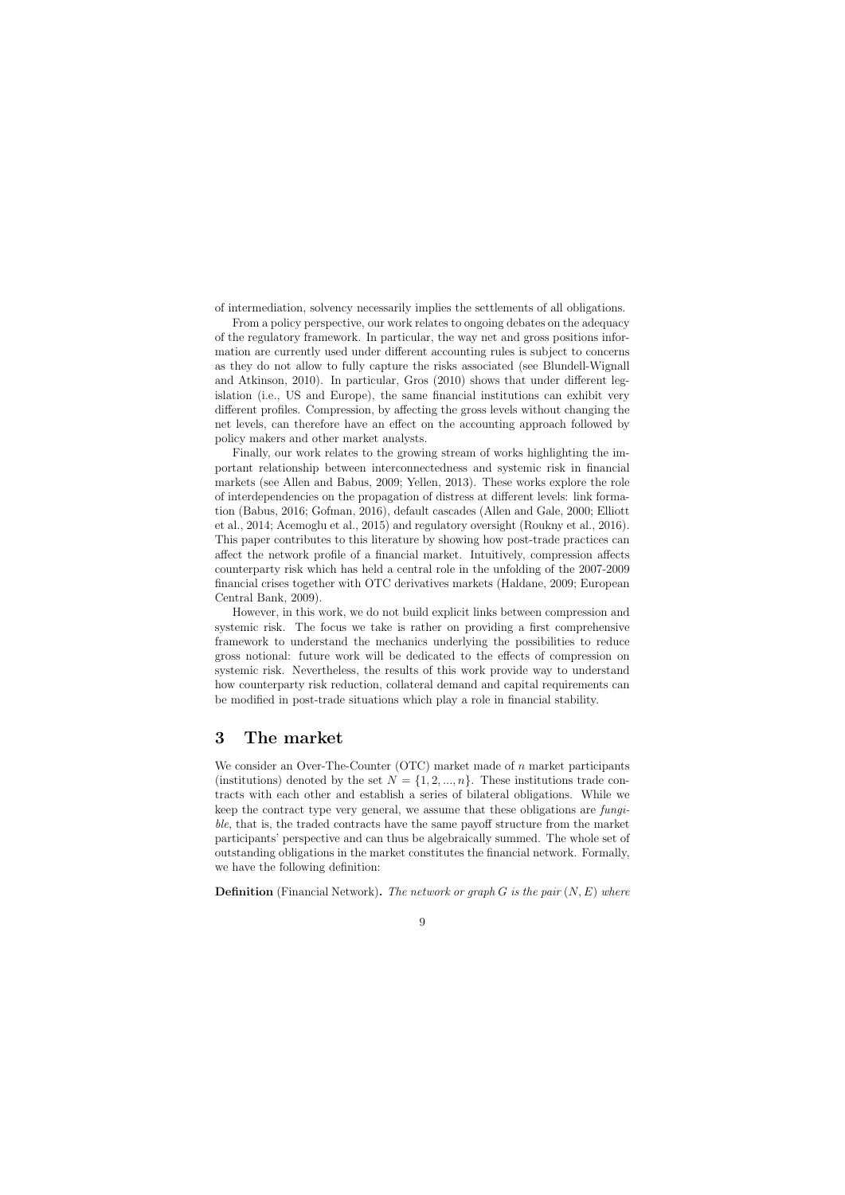of intermediation, solvency necessarily implies the settlements of all obligations.

From a policy perspective, our work relates to ongoing debates on the adequacy of the regulatory framework. In particular, the way net and gross positions information are currently used under different accounting rules is subject to concerns as they do not allow to fully capture the risks associated (see Blundell-Wignall and Atkinson, 2010). In particular, Gros (2010) shows that under different legislation (i.e., US and Europe), the same financial institutions can exhibit very different profiles. Compression, by affecting the gross levels without changing the net levels, can therefore have an effect on the accounting approach followed by policy makers and other market analysts.

Finally, our work relates to the growing stream of works highlighting the important relationship between interconnectedness and systemic risk in financial markets (see Allen and Babus, 2009; Yellen, 2013). These works explore the role of interdependencies on the propagation of distress at different levels: link formation (Babus, 2016; Gofman, 2016), default cascades (Allen and Gale, 2000; Elliott et al., 2014; Acemoglu et al., 2015) and regulatory oversight (Roukny et al., 2016). This paper contributes to this literature by showing how post-trade practices can affect the network profile of a financial market. Intuitively, compression affects counterparty risk which has held a central role in the unfolding of the 2007-2009 financial crises together with OTC derivatives markets (Haldane, 2009; European Central Bank, 2009).

However, in this work, we do not build explicit links between compression and systemic risk. The focus we take is rather on providing a first comprehensive framework to understand the mechanics underlying the possibilities to reduce gross notional: future work will be dedicated to the effects of compression on systemic risk. Nevertheless, the results of this work provide way to understand how counterparty risk reduction, collateral demand and capital requirements can be modified in post-trade situations which play a role in financial stability.

# 3 The market

We consider an Over-The-Counter (OTC) market made of $n$ market participants (institutions) denoted by the set $N = \{1, 2, ..., n\}$. These institutions trade contracts with each other and establish a series of bilateral obligations. While we keep the contract type very general, we assume that these obligations are *fungible*, that is, the traded contracts have the same payoff structure from the market participants' perspective and can thus be algebraically summed. The whole set of outstanding obligations in the market constitutes the financial network. Formally, we have the following definition:

**Definition** (Financial Network)**.** *The network or graph $G$ is the pair $(N, E)$ where*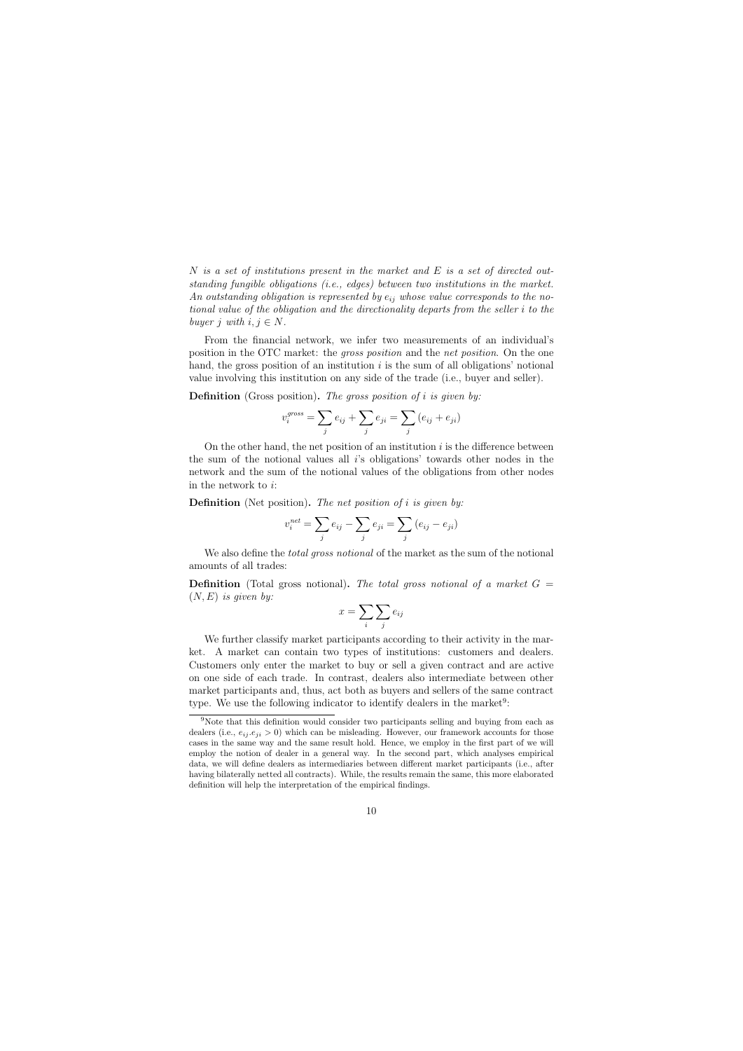*$N$ is a set of institutions present in the market and $E$ is a set of directed outstanding fungible obligations (i.e., edges) between two institutions in the market. An outstanding obligation is represented by $e_{ij}$ whose value corresponds to the notional value of the obligation and the directionality departs from the seller $i$ to the buyer $j$ with $i, j \in N$.*

From the financial network, we infer two measurements of an individual's position in the OTC market: the *gross position* and the *net position*. On the one hand, the gross position of an institution $i$ is the sum of all obligations' notional value involving this institution on any side of the trade (i.e., buyer and seller).

**Definition** (Gross position)**.** *The gross position of $i$ is given by:*

$$v_i^{gross} = \sum_j e_{ij} + \sum_j e_{ji} = \sum_j (e_{ij} + e_{ji})$$

On the other hand, the net position of an institution $i$ is the difference between the sum of the notional values all $i$'s obligations' towards other nodes in the network and the sum of the notional values of the obligations from other nodes in the network to $i$:

**Definition** (Net position)**.** *The net position of $i$ is given by:*

$$v_i^{net} = \sum_j e_{ij} - \sum_j e_{ji} = \sum_j (e_{ij} - e_{ji})$$

We also define the *total gross notional* of the market as the sum of the notional amounts of all trades:

**Definition** (Total gross notional)**.** *The total gross notional of a market $G = (N, E)$ is given by:*

$$x = \sum_i \sum_j e_{ij}$$

We further classify market participants according to their activity in the market. A market can contain two types of institutions: customers and dealers. Customers only enter the market to buy or sell a given contract and are active on one side of each trade. In contrast, dealers also intermediate between other market participants and, thus, act both as buyers and sellers of the same contract type. We use the following indicator to identify dealers in the market[9]:

[9]Note that this definition would consider two participants selling and buying from each as dealers (i.e., $e_{ij}.e_{ji} > 0$) which can be misleading. However, our framework accounts for those cases in the same way and the same result hold. Hence, we employ in the first part of we will employ the notion of dealer in a general way. In the second part, which analyses empirical data, we will define dealers as intermediaries between different market participants (i.e., after having bilaterally netted all contracts). While, the results remain the same, this more elaborated definition will help the interpretation of the empirical findings.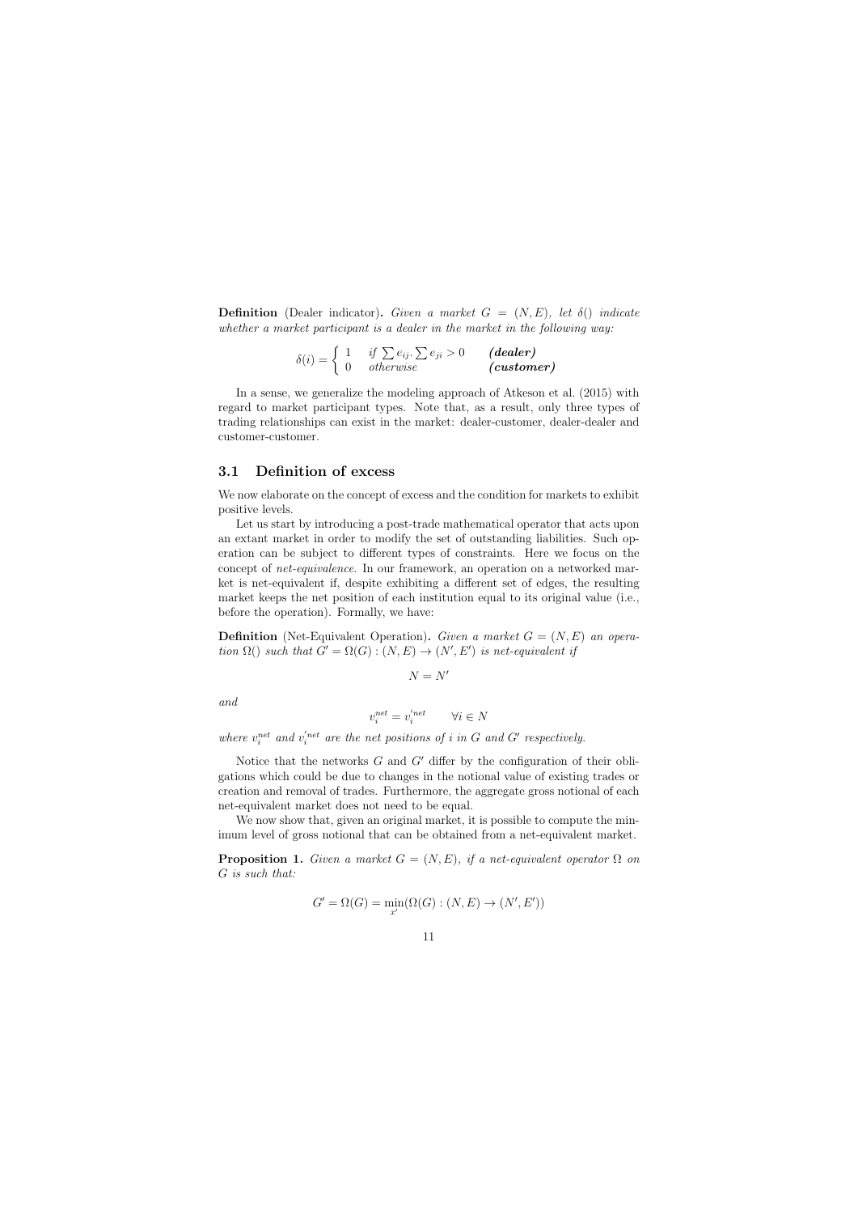**Definition** (Dealer indicator)**.** *Given a market $G = (N, E)$, let $\delta()$ indicate whether a market participant is a dealer in the market in the following way:*

$$\delta(i) = \begin{cases} 1 & \text{if } \sum e_{ij}.\sum e_{ji} > 0 \qquad \textbf{\textit{(dealer)}} \\ 0 & \text{otherwise} \qquad\qquad\quad\; \textbf{\textit{(customer)}} \end{cases}$$

In a sense, we generalize the modeling approach of Atkeson et al. (2015) with regard to market participant types. Note that, as a result, only three types of trading relationships can exist in the market: dealer-customer, dealer-dealer and customer-customer.

### 3.1 Definition of excess

We now elaborate on the concept of excess and the condition for markets to exhibit positive levels.

Let us start by introducing a post-trade mathematical operator that acts upon an extant market in order to modify the set of outstanding liabilities. Such operation can be subject to different types of constraints. Here we focus on the concept of *net-equivalence*. In our framework, an operation on a networked market is net-equivalent if, despite exhibiting a different set of edges, the resulting market keeps the net position of each institution equal to its original value (i.e., before the operation). Formally, we have:

**Definition** (Net-Equivalent Operation)**.** *Given a market $G = (N, E)$ an operation $\Omega()$ such that $G' = \Omega(G) : (N, E) \to (N', E')$ is net-equivalent if*

$$N = N'$$

*and*

$$v_i^{net} = v_i^{'net} \qquad \forall i \in N$$

*where $v_i^{net}$ and $v_i^{'net}$ are the net positions of $i$ in $G$ and $G'$ respectively.*

Notice that the networks $G$ and $G'$ differ by the configuration of their obligations which could be due to changes in the notional value of existing trades or creation and removal of trades. Furthermore, the aggregate gross notional of each net-equivalent market does not need to be equal.

We now show that, given an original market, it is possible to compute the minimum level of gross notional that can be obtained from a net-equivalent market.

**Proposition 1.** *Given a market $G = (N, E)$, if a net-equivalent operator $\Omega$ on $G$ is such that:*

$$G' = \Omega(G) = \min_{x'}(\Omega(G) : (N, E) \to (N', E'))$$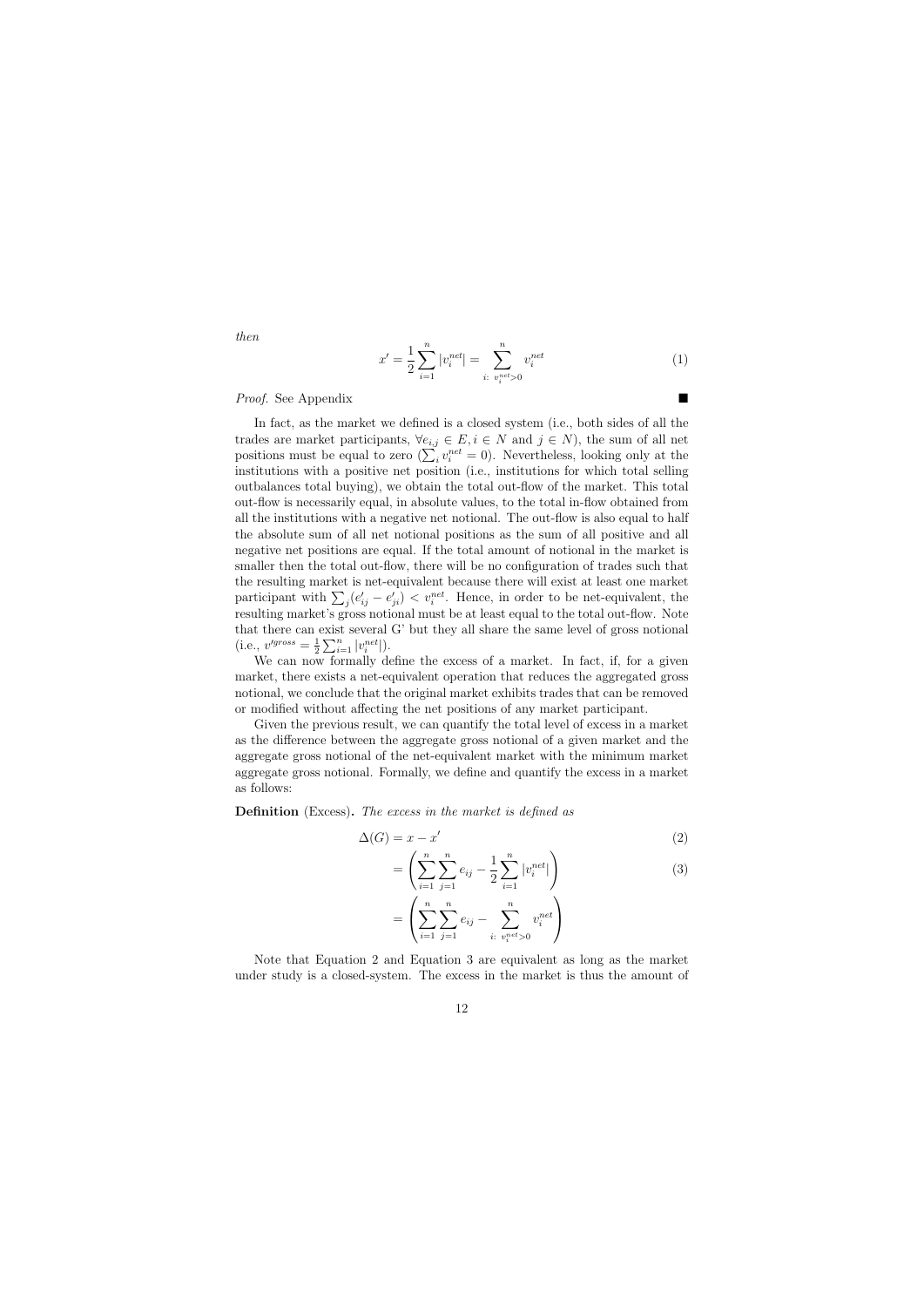*then*

$$x' = \frac{1}{2}\sum_{i=1}^{n} |v_i^{net}| = \sum_{i:\ v_i^{net}>0}^{n} v_i^{net} \tag{1}$$

*Proof.* See Appendix ∎

In fact, as the market we defined is a closed system (i.e., both sides of all the trades are market participants, $\forall e_{i,j} \in E, i \in N$ and $j \in N$), the sum of all net positions must be equal to zero ($\sum_i v_i^{net} = 0$). Nevertheless, looking only at the institutions with a positive net position (i.e., institutions for which total selling outbalances total buying), we obtain the total out-flow of the market. This total out-flow is necessarily equal, in absolute values, to the total in-flow obtained from all the institutions with a negative net notional. The out-flow is also equal to half the absolute sum of all net notional positions as the sum of all positive and all negative net positions are equal. If the total amount of notional in the market is smaller then the total out-flow, there will be no configuration of trades such that the resulting market is net-equivalent because there will exist at least one market participant with $\sum_j (e'_{ij} - e'_{ji}) < v_i^{net}$. Hence, in order to be net-equivalent, the resulting market's gross notional must be at least equal to the total out-flow. Note that there can exist several G' but they all share the same level of gross notional (i.e., $v'^{gross} = \frac{1}{2}\sum_{i=1}^{n} |v_i^{net}|$).

We can now formally define the excess of a market. In fact, if, for a given market, there exists a net-equivalent operation that reduces the aggregated gross notional, we conclude that the original market exhibits trades that can be removed or modified without affecting the net positions of any market participant.

Given the previous result, we can quantify the total level of excess in a market as the difference between the aggregate gross notional of a given market and the aggregate gross notional of the net-equivalent market with the minimum market aggregate gross notional. Formally, we define and quantify the excess in a market as follows:

**Definition** (Excess)**.** *The excess in the market is defined as*

$$\Delta(G) = x - x' \tag{2}$$

$$= \left( \sum_{i=1}^{n}\sum_{j=1}^{n} e_{ij} - \frac{1}{2}\sum_{i=1}^{n} |v_i^{net}| \right) \tag{3}$$

$$= \left( \sum_{i=1}^{n}\sum_{j=1}^{n} e_{ij} - \sum_{i:\ v_i^{net}>0}^{n} v_i^{net} \right)$$

Note that Equation 2 and Equation 3 are equivalent as long as the market under study is a closed-system. The excess in the market is thus the amount of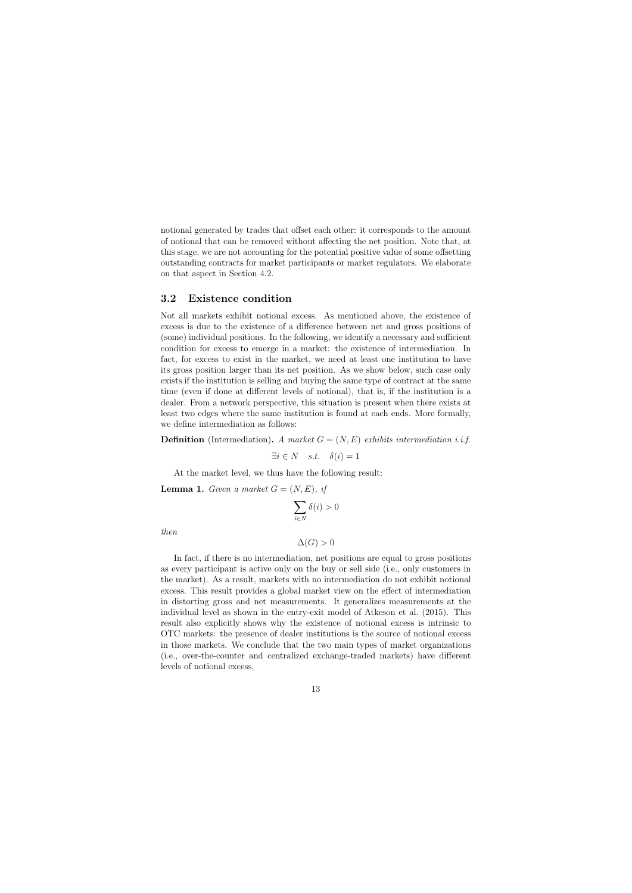notional generated by trades that offset each other: it corresponds to the amount of notional that can be removed without affecting the net position. Note that, at this stage, we are not accounting for the potential positive value of some offsetting outstanding contracts for market participants or market regulators. We elaborate on that aspect in Section 4.2.

### 3.2 Existence condition

Not all markets exhibit notional excess. As mentioned above, the existence of excess is due to the existence of a difference between net and gross positions of (some) individual positions. In the following, we identify a necessary and sufficient condition for excess to emerge in a market: the existence of intermediation. In fact, for excess to exist in the market, we need at least one institution to have its gross position larger than its net position. As we show below, such case only exists if the institution is selling and buying the same type of contract at the same time (even if done at different levels of notional), that is, if the institution is a dealer. From a network perspective, this situation is present when there exists at least two edges where the same institution is found at each ends. More formally, we define intermediation as follows:

**Definition** (Intermediation)**.** *A market $G = (N, E)$ exhibits intermediation i.i.f.*

$$\exists i \in N \quad s.t. \quad \delta(i) = 1$$

At the market level, we thus have the following result:

**Lemma 1.** *Given a market $G = (N, E)$, if*

$$\sum_{i \in N} \delta(i) > 0$$

*then*

$$\Delta(G) > 0$$

In fact, if there is no intermediation, net positions are equal to gross positions as every participant is active only on the buy or sell side (i.e., only customers in the market). As a result, markets with no intermediation do not exhibit notional excess. This result provides a global market view on the effect of intermediation in distorting gross and net measurements. It generalizes measurements at the individual level as shown in the entry-exit model of Atkeson et al. (2015). This result also explicitly shows why the existence of notional excess is intrinsic to OTC markets: the presence of dealer institutions is the source of notional excess in those markets. We conclude that the two main types of market organizations (i.e., over-the-counter and centralized exchange-traded markets) have different levels of notional excess,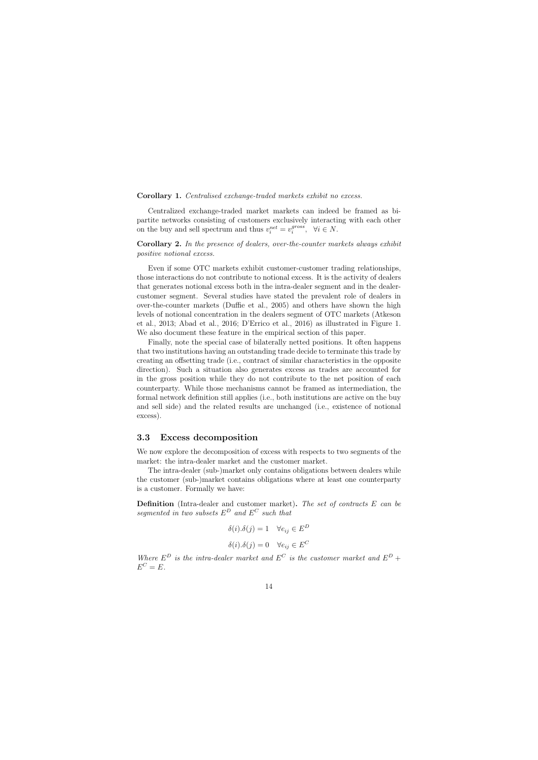**Corollary 1.** *Centralised exchange-traded markets exhibit no excess.*

Centralized exchange-traded market markets can indeed be framed as bipartite networks consisting of customers exclusively interacting with each other on the buy and sell spectrum and thus $v_i^{net} = v_i^{gross}, \ \ \forall i \in N$.

**Corollary 2.** *In the presence of dealers, over-the-counter markets always exhibit positive notional excess.*

Even if some OTC markets exhibit customer-customer trading relationships, those interactions do not contribute to notional excess. It is the activity of dealers that generates notional excess both in the intra-dealer segment and in the dealer-customer segment. Several studies have stated the prevalent role of dealers in over-the-counter markets (Duffie et al., 2005) and others have shown the high levels of notional concentration in the dealers segment of OTC markets (Atkeson et al., 2013; Abad et al., 2016; D'Errico et al., 2016) as illustrated in Figure 1. We also document these feature in the empirical section of this paper.

Finally, note the special case of bilaterally netted positions. It often happens that two institutions having an outstanding trade decide to terminate this trade by creating an offsetting trade (i.e., contract of similar characteristics in the opposite direction). Such a situation also generates excess as trades are accounted for in the gross position while they do not contribute to the net position of each counterparty. While those mechanisms cannot be framed as intermediation, the formal network definition still applies (i.e., both institutions are active on the buy and sell side) and the related results are unchanged (i.e., existence of notional excess).

### 3.3 Excess decomposition

We now explore the decomposition of excess with respects to two segments of the market: the intra-dealer market and the customer market.

The intra-dealer (sub-)market only contains obligations between dealers while the customer (sub-)market contains obligations where at least one counterparty is a customer. Formally we have:

**Definition** (Intra-dealer and customer market)**.** *The set of contracts $E$ can be segmented in two subsets $E^D$ and $E^C$ such that*

$$\delta(i).\delta(j) = 1 \quad \forall e_{ij} \in E^D$$

$$\delta(i).\delta(j) = 0 \quad \forall e_{ij} \in E^C$$

*Where $E^D$ is the intra-dealer market and $E^C$ is the customer market and $E^D + E^C = E$.*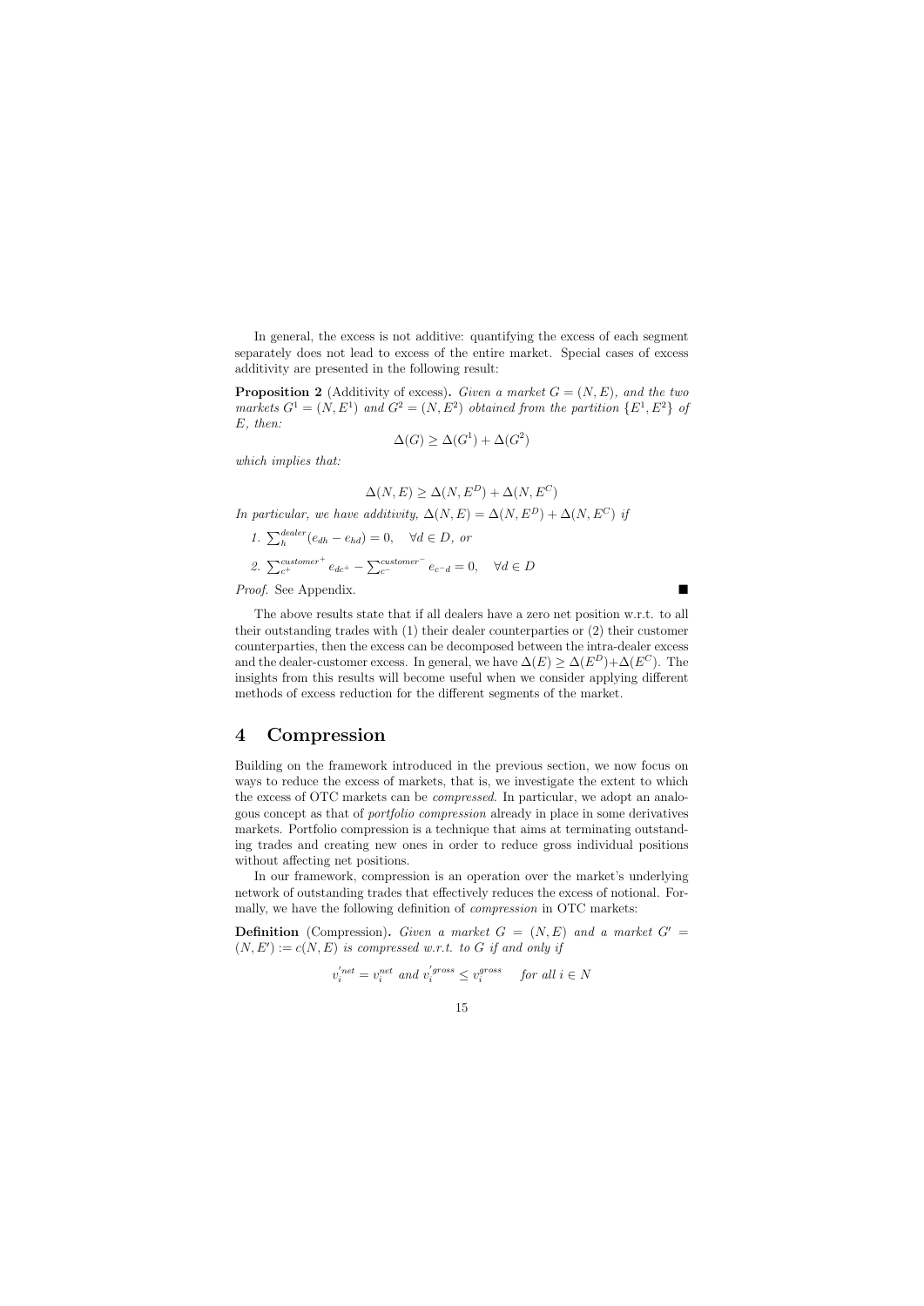In general, the excess is not additive: quantifying the excess of each segment separately does not lead to excess of the entire market. Special cases of excess additivity are presented in the following result:

**Proposition 2** (Additivity of excess)**.** *Given a market $G = (N, E)$, and the two markets $G^1 = (N, E^1)$ and $G^2 = (N, E^2)$ obtained from the partition $\{E^1, E^2\}$ of $E$, then:*

$$\Delta(G) \geq \Delta(G^1) + \Delta(G^2)$$

*which implies that:*

$$\Delta(N, E) \geq \Delta(N, E^D) + \Delta(N, E^C)$$

*In particular, we have additivity, $\Delta(N, E) = \Delta(N, E^D) + \Delta(N, E^C)$ if*

1. $\sum_h^{dealer}(e_{dh} - e_{hd}) = 0, \quad \forall d \in D$, *or*
2. $\sum_{c^+}^{customer^+} e_{dc^+} - \sum_{c^-}^{customer^-} e_{c^-d} = 0, \quad \forall d \in D$

*Proof.* See Appendix. ■

The above results state that if all dealers have a zero net position w.r.t. to all their outstanding trades with (1) their dealer counterparties or (2) their customer counterparties, then the excess can be decomposed between the intra-dealer excess and the dealer-customer excess. In general, we have $\Delta(E) \geq \Delta(E^D) + \Delta(E^C)$. The insights from this results will become useful when we consider applying different methods of excess reduction for the different segments of the market.

# 4 Compression

Building on the framework introduced in the previous section, we now focus on ways to reduce the excess of markets, that is, we investigate the extent to which the excess of OTC markets can be *compressed*. In particular, we adopt an analogous concept as that of *portfolio compression* already in place in some derivatives markets. Portfolio compression is a technique that aims at terminating outstanding trades and creating new ones in order to reduce gross individual positions without affecting net positions.

In our framework, compression is an operation over the market's underlying network of outstanding trades that effectively reduces the excess of notional. Formally, we have the following definition of *compression* in OTC markets:

**Definition** (Compression)**.** *Given a market $G = (N, E)$ and a market $G' = (N, E') := c(N, E)$ is compressed w.r.t. to $G$ if and only if*

$$v_i^{'net} = v_i^{net} \text{ and } v_i^{'gross} \leq v_i^{gross} \quad \text{for all } i \in N$$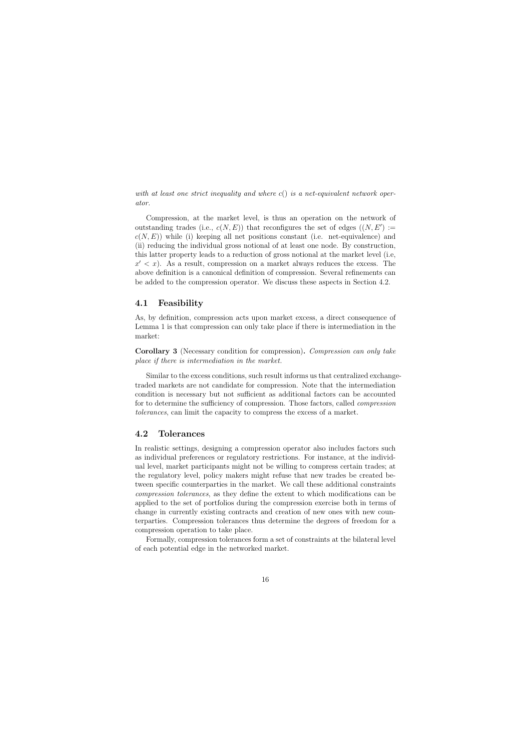*with at least one strict inequality and where $c()$ is a net-equivalent network operator.*

Compression, at the market level, is thus an operation on the network of outstanding trades (i.e., $c(N, E)$) that reconfigures the set of edges ($(N, E') := c(N, E)$) while (i) keeping all net positions constant (i.e. net-equivalence) and (ii) reducing the individual gross notional of at least one node. By construction, this latter property leads to a reduction of gross notional at the market level (i.e, $x' < x$). As a result, compression on a market always reduces the excess. The above definition is a canonical definition of compression. Several refinements can be added to the compression operator. We discuss these aspects in Section 4.2.

## 4.1 Feasibility

As, by definition, compression acts upon market excess, a direct consequence of Lemma 1 is that compression can only take place if there is intermediation in the market:

**Corollary 3** (Necessary condition for compression)**.** *Compression can only take place if there is intermediation in the market.*

Similar to the excess conditions, such result informs us that centralized exchange-traded markets are not candidate for compression. Note that the intermediation condition is necessary but not sufficient as additional factors can be accounted for to determine the sufficiency of compression. Those factors, called *compression tolerances*, can limit the capacity to compress the excess of a market.

## 4.2 Tolerances

In realistic settings, designing a compression operator also includes factors such as individual preferences or regulatory restrictions. For instance, at the individual level, market participants might not be willing to compress certain trades; at the regulatory level, policy makers might refuse that new trades be created between specific counterparties in the market. We call these additional constraints *compression tolerances*, as they define the extent to which modifications can be applied to the set of portfolios during the compression exercise both in terms of change in currently existing contracts and creation of new ones with new counterparties. Compression tolerances thus determine the degrees of freedom for a compression operation to take place.

Formally, compression tolerances form a set of constraints at the bilateral level of each potential edge in the networked market.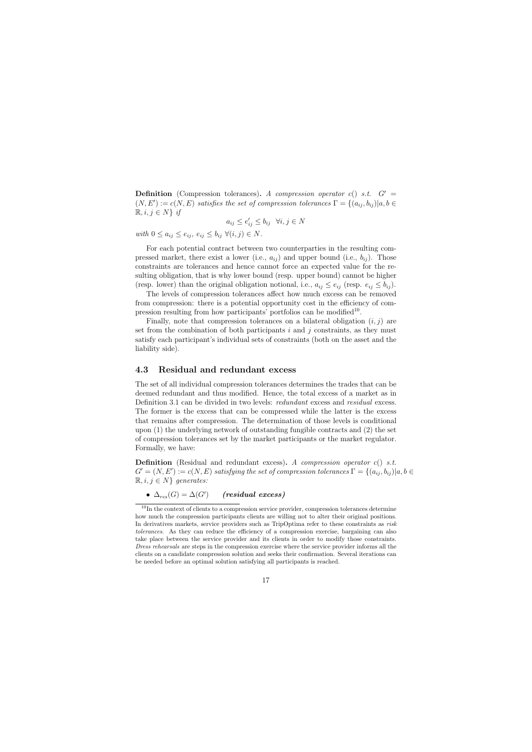**Definition** (Compression tolerances). *A compression operator $c()$ s.t. $G' = (N, E') := c(N, E)$ satisfies the set of compression tolerances $\Gamma = \{(a_{ij}, b_{ij}) | a, b \in \mathbb{R}, i, j \in N\}$ if*

$$a_{ij} \leq e'_{ij} \leq b_{ij} \quad \forall i, j \in N$$

*with $0 \leq a_{ij} \leq e_{ij}$, $e_{ij} \leq b_{ij}$ $\forall (i, j) \in N$.*

For each potential contract between two counterparties in the resulting compressed market, there exist a lower (i.e., $a_{ij}$) and upper bound (i.e., $b_{ij}$). Those constraints are tolerances and hence cannot force an expected value for the resulting obligation, that is why lower bound (resp. upper bound) cannot be higher (resp. lower) than the original obligation notional, i.e., $a_{ij} \leq e_{ij}$ (resp. $e_{ij} \leq b_{ij}$).

The levels of compression tolerances affect how much excess can be removed from compression: there is a potential opportunity cost in the efficiency of compression resulting from how participants' portfolios can be modified[10].

Finally, note that compression tolerances on a bilateral obligation $(i, j)$ are set from the combination of both participants $i$ and $j$ constraints, as they must satisfy each participant's individual sets of constraints (both on the asset and the liability side).

### 4.3 Residual and redundant excess

The set of all individual compression tolerances determines the trades that can be deemed redundant and thus modified. Hence, the total excess of a market as in Definition 3.1 can be divided in two levels: *redundant* excess and *residual* excess. The former is the excess that can be compressed while the latter is the excess that remains after compression. The determination of those levels is conditional upon (1) the underlying network of outstanding fungible contracts and (2) the set of compression tolerances set by the market participants or the market regulator. Formally, we have:

**Definition** (Residual and redundant excess). *A compression operator $c()$ s.t. $G' = (N, E') := c(N, E)$ satisfying the set of compression tolerances $\Gamma = \{(a_{ij}, b_{ij}) | a, b \in \mathbb{R}, i, j \in N\}$ generates:*

- $\Delta_{res}(G) = \Delta(G')$ ***(residual excess)***

[10] In the context of clients to a compression service provider, compression tolerances determine how much the compression participants clients are willing not to alter their original positions. In derivatives markets, service providers such as TripOptima refer to these constraints as *risk tolerances*. As they can reduce the efficiency of a compression exercise, bargaining can also take place between the service provider and its clients in order to modify those constraints. *Dress rehearsals* are steps in the compression exercise where the service provider informs all the clients on a candidate compression solution and seeks their confirmation. Several iterations can be needed before an optimal solution satisfying all participants is reached.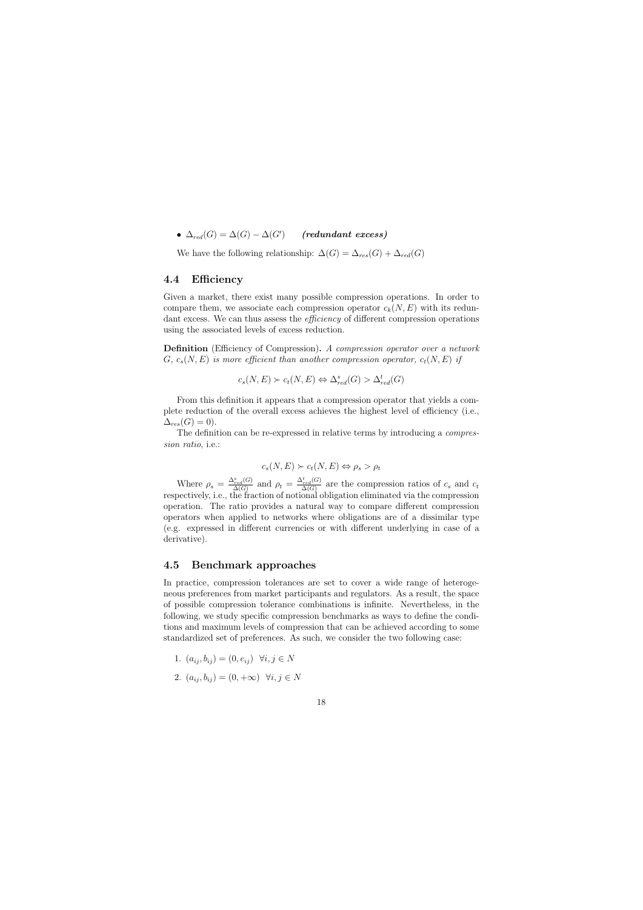- $\Delta_{red}(G) = \Delta(G) - \Delta(G')$ ***(redundant excess)***

We have the following relationship: $\Delta(G) = \Delta_{res}(G) + \Delta_{red}(G)$

## 4.4 Efficiency

Given a market, there exist many possible compression operations. In order to compare them, we associate each compression operator $c_k(N, E)$ with its redundant excess. We can thus assess the *efficiency* of different compression operations using the associated levels of excess reduction.

**Definition** (Efficiency of Compression)**.** *A compression operator over a network $G$, $c_s(N, E)$ is more efficient than another compression operator, $c_t(N, E)$ if*

$$c_s(N, E) \succ c_t(N, E) \Leftrightarrow \Delta^s_{red}(G) > \Delta^t_{red}(G)$$

From this definition it appears that a compression operator that yields a complete reduction of the overall excess achieves the highest level of efficiency (i.e., $\Delta_{res}(G) = 0$).

The definition can be re-expressed in relative terms by introducing a *compression ratio*, i.e.:

$$c_s(N, E) \succ c_t(N, E) \Leftrightarrow \rho_s > \rho_t$$

Where $\rho_s = \frac{\Delta^s_{red}(G)}{\Delta(G)}$ and $\rho_t = \frac{\Delta^t_{red}(G)}{\Delta(G)}$ are the compression ratios of $c_s$ and $c_t$ respectively, i.e., the fraction of notional obligation eliminated via the compression operation. The ratio provides a natural way to compare different compression operators when applied to networks where obligations are of a dissimilar type (e.g. expressed in different currencies or with different underlying in case of a derivative).

## 4.5 Benchmark approaches

In practice, compression tolerances are set to cover a wide range of heterogeneous preferences from market participants and regulators. As a result, the space of possible compression tolerance combinations is infinite. Nevertheless, in the following, we study specific compression benchmarks as ways to define the conditions and maximum levels of compression that can be achieved according to some standardized set of preferences. As such, we consider the two following case:

1. $(a_{ij}, b_{ij}) = (0, e_{ij}) \quad \forall i, j \in N$
2. $(a_{ij}, b_{ij}) = (0, +\infty) \quad \forall i, j \in N$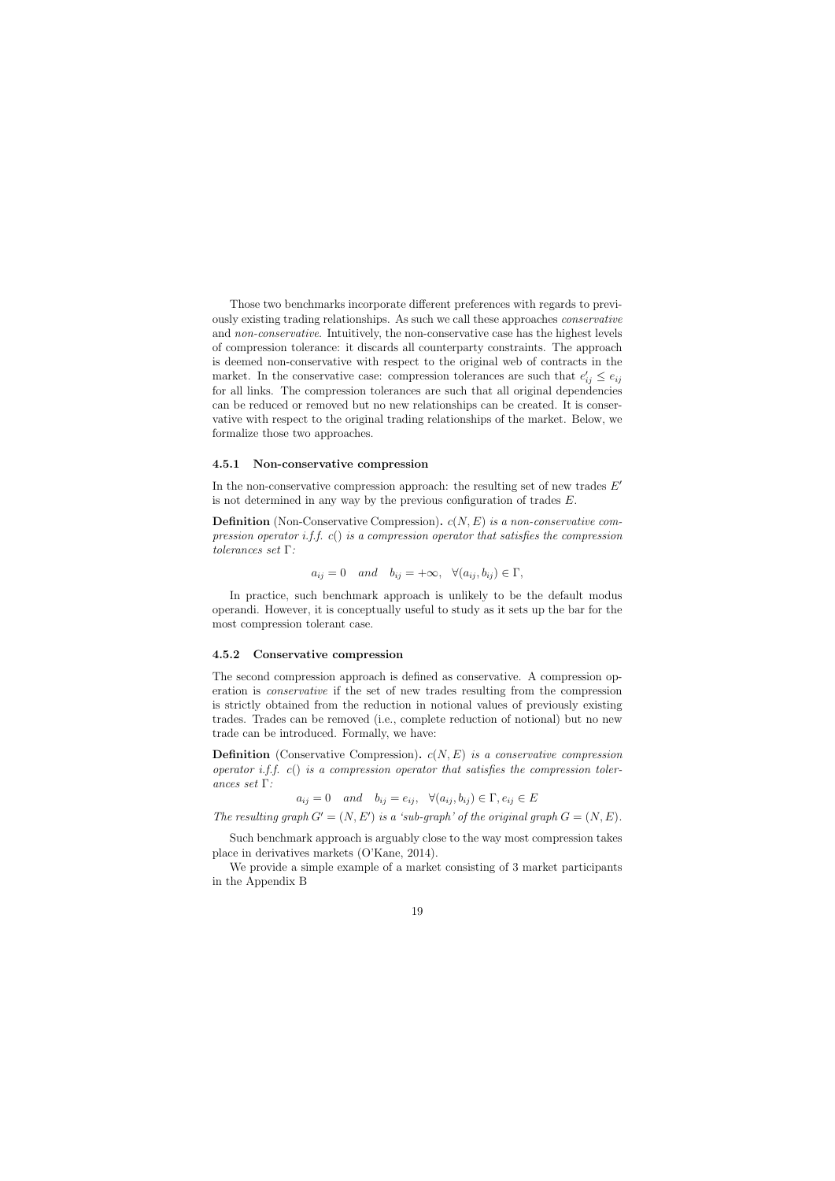Those two benchmarks incorporate different preferences with regards to previously existing trading relationships. As such we call these approaches *conservative* and *non-conservative*. Intuitively, the non-conservative case has the highest levels of compression tolerance: it discards all counterparty constraints. The approach is deemed non-conservative with respect to the original web of contracts in the market. In the conservative case: compression tolerances are such that $e'_{ij} \leq e_{ij}$ for all links. The compression tolerances are such that all original dependencies can be reduced or removed but no new relationships can be created. It is conservative with respect to the original trading relationships of the market. Below, we formalize those two approaches.

### 4.5.1 Non-conservative compression

In the non-conservative compression approach: the resulting set of new trades $E'$ is not determined in any way by the previous configuration of trades $E$.

**Definition** (Non-Conservative Compression). *$c(N, E)$ is a non-conservative compression operator i.f.f. $c()$ is a compression operator that satisfies the compression tolerances set $\Gamma$:*

$$a_{ij} = 0 \quad and \quad b_{ij} = +\infty, \quad \forall (a_{ij}, b_{ij}) \in \Gamma,$$

In practice, such benchmark approach is unlikely to be the default modus operandi. However, it is conceptually useful to study as it sets up the bar for the most compression tolerant case.

### 4.5.2 Conservative compression

The second compression approach is defined as conservative. A compression operation is *conservative* if the set of new trades resulting from the compression is strictly obtained from the reduction in notional values of previously existing trades. Trades can be removed (i.e., complete reduction of notional) but no new trade can be introduced. Formally, we have:

**Definition** (Conservative Compression). *$c(N, E)$ is a conservative compression operator i.f.f. $c()$ is a compression operator that satisfies the compression tolerances set $\Gamma$:*

$$a_{ij} = 0 \quad and \quad b_{ij} = e_{ij}, \quad \forall (a_{ij}, b_{ij}) \in \Gamma, e_{ij} \in E$$

*The resulting graph $G' = (N, E')$ is a 'sub-graph' of the original graph $G = (N, E)$.*

Such benchmark approach is arguably close to the way most compression takes place in derivatives markets (O'Kane, 2014).

We provide a simple example of a market consisting of 3 market participants in the Appendix B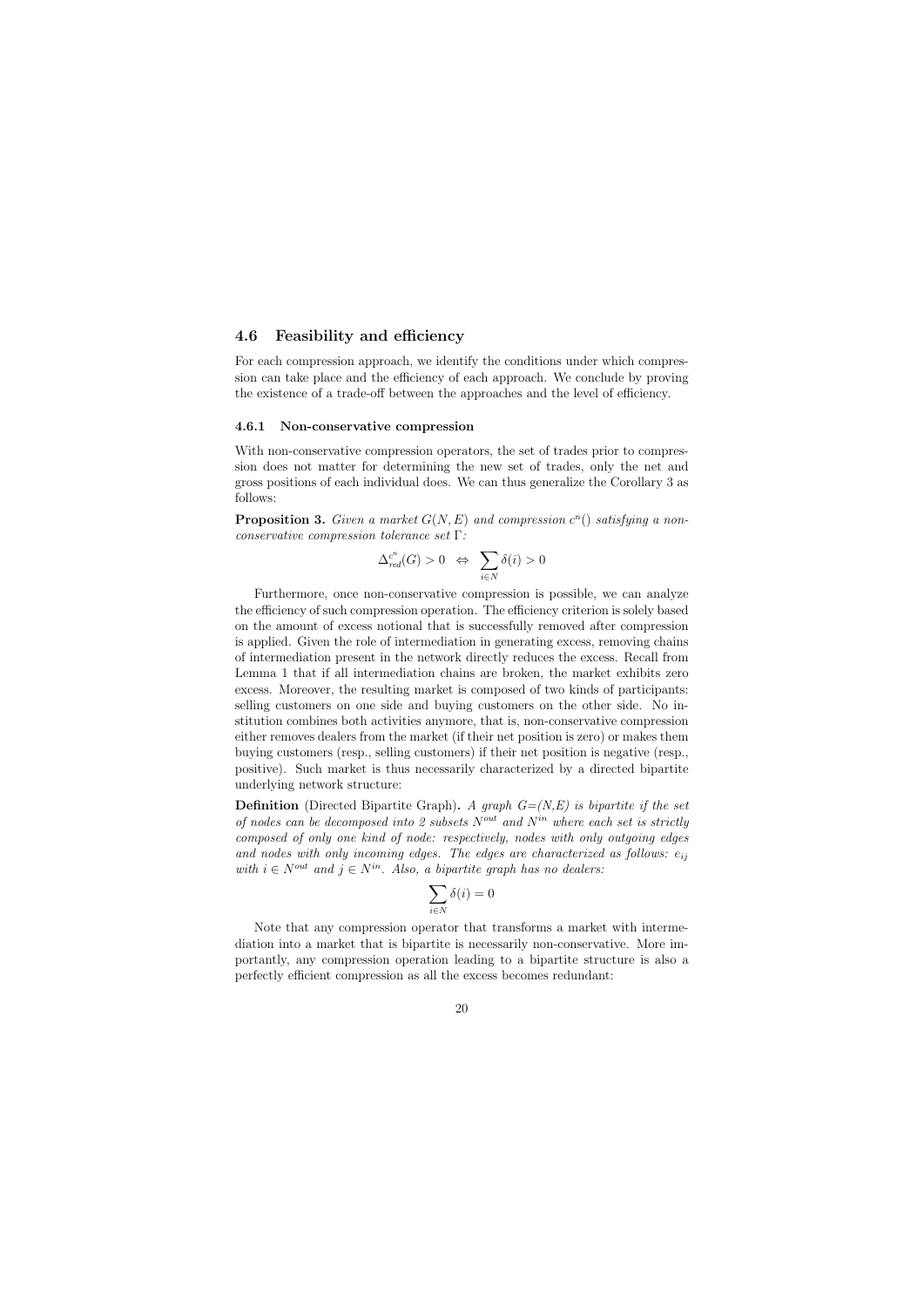### 4.6 Feasibility and efficiency

For each compression approach, we identify the conditions under which compression can take place and the efficiency of each approach. We conclude by proving the existence of a trade-off between the approaches and the level of efficiency.

#### 4.6.1 Non-conservative compression

With non-conservative compression operators, the set of trades prior to compression does not matter for determining the new set of trades, only the net and gross positions of each individual does. We can thus generalize the Corollary 3 as follows:

**Proposition 3.** *Given a market $G(N, E)$ and compression $c^n()$ satisfying a non-conservative compression tolerance set $\Gamma$:*

$$\Delta_{red}^{c^n}(G) > 0 \quad \Leftrightarrow \quad \sum_{i \in N} \delta(i) > 0$$

Furthermore, once non-conservative compression is possible, we can analyze the efficiency of such compression operation. The efficiency criterion is solely based on the amount of excess notional that is successfully removed after compression is applied. Given the role of intermediation in generating excess, removing chains of intermediation present in the network directly reduces the excess. Recall from Lemma 1 that if all intermediation chains are broken, the market exhibits zero excess. Moreover, the resulting market is composed of two kinds of participants: selling customers on one side and buying customers on the other side. No institution combines both activities anymore, that is, non-conservative compression either removes dealers from the market (if their net position is zero) or makes them buying customers (resp., selling customers) if their net position is negative (resp., positive). Such market is thus necessarily characterized by a directed bipartite underlying network structure:

**Definition** (Directed Bipartite Graph)**.** *A graph $G$=(N,E) is bipartite if the set of nodes can be decomposed into 2 subsets $N^{out}$ and $N^{in}$ where each set is strictly composed of only one kind of node: respectively, nodes with only outgoing edges and nodes with only incoming edges. The edges are characterized as follows: $e_{ij}$ with $i \in N^{out}$ and $j \in N^{in}$. Also, a bipartite graph has no dealers:*

$$\sum_{i \in N} \delta(i) = 0$$

Note that any compression operator that transforms a market with intermediation into a market that is bipartite is necessarily non-conservative. More importantly, any compression operation leading to a bipartite structure is also a perfectly efficient compression as all the excess becomes redundant: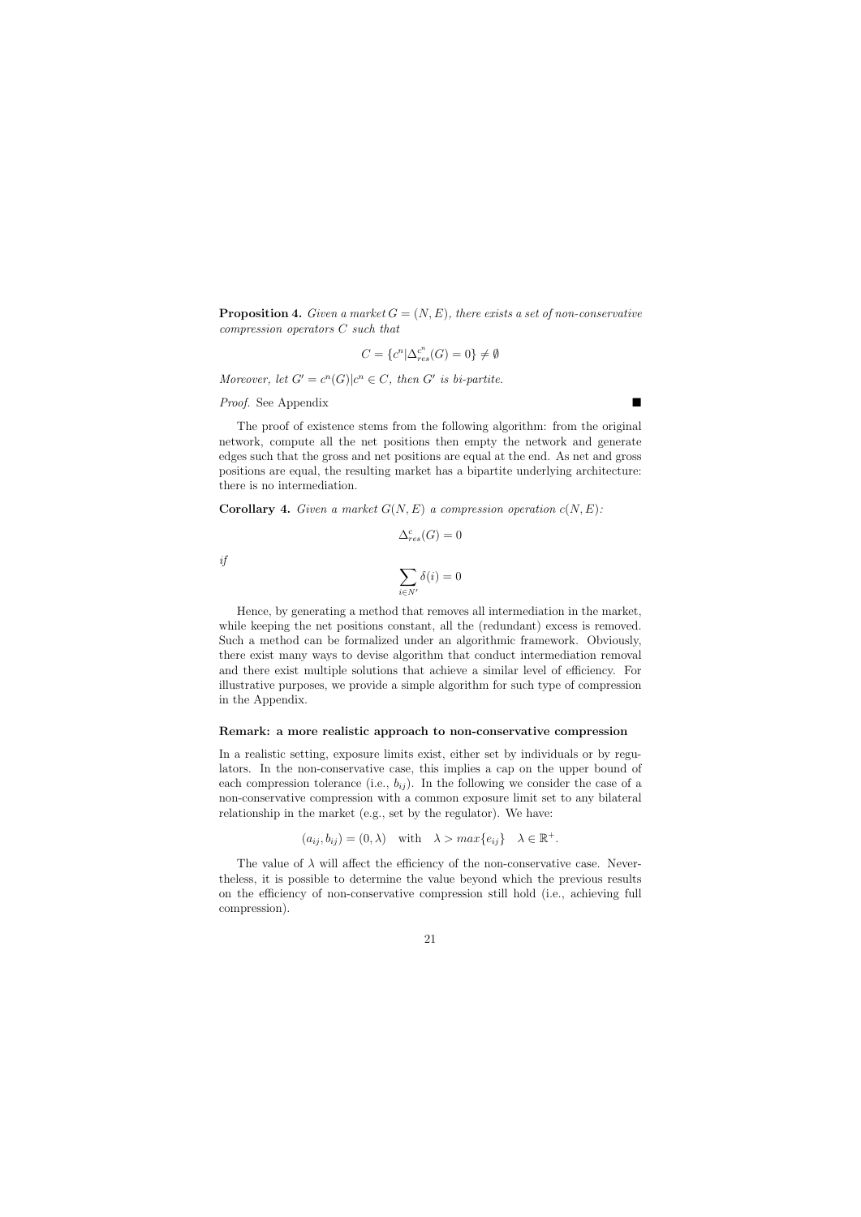**Proposition 4.** *Given a market $G = (N, E)$, there exists a set of non-conservative compression operators $C$ such that*

$$C = \{c^n | \Delta_{res}^{c^n}(G) = 0\} \neq \emptyset$$

*Moreover, let $G' = c^n(G) | c^n \in C$, then $G'$ is bi-partite.*

*Proof.* See Appendix ■

The proof of existence stems from the following algorithm: from the original network, compute all the net positions then empty the network and generate edges such that the gross and net positions are equal at the end. As net and gross positions are equal, the resulting market has a bipartite underlying architecture: there is no intermediation.

**Corollary 4.** *Given a market $G(N, E)$ a compression operation $c(N, E)$:*

$$\Delta_{res}^{c}(G) = 0$$

*if*

$$\sum_{i \in N'} \delta(i) = 0$$

Hence, by generating a method that removes all intermediation in the market, while keeping the net positions constant, all the (redundant) excess is removed. Such a method can be formalized under an algorithmic framework. Obviously, there exist many ways to devise algorithm that conduct intermediation removal and there exist multiple solutions that achieve a similar level of efficiency. For illustrative purposes, we provide a simple algorithm for such type of compression in the Appendix.

#### Remark: a more realistic approach to non-conservative compression

In a realistic setting, exposure limits exist, either set by individuals or by regulators. In the non-conservative case, this implies a cap on the upper bound of each compression tolerance (i.e., $b_{ij}$). In the following we consider the case of a non-conservative compression with a common exposure limit set to any bilateral relationship in the market (e.g., set by the regulator). We have:

$$(a_{ij}, b_{ij}) = (0, \lambda) \quad \text{with} \quad \lambda > max\{e_{ij}\} \quad \lambda \in \mathbb{R}^{+}.$$

The value of $\lambda$ will affect the efficiency of the non-conservative case. Nevertheless, it is possible to determine the value beyond which the previous results on the efficiency of non-conservative compression still hold (i.e., achieving full compression).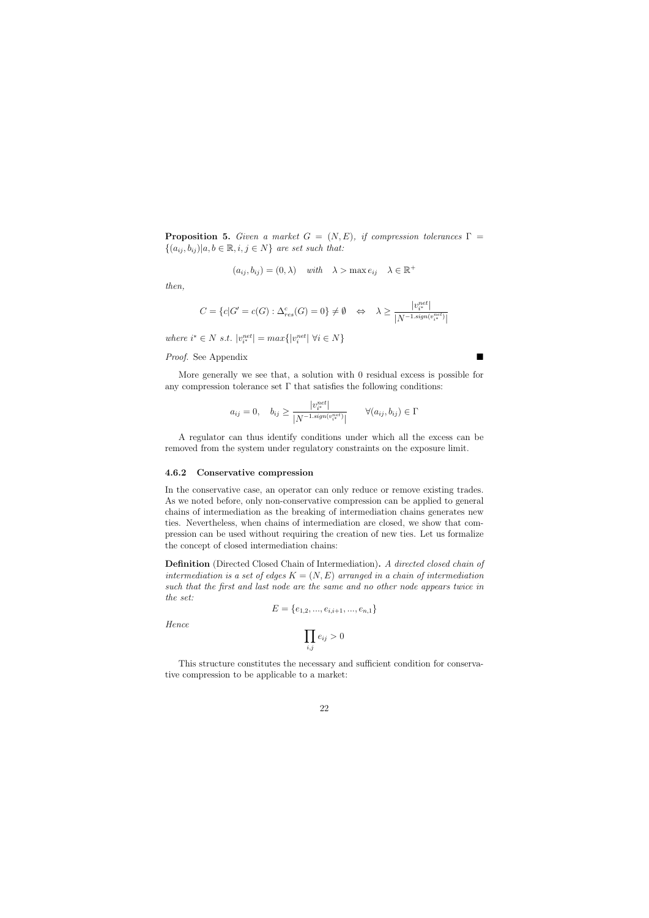**Proposition 5.** *Given a market $G = (N, E)$, if compression tolerances $\Gamma = \{(a_{ij}, b_{ij}) | a, b \in \mathbb{R}, i, j \in N\}$ are set such that:*

$$(a_{ij}, b_{ij}) = (0, \lambda) \quad with \quad \lambda > \max e_{ij} \quad \lambda \in \mathbb{R}^{+}$$

*then,*

$$C = \{c | G' = c(G) : \Delta^{c}_{res}(G) = 0\} \neq \emptyset \quad \Leftrightarrow \quad \lambda \geq \frac{|v^{net}_{i^*}|}{|N^{-1.sign(v^{net}_{i^*})}|}$$

*where $i^* \in N$ s.t. $|v^{net}_{i^*}| = max\{|v^{net}_{i}| \; \forall i \in N\}$*

*Proof.* See Appendix ■

More generally we see that, a solution with 0 residual excess is possible for any compression tolerance set $\Gamma$ that satisfies the following conditions:

$$a_{ij} = 0, \quad b_{ij} \geq \frac{|v^{net}_{i^*}|}{|N^{-1.sign(v^{net}_{i^*})}|} \qquad \forall (a_{ij}, b_{ij}) \in \Gamma$$

A regulator can thus identify conditions under which all the excess can be removed from the system under regulatory constraints on the exposure limit.

### 4.6.2 Conservative compression

In the conservative case, an operator can only reduce or remove existing trades. As we noted before, only non-conservative compression can be applied to general chains of intermediation as the breaking of intermediation chains generates new ties. Nevertheless, when chains of intermediation are closed, we show that compression can be used without requiring the creation of new ties. Let us formalize the concept of closed intermediation chains:

**Definition** (Directed Closed Chain of Intermediation). *A directed closed chain of intermediation is a set of edges $K = (N, E)$ arranged in a chain of intermediation such that the first and last node are the same and no other node appears twice in the set:*

$$E = \{e_{1,2}, ..., e_{i,i+1}, ..., e_{n,1}\}$$

*Hence*

$$\prod_{i,j} e_{ij} > 0$$

This structure constitutes the necessary and sufficient condition for conservative compression to be applicable to a market: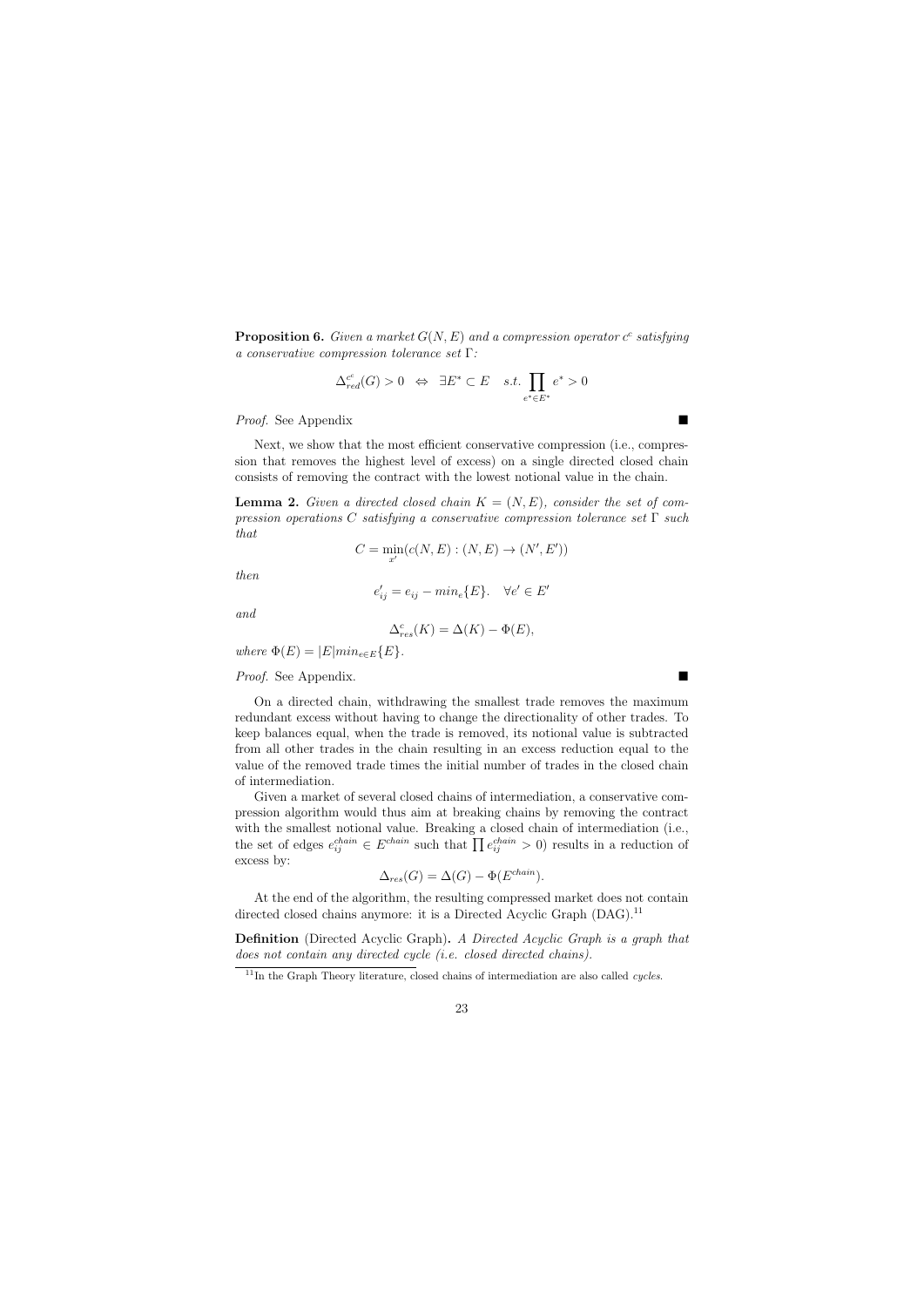**Proposition 6.** *Given a market $G(N, E)$ and a compression operator $c^c$ satisfying a conservative compression tolerance set $\Gamma$:*

$$\Delta_{red}^{c^c}(G) > 0 \quad \Leftrightarrow \quad \exists E^* \subset E \quad s.t. \prod_{e^* \in E^*} e^* > 0$$

*Proof.* See Appendix ∎

Next, we show that the most efficient conservative compression (i.e., compression that removes the highest level of excess) on a single directed closed chain consists of removing the contract with the lowest notional value in the chain.

**Lemma 2.** *Given a directed closed chain $K = (N, E)$, consider the set of compression operations $C$ satisfying a conservative compression tolerance set $\Gamma$ such that*

$$C = \min_{x'}(c(N, E) : (N, E) \rightarrow (N', E'))$$

*then*

$$e'_{ij} = e_{ij} - min_e\{E\}. \quad \forall e' \in E'$$

*and*

$$\Delta_{res}^{c}(K) = \Delta(K) - \Phi(E),$$

*where $\Phi(E) = |E| min_{e \in E}\{E\}$.*

*Proof.* See Appendix. ∎

On a directed chain, withdrawing the smallest trade removes the maximum redundant excess without having to change the directionality of other trades. To keep balances equal, when the trade is removed, its notional value is subtracted from all other trades in the chain resulting in an excess reduction equal to the value of the removed trade times the initial number of trades in the closed chain of intermediation.

Given a market of several closed chains of intermediation, a conservative compression algorithm would thus aim at breaking chains by removing the contract with the smallest notional value. Breaking a closed chain of intermediation (i.e., the set of edges $e_{ij}^{chain} \in E^{chain}$ such that $\prod e_{ij}^{chain} > 0$) results in a reduction of excess by:

$$\Delta_{res}(G) = \Delta(G) - \Phi(E^{chain}).$$

At the end of the algorithm, the resulting compressed market does not contain directed closed chains anymore: it is a Directed Acyclic Graph (DAG).[11]

**Definition** (Directed Acyclic Graph)**.** *A Directed Acyclic Graph is a graph that does not contain any directed cycle (i.e. closed directed chains).*

[11] In the Graph Theory literature, closed chains of intermediation are also called *cycles*.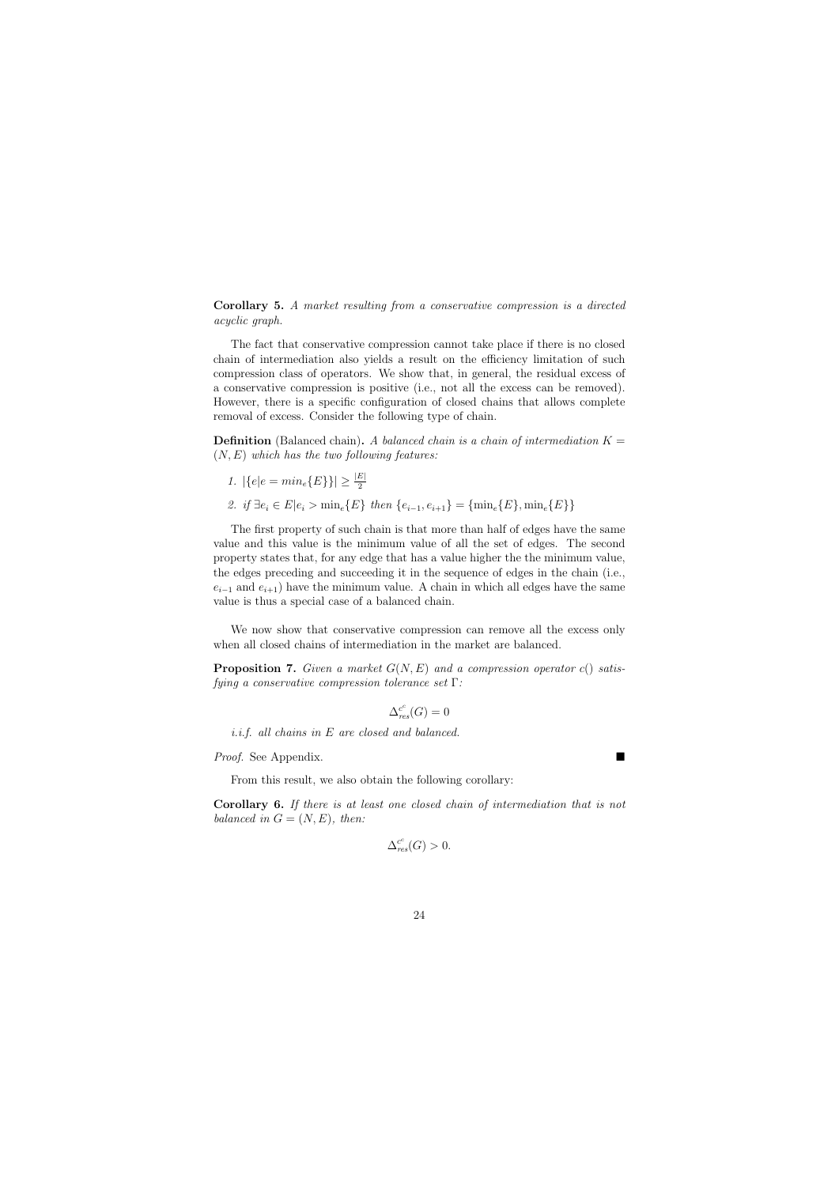**Corollary 5.** *A market resulting from a conservative compression is a directed acyclic graph.*

The fact that conservative compression cannot take place if there is no closed chain of intermediation also yields a result on the efficiency limitation of such compression class of operators. We show that, in general, the residual excess of a conservative compression is positive (i.e., not all the excess can be removed). However, there is a specific configuration of closed chains that allows complete removal of excess. Consider the following type of chain.

**Definition** (Balanced chain)**.** *A balanced chain is a chain of intermediation $K = (N, E)$ which has the two following features:*

1. $|\{e|e = min_e\{E\}\}| \geq \frac{|E|}{2}$
2. *if* $\exists e_i \in E | e_i > \min_e\{E\}$ *then* $\{e_{i-1}, e_{i+1}\} = \{\min_e\{E\}, \min_e\{E\}\}$

The first property of such chain is that more than half of edges have the same value and this value is the minimum value of all the set of edges. The second property states that, for any edge that has a value higher the the minimum value, the edges preceding and succeeding it in the sequence of edges in the chain (i.e., $e_{i-1}$ and $e_{i+1}$) have the minimum value. A chain in which all edges have the same value is thus a special case of a balanced chain.

We now show that conservative compression can remove all the excess only when all closed chains of intermediation in the market are balanced.

**Proposition 7.** *Given a market $G(N, E)$ and a compression operator $c()$ satisfying a conservative compression tolerance set $\Gamma$:*

$$\Delta_{res}^{c^c}(G) = 0$$

*i.i.f. all chains in $E$ are closed and balanced.*

*Proof.* See Appendix. ■

From this result, we also obtain the following corollary:

**Corollary 6.** *If there is at least one closed chain of intermediation that is not balanced in $G = (N, E)$, then:*

$$\Delta_{res}^{c^c}(G) > 0.$$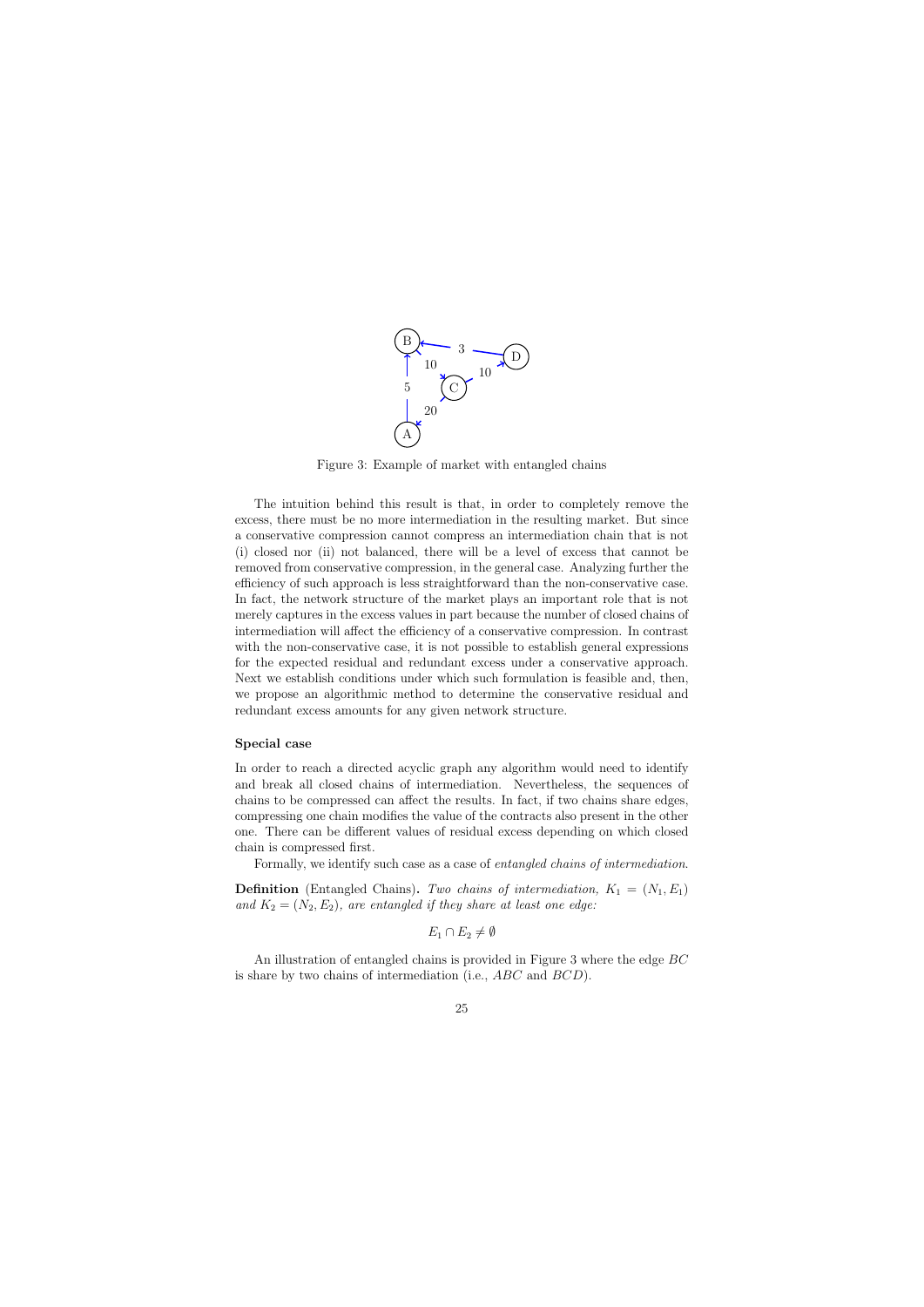Figure 3: Example of market with entangled chains

The intuition behind this result is that, in order to completely remove the excess, there must be no more intermediation in the resulting market. But since a conservative compression cannot compress an intermediation chain that is not (i) closed nor (ii) not balanced, there will be a level of excess that cannot be removed from conservative compression, in the general case. Analyzing further the efficiency of such approach is less straightforward than the non-conservative case. In fact, the network structure of the market plays an important role that is not merely captures in the excess values in part because the number of closed chains of intermediation will affect the efficiency of a conservative compression. In contrast with the non-conservative case, it is not possible to establish general expressions for the expected residual and redundant excess under a conservative approach. Next we establish conditions under which such formulation is feasible and, then, we propose an algorithmic method to determine the conservative residual and redundant excess amounts for any given network structure.

### Special case

In order to reach a directed acyclic graph any algorithm would need to identify and break all closed chains of intermediation. Nevertheless, the sequences of chains to be compressed can affect the results. In fact, if two chains share edges, compressing one chain modifies the value of the contracts also present in the other one. There can be different values of residual excess depending on which closed chain is compressed first.

Formally, we identify such case as a case of *entangled chains of intermediation*.

**Definition** (Entangled Chains). *Two chains of intermediation, $K_1 = (N_1, E_1)$ and $K_2 = (N_2, E_2)$, are entangled if they share at least one edge:*

$$E_1 \cap E_2 \neq \emptyset$$

An illustration of entangled chains is provided in Figure 3 where the edge $BC$ is share by two chains of intermediation (i.e., $ABC$ and $BCD$).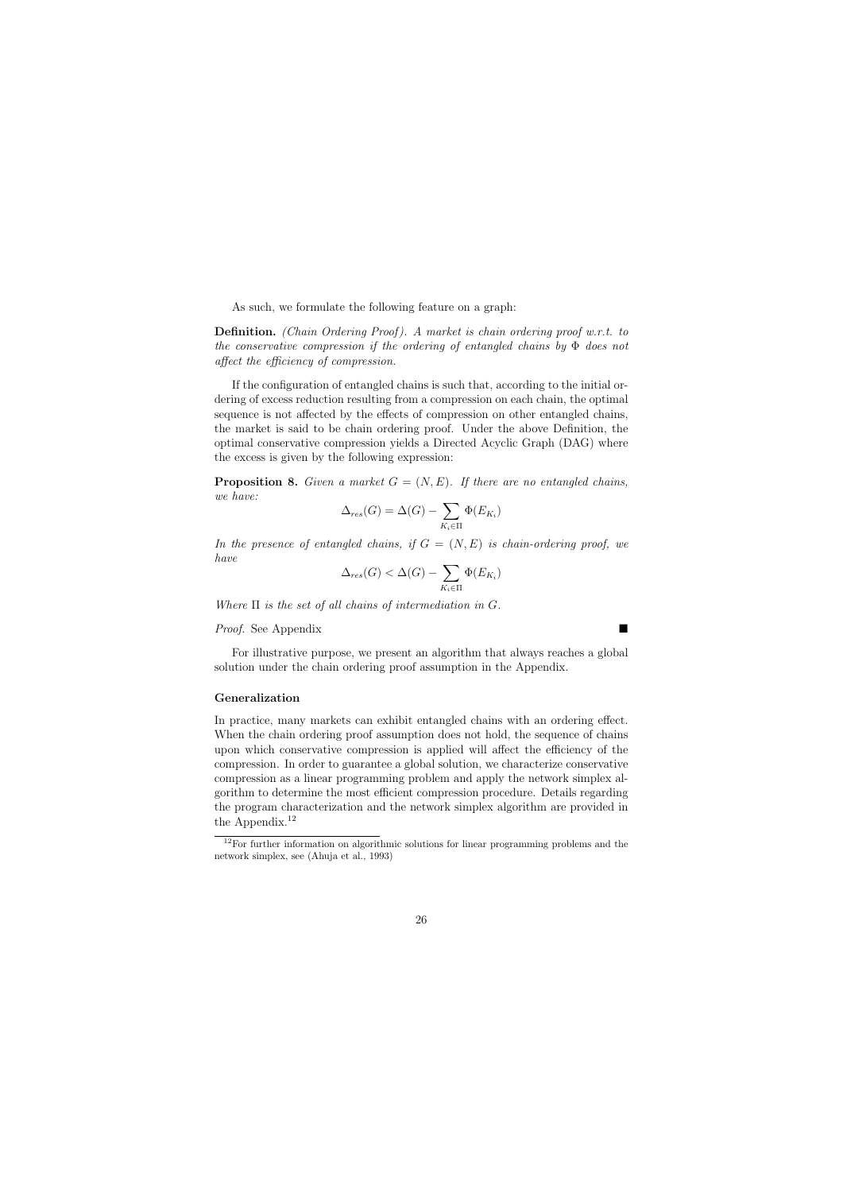As such, we formulate the following feature on a graph:

**Definition.** *(Chain Ordering Proof). A market is chain ordering proof w.r.t. to the conservative compression if the ordering of entangled chains by $\Phi$ does not affect the efficiency of compression.*

If the configuration of entangled chains is such that, according to the initial ordering of excess reduction resulting from a compression on each chain, the optimal sequence is not affected by the effects of compression on other entangled chains, the market is said to be chain ordering proof. Under the above Definition, the optimal conservative compression yields a Directed Acyclic Graph (DAG) where the excess is given by the following expression:

**Proposition 8.** *Given a market $G = (N, E)$. If there are no entangled chains, we have:*

$$\Delta_{res}(G) = \Delta(G) - \sum_{K_i \in \Pi} \Phi(E_{K_i})$$

*In the presence of entangled chains, if $G = (N, E)$ is chain-ordering proof, we have*

$$\Delta_{res}(G) < \Delta(G) - \sum_{K_i \in \Pi} \Phi(E_{K_i})$$

*Where $\Pi$ is the set of all chains of intermediation in $G$.*

*Proof.* See Appendix ∎

For illustrative purpose, we present an algorithm that always reaches a global solution under the chain ordering proof assumption in the Appendix.

### Generalization

In practice, many markets can exhibit entangled chains with an ordering effect. When the chain ordering proof assumption does not hold, the sequence of chains upon which conservative compression is applied will affect the efficiency of the compression. In order to guarantee a global solution, we characterize conservative compression as a linear programming problem and apply the network simplex algorithm to determine the most efficient compression procedure. Details regarding the program characterization and the network simplex algorithm are provided in the Appendix.[12]

[12] For further information on algorithmic solutions for linear programming problems and the network simplex, see (Ahuja et al., 1993)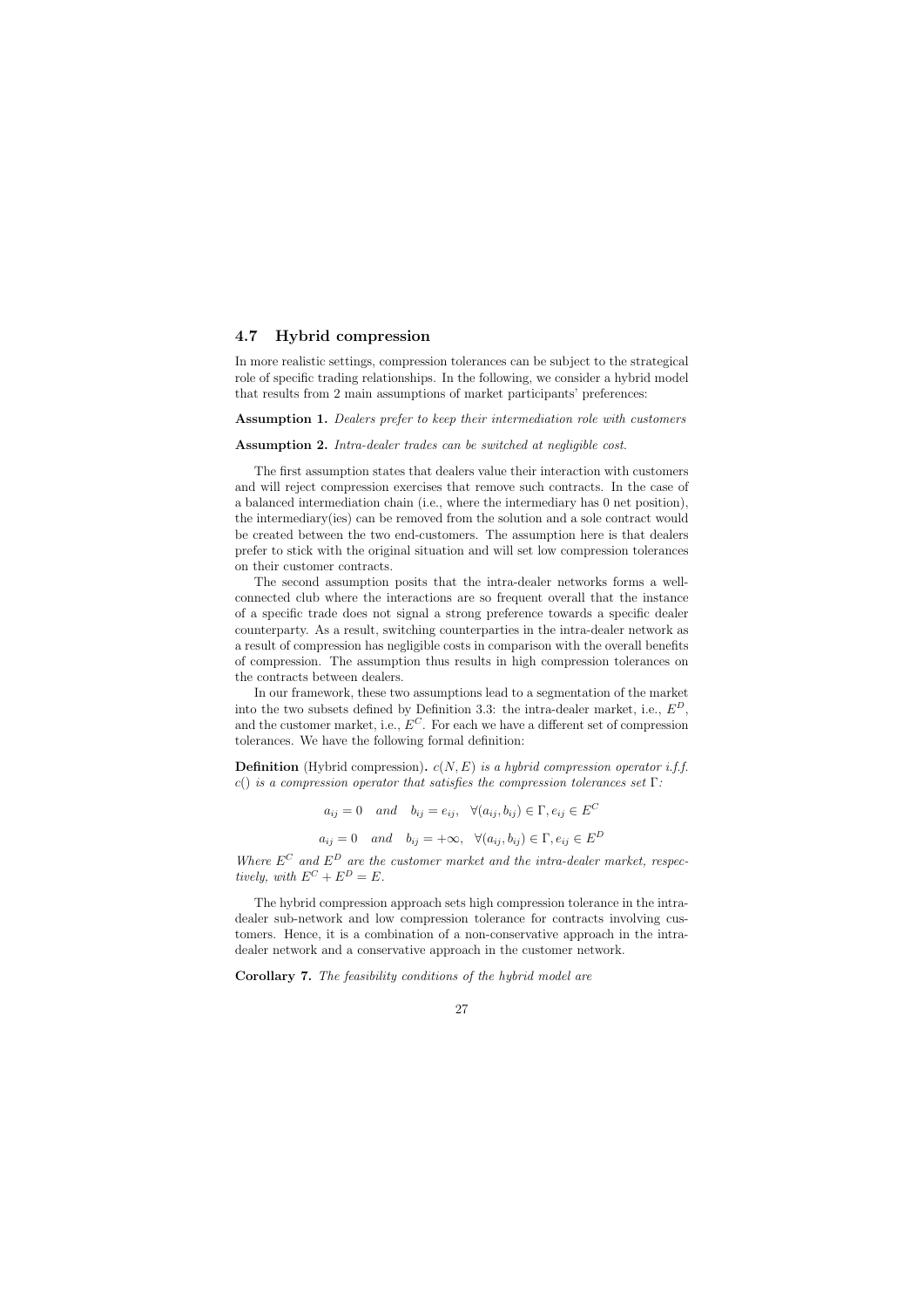### 4.7 Hybrid compression

In more realistic settings, compression tolerances can be subject to the strategical role of specific trading relationships. In the following, we consider a hybrid model that results from 2 main assumptions of market participants' preferences:

**Assumption 1.** *Dealers prefer to keep their intermediation role with customers*

**Assumption 2.** *Intra-dealer trades can be switched at negligible cost.*

The first assumption states that dealers value their interaction with customers and will reject compression exercises that remove such contracts. In the case of a balanced intermediation chain (i.e., where the intermediary has 0 net position), the intermediary(ies) can be removed from the solution and a sole contract would be created between the two end-customers. The assumption here is that dealers prefer to stick with the original situation and will set low compression tolerances on their customer contracts.

The second assumption posits that the intra-dealer networks forms a well-connected club where the interactions are so frequent overall that the instance of a specific trade does not signal a strong preference towards a specific dealer counterparty. As a result, switching counterparties in the intra-dealer network as a result of compression has negligible costs in comparison with the overall benefits of compression. The assumption thus results in high compression tolerances on the contracts between dealers.

In our framework, these two assumptions lead to a segmentation of the market into the two subsets defined by Definition 3.3: the intra-dealer market, i.e., $E^D$, and the customer market, i.e., $E^C$. For each we have a different set of compression tolerances. We have the following formal definition:

**Definition** (Hybrid compression)**.** *$c(N, E)$ is a hybrid compression operator i.f.f. $c()$ is a compression operator that satisfies the compression tolerances set $\Gamma$:*

$$a_{ij} = 0 \quad and \quad b_{ij} = e_{ij}, \quad \forall (a_{ij}, b_{ij}) \in \Gamma, e_{ij} \in E^C$$

$$a_{ij} = 0 \quad and \quad b_{ij} = +\infty, \quad \forall (a_{ij}, b_{ij}) \in \Gamma, e_{ij} \in E^D$$

*Where $E^C$ and $E^D$ are the customer market and the intra-dealer market, respectively, with $E^C + E^D = E$.*

The hybrid compression approach sets high compression tolerance in the intra-dealer sub-network and low compression tolerance for contracts involving customers. Hence, it is a combination of a non-conservative approach in the intra-dealer network and a conservative approach in the customer network.

**Corollary 7.** *The feasibility conditions of the hybrid model are*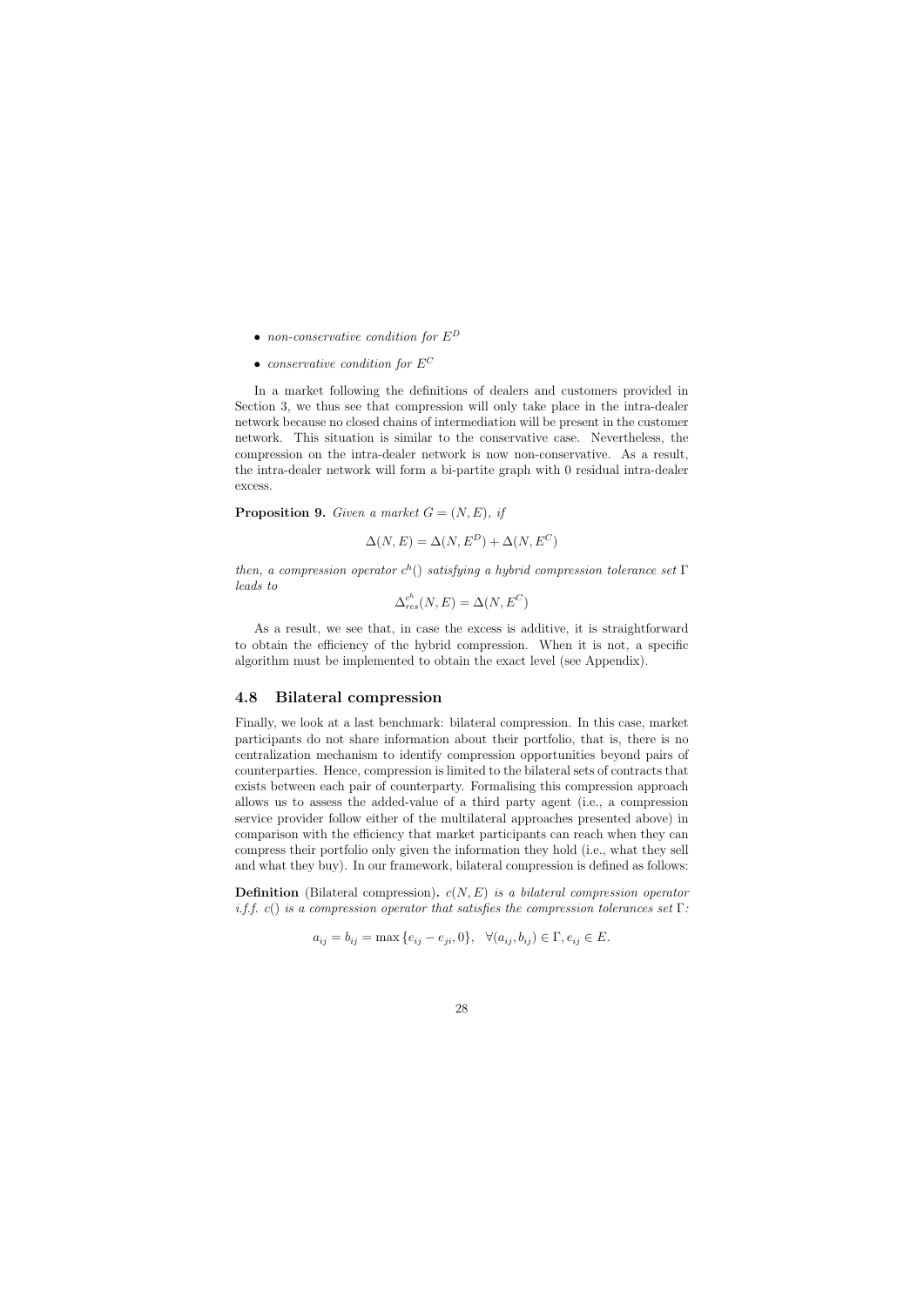- *non-conservative condition for* $E^D$
- *conservative condition for* $E^C$

In a market following the definitions of dealers and customers provided in Section 3, we thus see that compression will only take place in the intra-dealer network because no closed chains of intermediation will be present in the customer network. This situation is similar to the conservative case. Nevertheless, the compression on the intra-dealer network is now non-conservative. As a result, the intra-dealer network will form a bi-partite graph with 0 residual intra-dealer excess.

**Proposition 9.** *Given a market* $G = (N, E)$*, if*

$$\Delta(N, E) = \Delta(N, E^D) + \Delta(N, E^C)$$

*then, a compression operator* $c^h()$ *satisfying a hybrid compression tolerance set* $\Gamma$ *leads to*

$$\Delta_{res}^{c^h}(N, E) = \Delta(N, E^C)$$

As a result, we see that, in case the excess is additive, it is straightforward to obtain the efficiency of the hybrid compression. When it is not, a specific algorithm must be implemented to obtain the exact level (see Appendix).

### 4.8 Bilateral compression

Finally, we look at a last benchmark: bilateral compression. In this case, market participants do not share information about their portfolio, that is, there is no centralization mechanism to identify compression opportunities beyond pairs of counterparties. Hence, compression is limited to the bilateral sets of contracts that exists between each pair of counterparty. Formalising this compression approach allows us to assess the added-value of a third party agent (i.e., a compression service provider follow either of the multilateral approaches presented above) in comparison with the efficiency that market participants can reach when they can compress their portfolio only given the information they hold (i.e., what they sell and what they buy). In our framework, bilateral compression is defined as follows:

**Definition** (Bilateral compression)**.** $c(N, E)$ *is a bilateral compression operator i.f.f.* $c()$ *is a compression operator that satisfies the compression tolerances set* $\Gamma$*:*

$$a_{ij} = b_{ij} = \max\{e_{ij} - e_{ji}, 0\}, \quad \forall (a_{ij}, b_{ij}) \in \Gamma, e_{ij} \in E.$$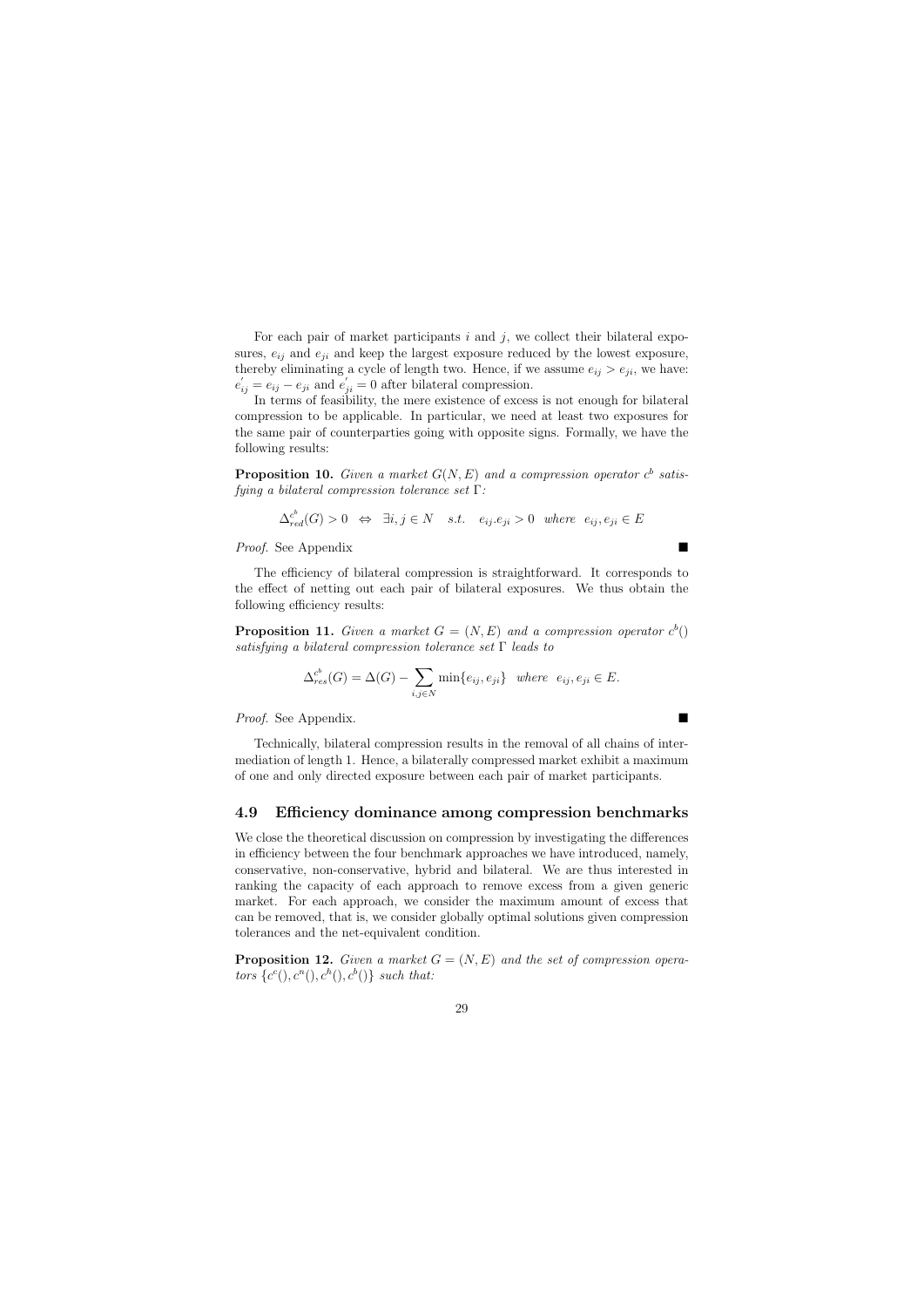For each pair of market participants $i$ and $j$, we collect their bilateral exposures, $e_{ij}$ and $e_{ji}$ and keep the largest exposure reduced by the lowest exposure, thereby eliminating a cycle of length two. Hence, if we assume $e_{ij} > e_{ji}$, we have: $e^{'}_{ij} = e_{ij} - e_{ji}$ and $e^{'}_{ji} = 0$ after bilateral compression.

In terms of feasibility, the mere existence of excess is not enough for bilateral compression to be applicable. In particular, we need at least two exposures for the same pair of counterparties going with opposite signs. Formally, we have the following results:

**Proposition 10.** *Given a market $G(N, E)$ and a compression operator $c^b$ satisfying a bilateral compression tolerance set $\Gamma$:*

$$\Delta^{c^b}_{red}(G) > 0 \quad \Leftrightarrow \quad \exists i, j \in N \quad s.t. \quad e_{ij}.e_{ji} > 0 \quad where \quad e_{ij}, e_{ji} \in E$$

*Proof.* See Appendix ∎

The efficiency of bilateral compression is straightforward. It corresponds to the effect of netting out each pair of bilateral exposures. We thus obtain the following efficiency results:

**Proposition 11.** *Given a market $G = (N, E)$ and a compression operator $c^b()$ satisfying a bilateral compression tolerance set $\Gamma$ leads to*

$$\Delta^{c^b}_{res}(G) = \Delta(G) - \sum_{i,j \in N} \min\{e_{ij}, e_{ji}\} \quad where \quad e_{ij}, e_{ji} \in E.$$

*Proof.* See Appendix. ∎

Technically, bilateral compression results in the removal of all chains of intermediation of length 1. Hence, a bilaterally compressed market exhibit a maximum of one and only directed exposure between each pair of market participants.

### 4.9 Efficiency dominance among compression benchmarks

We close the theoretical discussion on compression by investigating the differences in efficiency between the four benchmark approaches we have introduced, namely, conservative, non-conservative, hybrid and bilateral. We are thus interested in ranking the capacity of each approach to remove excess from a given generic market. For each approach, we consider the maximum amount of excess that can be removed, that is, we consider globally optimal solutions given compression tolerances and the net-equivalent condition.

**Proposition 12.** *Given a market $G = (N, E)$ and the set of compression operators $\{c^c(), c^n(), c^h(), c^b()\}$ such that:*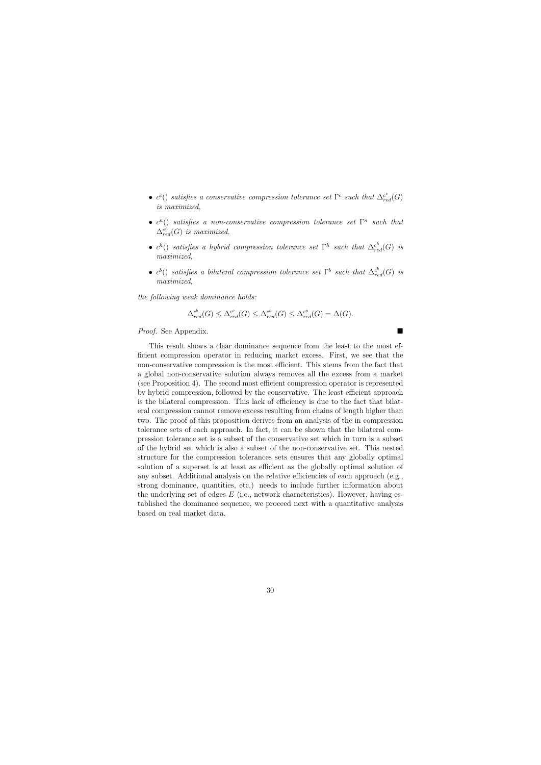- $c^c()$ *satisfies a conservative compression tolerance set* $\Gamma^c$ *such that* $\Delta_{red}^{c^c}(G)$ *is maximized,*

- $c^n()$ *satisfies a non-conservative compression tolerance set* $\Gamma^n$ *such that* $\Delta_{red}^{c^n}(G)$ *is maximized,*

- $c^h()$ *satisfies a hybrid compression tolerance set* $\Gamma^h$ *such that* $\Delta_{red}^{c^h}(G)$ *is maximized,*

- $c^b()$ *satisfies a bilateral compression tolerance set* $\Gamma^b$ *such that* $\Delta_{red}^{c^b}(G)$ *is maximized,*

*the following weak dominance holds:*

$$\Delta_{red}^{c^b}(G) \leq \Delta_{red}^{c^c}(G) \leq \Delta_{red}^{c^h}(G) \leq \Delta_{red}^{c^n}(G) = \Delta(G).$$

*Proof.* See Appendix. ■

This result shows a clear dominance sequence from the least to the most efficient compression operator in reducing market excess. First, we see that the non-conservative compression is the most efficient. This stems from the fact that a global non-conservative solution always removes all the excess from a market (see Proposition 4). The second most efficient compression operator is represented by hybrid compression, followed by the conservative. The least efficient approach is the bilateral compression. This lack of efficiency is due to the fact that bilateral compression cannot remove excess resulting from chains of length higher than two. The proof of this proposition derives from an analysis of the in compression tolerance sets of each approach. In fact, it can be shown that the bilateral compression tolerance set is a subset of the conservative set which in turn is a subset of the hybrid set which is also a subset of the non-conservative set. This nested structure for the compression tolerances sets ensures that any globally optimal solution of a superset is at least as efficient as the globally optimal solution of any subset. Additional analysis on the relative efficiencies of each approach (e.g., strong dominance, quantities, etc.) needs to include further information about the underlying set of edges $E$ (i.e., network characteristics). However, having established the dominance sequence, we proceed next with a quantitative analysis based on real market data.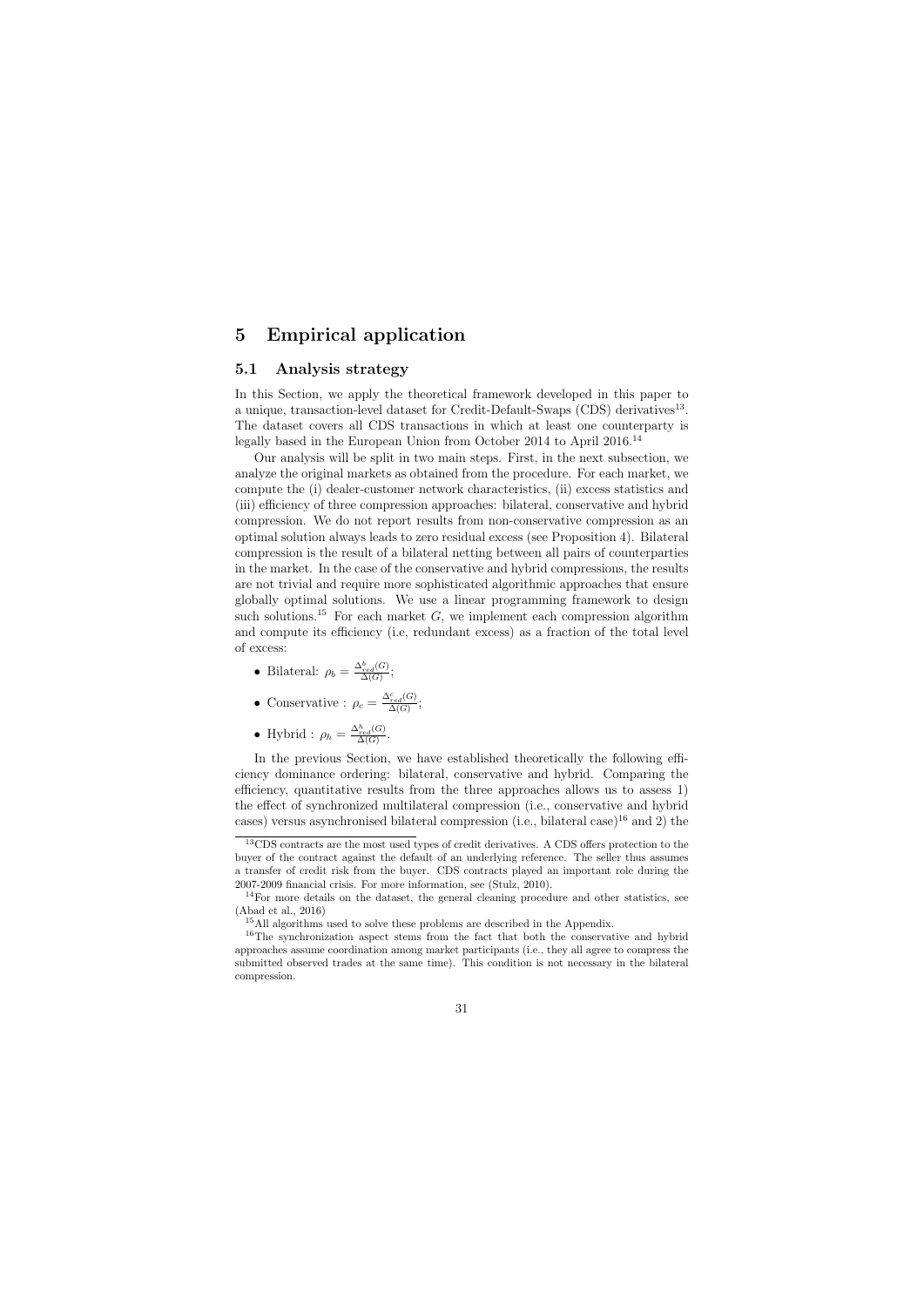# 5 Empirical application

## 5.1 Analysis strategy

In this Section, we apply the theoretical framework developed in this paper to a unique, transaction-level dataset for Credit-Default-Swaps (CDS) derivatives[13]. The dataset covers all CDS transactions in which at least one counterparty is legally based in the European Union from October 2014 to April 2016.[14]

Our analysis will be split in two main steps. First, in the next subsection, we analyze the original markets as obtained from the procedure. For each market, we compute the (i) dealer-customer network characteristics, (ii) excess statistics and (iii) efficiency of three compression approaches: bilateral, conservative and hybrid compression. We do not report results from non-conservative compression as an optimal solution always leads to zero residual excess (see Proposition 4). Bilateral compression is the result of a bilateral netting between all pairs of counterparties in the market. In the case of the conservative and hybrid compressions, the results are not trivial and require more sophisticated algorithmic approaches that ensure globally optimal solutions. We use a linear programming framework to design such solutions.[15] For each market $G$, we implement each compression algorithm and compute its efficiency (i.e, redundant excess) as a fraction of the total level of excess:

- Bilateral: $\rho_b = \frac{\Delta^b_{red}(G)}{\Delta(G)}$;
- Conservative : $\rho_c = \frac{\Delta^c_{red}(G)}{\Delta(G)}$;
- Hybrid : $\rho_h = \frac{\Delta^h_{red}(G)}{\Delta(G)}$.

In the previous Section, we have established theoretically the following efficiency dominance ordering: bilateral, conservative and hybrid. Comparing the efficiency, quantitative results from the three approaches allows us to assess 1) the effect of synchronized multilateral compression (i.e., conservative and hybrid cases) versus asynchronised bilateral compression (i.e., bilateral case)[16] and 2) the

---

[13] CDS contracts are the most used types of credit derivatives. A CDS offers protection to the buyer of the contract against the default of an underlying reference. The seller thus assumes a transfer of credit risk from the buyer. CDS contracts played an important role during the 2007-2009 financial crisis. For more information, see (Stulz, 2010).

[14] For more details on the dataset, the general cleaning procedure and other statistics, see (Abad et al., 2016)

[15] All algorithms used to solve these problems are described in the Appendix.

[16] The synchronization aspect stems from the fact that both the conservative and hybrid approaches assume coordination among market participants (i.e., they all agree to compress the submitted observed trades at the same time). This condition is not necessary in the bilateral compression.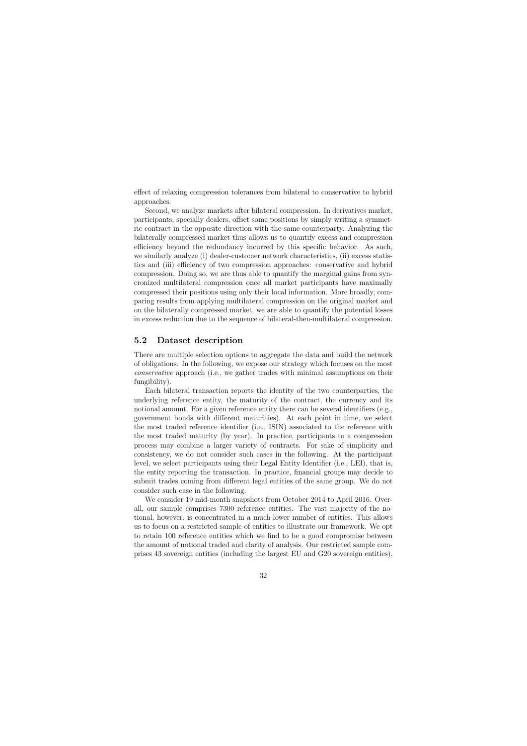effect of relaxing compression tolerances from bilateral to conservative to hybrid approaches.

Second, we analyze markets after bilateral compression. In derivatives market, participants, specially dealers, offset some positions by simply writing a symmetric contract in the opposite direction with the same counterparty. Analyzing the bilaterally compressed market thus allows us to quantify excess and compression efficiency beyond the redundancy incurred by this specific behavior. As such, we similarly analyze (i) dealer-customer network characteristics, (ii) excess statistics and (iii) efficiency of two compression approaches: conservative and hybrid compression. Doing so, we are thus able to quantify the marginal gains from syncronized multilateral compression once all market participants have maximally compressed their positions using only their local information. More broadly, comparing results from applying multilateral compression on the original market and on the bilaterally compressed market, we are able to quantify the potential losses in excess reduction due to the sequence of bilateral-then-multilateral compression.

### 5.2 Dataset description

There are multiple selection options to aggregate the data and build the network of obligations. In the following, we expose our strategy which focuses on the most *conservative* approach (i.e., we gather trades with minimal assumptions on their fungibility).

Each bilateral transaction reports the identity of the two counterparties, the underlying reference entity, the maturity of the contract, the currency and its notional amount. For a given reference entity there can be several identifiers (e.g., government bonds with different maturities). At each point in time, we select the most traded reference identifier (i.e., ISIN) associated to the reference with the most traded maturity (by year). In practice, participants to a compression process may combine a larger variety of contracts. For sake of simplicity and consistency, we do not consider such cases in the following. At the participant level, we select participants using their Legal Entity Identifier (i.e., LEI), that is, the entity reporting the transaction. In practice, financial groups may decide to submit trades coming from different legal entities of the same group. We do not consider such case in the following.

We consider 19 mid-month snapshots from October 2014 to April 2016. Overall, our sample comprises 7300 reference entities. The vast majority of the notional, however, is concentrated in a much lower number of entities. This allows us to focus on a restricted sample of entities to illustrate our framework. We opt to retain 100 reference entities which we find to be a good compromise between the amount of notional traded and clarity of analysis. Our restricted sample comprises 43 sovereign entities (including the largest EU and G20 sovereign entities),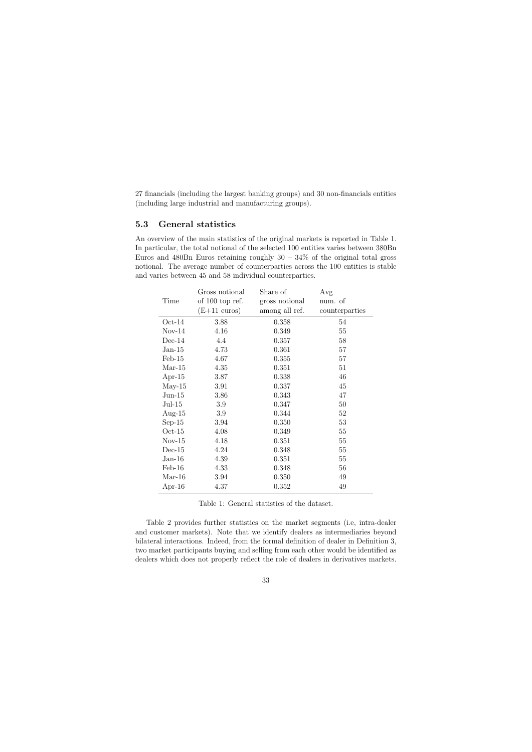27 financials (including the largest banking groups) and 30 non-financials entities (including large industrial and manufacturing groups).

### 5.3 General statistics

An overview of the main statistics of the original markets is reported in Table 1. In particular, the total notional of the selected 100 entities varies between 380Bn Euros and 480Bn Euros retaining roughly $30 - 34\%$ of the original total gross notional. The average number of counterparties across the 100 entities is stable and varies between 45 and 58 individual counterparties.

| Time | Gross notional of 100 top ref. (E+11 euros) | Share of gross notional among all ref. | Avg num. of counterparties |
|---|---|---|---|
| Oct-14 | 3.88 | 0.358 | 54 |
| Nov-14 | 4.16 | 0.349 | 55 |
| Dec-14 | 4.4 | 0.357 | 58 |
| Jan-15 | 4.73 | 0.361 | 57 |
| Feb-15 | 4.67 | 0.355 | 57 |
| Mar-15 | 4.35 | 0.351 | 51 |
| Apr-15 | 3.87 | 0.338 | 46 |
| May-15 | 3.91 | 0.337 | 45 |
| Jun-15 | 3.86 | 0.343 | 47 |
| Jul-15 | 3.9 | 0.347 | 50 |
| Aug-15 | 3.9 | 0.344 | 52 |
| Sep-15 | 3.94 | 0.350 | 53 |
| Oct-15 | 4.08 | 0.349 | 55 |
| Nov-15 | 4.18 | 0.351 | 55 |
| Dec-15 | 4.24 | 0.348 | 55 |
| Jan-16 | 4.39 | 0.351 | 55 |
| Feb-16 | 4.33 | 0.348 | 56 |
| Mar-16 | 3.94 | 0.350 | 49 |
| Apr-16 | 4.37 | 0.352 | 49 |

Table 1: General statistics of the dataset.

Table 2 provides further statistics on the market segments (i.e, intra-dealer and customer markets). Note that we identify dealers as intermediaries beyond bilateral interactions. Indeed, from the formal definition of dealer in Definition 3, two market participants buying and selling from each other would be identified as dealers which does not properly reflect the role of dealers in derivatives markets.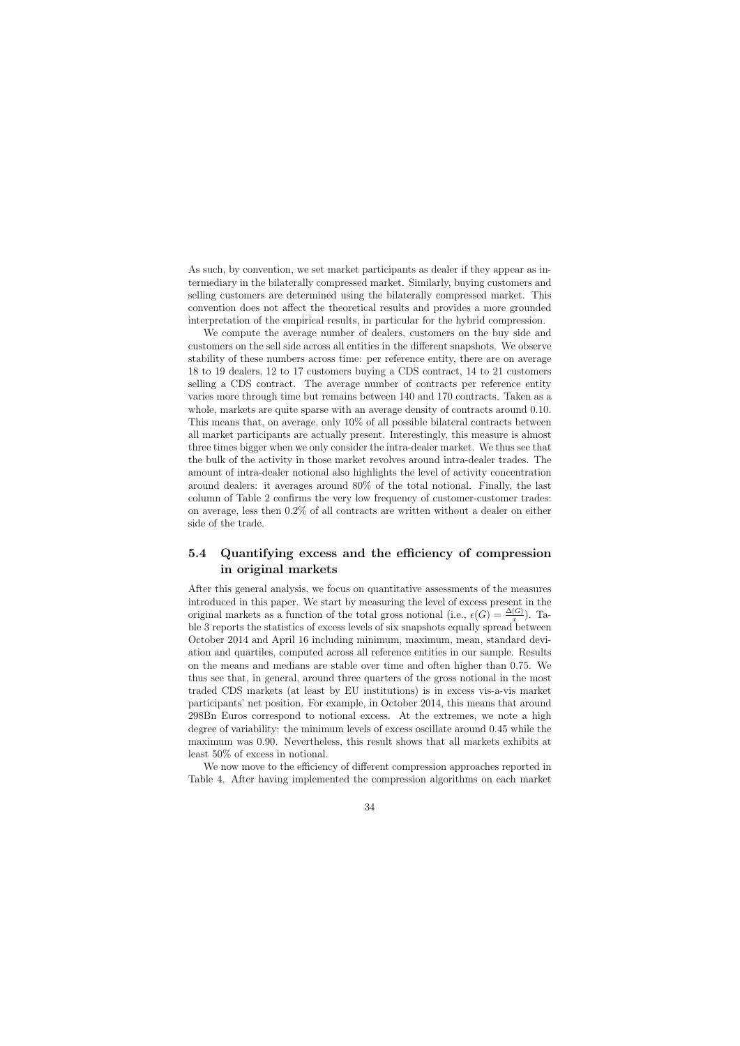As such, by convention, we set market participants as dealer if they appear as intermediary in the bilaterally compressed market. Similarly, buying customers and selling customers are determined using the bilaterally compressed market. This convention does not affect the theoretical results and provides a more grounded interpretation of the empirical results, in particular for the hybrid compression.

We compute the average number of dealers, customers on the buy side and customers on the sell side across all entities in the different snapshots. We observe stability of these numbers across time: per reference entity, there are on average 18 to 19 dealers, 12 to 17 customers buying a CDS contract, 14 to 21 customers selling a CDS contract. The average number of contracts per reference entity varies more through time but remains between 140 and 170 contracts. Taken as a whole, markets are quite sparse with an average density of contracts around 0.10. This means that, on average, only 10% of all possible bilateral contracts between all market participants are actually present. Interestingly, this measure is almost three times bigger when we only consider the intra-dealer market. We thus see that the bulk of the activity in those market revolves around intra-dealer trades. The amount of intra-dealer notional also highlights the level of activity concentration around dealers: it averages around 80% of the total notional. Finally, the last column of Table 2 confirms the very low frequency of customer-customer trades: on average, less then 0.2% of all contracts are written without a dealer on either side of the trade.

## 5.4 Quantifying excess and the efficiency of compression in original markets

After this general analysis, we focus on quantitative assessments of the measures introduced in this paper. We start by measuring the level of excess present in the original markets as a function of the total gross notional (i.e., $\epsilon(G) = \frac{\Delta(G)}{x}$). Table 3 reports the statistics of excess levels of six snapshots equally spread between October 2014 and April 16 including minimum, maximum, mean, standard deviation and quartiles, computed across all reference entities in our sample. Results on the means and medians are stable over time and often higher than 0.75. We thus see that, in general, around three quarters of the gross notional in the most traded CDS markets (at least by EU institutions) is in excess vis-a-vis market participants' net position. For example, in October 2014, this means that around 298Bn Euros correspond to notional excess. At the extremes, we note a high degree of variability: the minimum levels of excess oscillate around 0.45 while the maximum was 0.90. Nevertheless, this result shows that all markets exhibits at least 50% of excess in notional.

We now move to the efficiency of different compression approaches reported in Table 4. After having implemented the compression algorithms on each market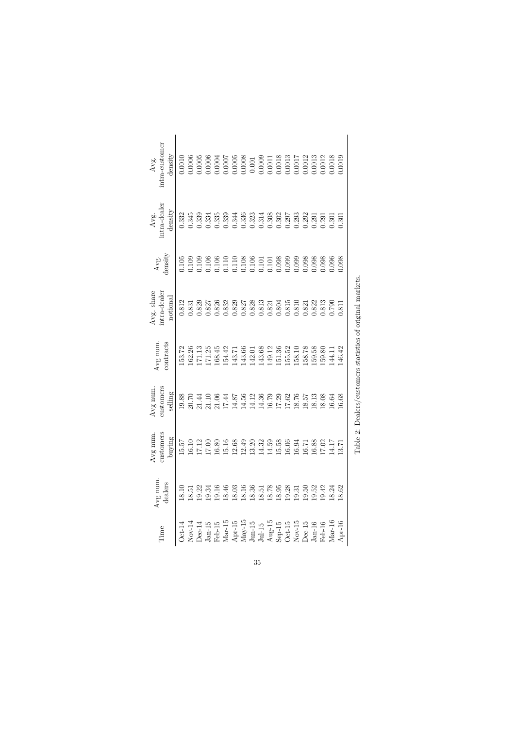| Time | Avg num. dealers | Avg num. customers buying | Avg num. customers selling | Avg num. contracts | Avg. share intra-dealer notional | Avg. density | Avg. intra-dealer density | Avg. intra-customer density |
|---|---|---|---|---|---|---|---|---|
| Oct-14 | 18.10 | 15.57 | 19.88 | 153.72 | 0.812 | 0.105 | 0.332 | 0.0010 |
| Nov-14 | 18.51 | 16.10 | 20.70 | 162.26 | 0.831 | 0.109 | 0.345 | 0.0006 |
| Dec-14 | 19.22 | 17.12 | 21.44 | 171.13 | 0.829 | 0.109 | 0.339 | 0.0005 |
| Jan-15 | 19.34 | 17.00 | 21.10 | 171.25 | 0.827 | 0.106 | 0.334 | 0.0006 |
| Feb-15 | 19.16 | 16.80 | 21.06 | 168.45 | 0.826 | 0.106 | 0.335 | 0.0004 |
| Mar-15 | 18.46 | 15.16 | 17.44 | 154.42 | 0.832 | 0.110 | 0.339 | 0.0007 |
| Apr-15 | 18.03 | 12.68 | 14.87 | 143.71 | 0.829 | 0.110 | 0.344 | 0.0005 |
| May-15 | 18.16 | 12.49 | 14.56 | 143.66 | 0.827 | 0.108 | 0.336 | 0.0008 |
| Jun-15 | 18.36 | 13.20 | 14.12 | 142.01 | 0.828 | 0.106 | 0.323 | 0.001 |
| Jul-15 | 18.51 | 14.32 | 14.36 | 143.68 | 0.813 | 0.101 | 0.314 | 0.0009 |
| Aug-15 | 18.78 | 14.59 | 16.79 | 149.12 | 0.821 | 0.101 | 0.308 | 0.0011 |
| Sep-15 | 18.95 | 15.58 | 17.29 | 151.36 | 0.804 | 0.098 | 0.302 | 0.0018 |
| Oct-15 | 19.28 | 16.06 | 17.62 | 155.52 | 0.815 | 0.099 | 0.297 | 0.0013 |
| Nov-15 | 19.31 | 16.94 | 18.76 | 158.10 | 0.810 | 0.099 | 0.293 | 0.0017 |
| Dec-15 | 19.50 | 16.71 | 18.57 | 158.78 | 0.821 | 0.098 | 0.292 | 0.0012 |
| Jan-16 | 19.52 | 16.88 | 18.13 | 159.58 | 0.822 | 0.098 | 0.291 | 0.0013 |
| Feb-16 | 19.42 | 17.02 | 18.08 | 159.80 | 0.813 | 0.098 | 0.291 | 0.0012 |
| Mar-16 | 18.24 | 14.17 | 16.64 | 144.11 | 0.790 | 0.096 | 0.301 | 0.0018 |
| Apr-16 | 18.62 | 13.71 | 16.68 | 146.42 | 0.811 | 0.098 | 0.301 | 0.0019 |

Table 2: Dealers/customers statistics of original markets.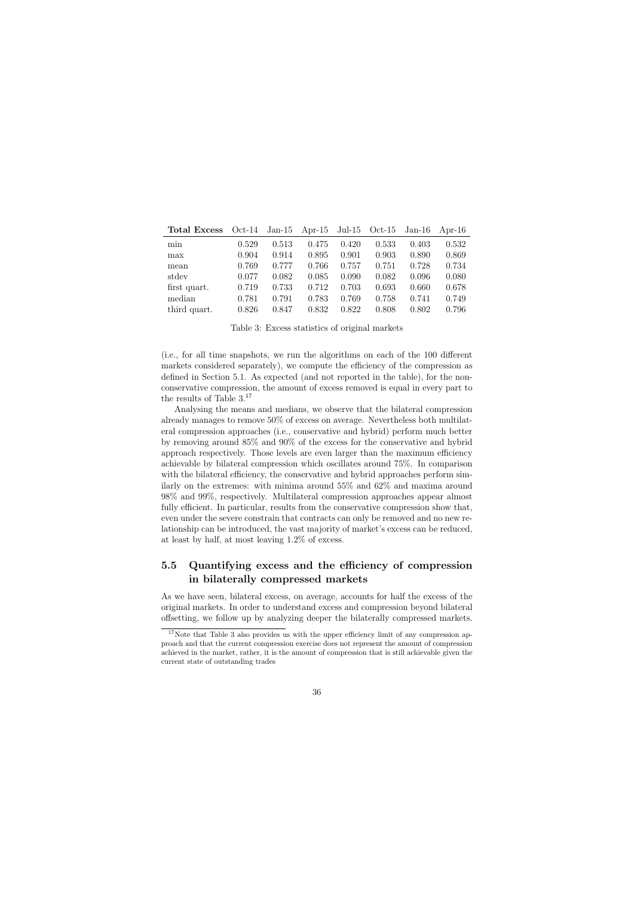| **Total Excess** | Oct-14 | Jan-15 | Apr-15 | Jul-15 | Oct-15 | Jan-16 | Apr-16 |
| --- | --- | --- | --- | --- | --- | --- | --- |
| min | 0.529 | 0.513 | 0.475 | 0.420 | 0.533 | 0.403 | 0.532 |
| max | 0.904 | 0.914 | 0.895 | 0.901 | 0.903 | 0.890 | 0.869 |
| mean | 0.769 | 0.777 | 0.766 | 0.757 | 0.751 | 0.728 | 0.734 |
| stdev | 0.077 | 0.082 | 0.085 | 0.090 | 0.082 | 0.096 | 0.080 |
| first quart. | 0.719 | 0.733 | 0.712 | 0.703 | 0.693 | 0.660 | 0.678 |
| median | 0.781 | 0.791 | 0.783 | 0.769 | 0.758 | 0.741 | 0.749 |
| third quart. | 0.826 | 0.847 | 0.832 | 0.822 | 0.808 | 0.802 | 0.796 |

Table 3: Excess statistics of original markets

(i.e., for all time snapshots, we run the algorithms on each of the 100 different markets considered separately), we compute the efficiency of the compression as defined in Section 5.1. As expected (and not reported in the table), for the non-conservative compression, the amount of excess removed is equal in every part to the results of Table 3.[17]

Analysing the means and medians, we observe that the bilateral compression already manages to remove 50% of excess on average. Nevertheless both multilateral compression approaches (i.e., conservative and hybrid) perform much better by removing around 85% and 90% of the excess for the conservative and hybrid approach respectively. Those levels are even larger than the maximum efficiency achievable by bilateral compression which oscillates around 75%. In comparison with the bilateral efficiency, the conservative and hybrid approaches perform similarly on the extremes: with minima around 55% and 62% and maxima around 98% and 99%, respectively. Multilateral compression approaches appear almost fully efficient. In particular, results from the conservative compression show that, even under the severe constrain that contracts can only be removed and no new relationship can be introduced, the vast majority of market's excess can be reduced, at least by half, at most leaving 1.2% of excess.

## 5.5 Quantifying excess and the efficiency of compression in bilaterally compressed markets

As we have seen, bilateral excess, on average, accounts for half the excess of the original markets. In order to understand excess and compression beyond bilateral offsetting, we follow up by analyzing deeper the bilaterally compressed markets.

[17] Note that Table 3 also provides us with the upper efficiency limit of any compression approach and that the current compression exercise does not represent the amount of compression achieved in the market, rather, it is the amount of compression that is still achievable given the current state of outstanding trades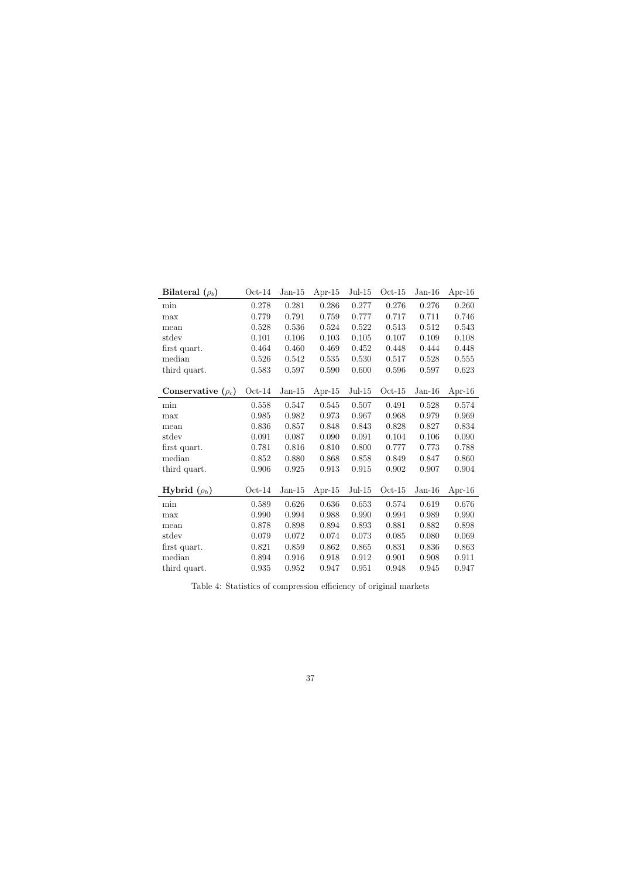| **Bilateral** ($\rho_b$) | Oct-14 | Jan-15 | Apr-15 | Jul-15 | Oct-15 | Jan-16 | Apr-16 |
|---|---|---|---|---|---|---|---|
| min | 0.278 | 0.281 | 0.286 | 0.277 | 0.276 | 0.276 | 0.260 |
| max | 0.779 | 0.791 | 0.759 | 0.777 | 0.717 | 0.711 | 0.746 |
| mean | 0.528 | 0.536 | 0.524 | 0.522 | 0.513 | 0.512 | 0.543 |
| stdev | 0.101 | 0.106 | 0.103 | 0.105 | 0.107 | 0.109 | 0.108 |
| first quart. | 0.464 | 0.460 | 0.469 | 0.452 | 0.448 | 0.444 | 0.448 |
| median | 0.526 | 0.542 | 0.535 | 0.530 | 0.517 | 0.528 | 0.555 |
| third quart. | 0.583 | 0.597 | 0.590 | 0.600 | 0.596 | 0.597 | 0.623 |

| **Conservative** ($\rho_c$) | Oct-14 | Jan-15 | Apr-15 | Jul-15 | Oct-15 | Jan-16 | Apr-16 |
|---|---|---|---|---|---|---|---|
| min | 0.558 | 0.547 | 0.545 | 0.507 | 0.491 | 0.528 | 0.574 |
| max | 0.985 | 0.982 | 0.973 | 0.967 | 0.968 | 0.979 | 0.969 |
| mean | 0.836 | 0.857 | 0.848 | 0.843 | 0.828 | 0.827 | 0.834 |
| stdev | 0.091 | 0.087 | 0.090 | 0.091 | 0.104 | 0.106 | 0.090 |
| first quart. | 0.781 | 0.816 | 0.810 | 0.800 | 0.777 | 0.773 | 0.788 |
| median | 0.852 | 0.880 | 0.868 | 0.858 | 0.849 | 0.847 | 0.860 |
| third quart. | 0.906 | 0.925 | 0.913 | 0.915 | 0.902 | 0.907 | 0.904 |

| **Hybrid** ($\rho_h$) | Oct-14 | Jan-15 | Apr-15 | Jul-15 | Oct-15 | Jan-16 | Apr-16 |
|---|---|---|---|---|---|---|---|
| min | 0.589 | 0.626 | 0.636 | 0.653 | 0.574 | 0.619 | 0.676 |
| max | 0.990 | 0.994 | 0.988 | 0.990 | 0.994 | 0.989 | 0.990 |
| mean | 0.878 | 0.898 | 0.894 | 0.893 | 0.881 | 0.882 | 0.898 |
| stdev | 0.079 | 0.072 | 0.074 | 0.073 | 0.085 | 0.080 | 0.069 |
| first quart. | 0.821 | 0.859 | 0.862 | 0.865 | 0.831 | 0.836 | 0.863 |
| median | 0.894 | 0.916 | 0.918 | 0.912 | 0.901 | 0.908 | 0.911 |
| third quart. | 0.935 | 0.952 | 0.947 | 0.951 | 0.948 | 0.945 | 0.947 |

Table 4: Statistics of compression efficiency of original markets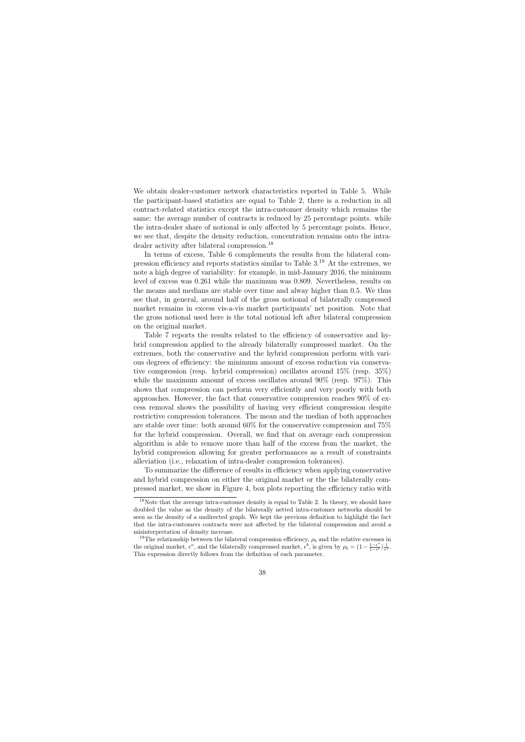We obtain dealer-customer network characteristics reported in Table 5. While the participant-based statistics are equal to Table 2, there is a reduction in all contract-related statistics except the intra-customer density which remains the same: the average number of contracts is reduced by 25 percentage points. while the intra-dealer share of notional is only affected by 5 percentage points. Hence, we see that, despite the density reduction, concentration remains onto the intra-dealer activity after bilateral compression.[18]

In terms of excess, Table 6 complements the results from the bilateral compression efficiency and reports statistics similar to Table 3.[19] At the extremes, we note a high degree of variability: for example, in mid-January 2016, the minimum level of excess was 0.261 while the maximum was 0.809. Nevertheless, results on the means and medians are stable over time and alway higher than 0.5. We thus see that, in general, around half of the gross notional of bilaterally compressed market remains in excess vis-a-vis market participants' net position. Note that the gross notional used here is the total notional left after bilateral compression on the original market.

Table 7 reports the results related to the efficiency of conservative and hybrid compression applied to the already bilaterally compressed market. On the extremes, both the conservative and the hybrid compression perform with various degrees of efficiency: the minimum amount of excess reduction via conservative compression (resp. hybrid compression) oscillates around 15% (resp. 35%) while the maximum amount of excess oscillates around 90% (resp. 97%). This shows that compression can perform very efficiently and very poorly with both approaches. However, the fact that conservative compression reaches 90% of excess removal shows the possibility of having very efficient compression despite restrictive compression tolerances. The mean and the median of both approaches are stable over time: both around 60% for the conservative compression and 75% for the hybrid compression. Overall, we find that on average each compression algorithm is able to remove more than half of the excess from the market, the hybrid compression allowing for greater performances as a result of constraints alleviation (i.e., relaxation of intra-dealer compression tolerances).

To summarize the difference of results in efficiency when applying conservative and hybrid compression on either the original market or the the bilaterally compressed market, we show in Figure 4, box plots reporting the efficiency ratio with

---

[18] Note that the average intra-customer density is equal to Table 2. In theory, we should have doubled the value as the density of the bilaterally netted intra-customer networks should be seen as the density of a undirected graph. We kept the previous definition to highlight the fact that the intra-customers contracts were not affected by the bilateral compression and avoid a misinterpretation of density increase.

[19] The relationship between the bilateral compression efficiency, $\rho_b$ and the relative excesses in the original market, $\epsilon^o$, and the bilaterally compressed market, $\epsilon^b$, is given by $\rho_b = (1 - \frac{1-\epsilon^o}{1-\epsilon^b})\frac{1}{\epsilon^o}$. This expression directly follows from the definition of each parameter.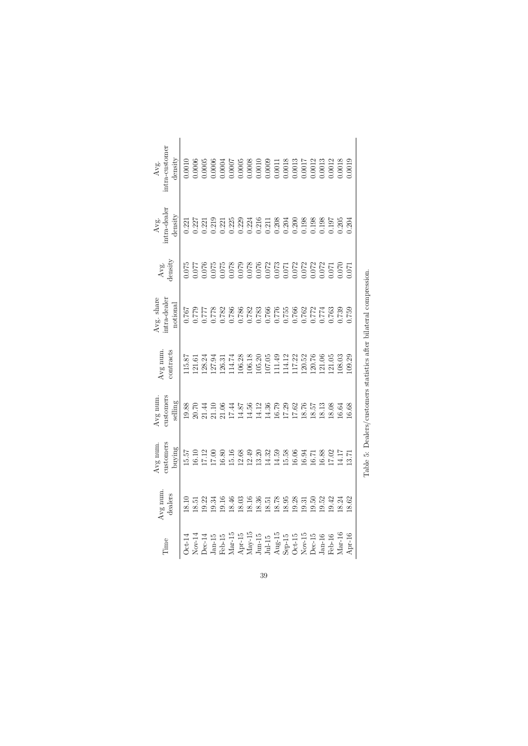| Time | Avg num. dealers | Avg num. customers buying | Avg num. customers selling | Avg num. contracts | Avg. share intra-dealer notional | Avg. density | Avg. intra-dealer density | Avg. intra-customer density |
|---|---|---|---|---|---|---|---|---|
| Oct-14 | 18.10 | 15.57 | 19.88 | 115.87 | 0.767 | 0.075 | 0.221 | 0.0010 |
| Nov-14 | 18.51 | 16.10 | 20.70 | 121.61 | 0.779 | 0.077 | 0.227 | 0.0006 |
| Dec-14 | 19.22 | 17.12 | 21.44 | 128.24 | 0.777 | 0.076 | 0.221 | 0.0005 |
| Jan-15 | 19.34 | 17.00 | 21.10 | 127.94 | 0.778 | 0.075 | 0.219 | 0.0006 |
| Feb-15 | 19.16 | 16.80 | 21.06 | 126.31 | 0.782 | 0.075 | 0.221 | 0.0004 |
| Mar-15 | 18.46 | 15.16 | 17.44 | 114.74 | 0.786 | 0.078 | 0.225 | 0.0007 |
| Apr-15 | 18.03 | 12.68 | 14.87 | 106.28 | 0.786 | 0.079 | 0.229 | 0.0005 |
| May-15 | 18.16 | 12.49 | 14.56 | 106.18 | 0.782 | 0.078 | 0.224 | 0.0008 |
| Jun-15 | 18.36 | 13.20 | 14.12 | 105.20 | 0.783 | 0.076 | 0.216 | 0.0010 |
| Jul-15 | 18.51 | 14.32 | 14.36 | 107.05 | 0.766 | 0.072 | 0.211 | 0.0009 |
| Aug-15 | 18.78 | 14.59 | 16.79 | 111.49 | 0.776 | 0.073 | 0.208 | 0.0011 |
| Sep-15 | 18.95 | 15.58 | 17.29 | 114.12 | 0.755 | 0.071 | 0.204 | 0.0018 |
| Oct-15 | 19.28 | 16.06 | 17.62 | 117.22 | 0.766 | 0.072 | 0.200 | 0.0013 |
| Nov-15 | 19.31 | 16.94 | 18.76 | 120.52 | 0.762 | 0.072 | 0.198 | 0.0017 |
| Dec-15 | 19.50 | 16.71 | 18.57 | 120.76 | 0.772 | 0.072 | 0.198 | 0.0012 |
| Jan-16 | 19.52 | 16.88 | 18.13 | 121.06 | 0.774 | 0.072 | 0.198 | 0.0013 |
| Feb-16 | 19.42 | 17.02 | 18.08 | 121.05 | 0.763 | 0.071 | 0.197 | 0.0012 |
| Mar-16 | 18.24 | 14.17 | 16.64 | 108.03 | 0.739 | 0.070 | 0.205 | 0.0018 |
| Apr-16 | 18.62 | 13.71 | 16.68 | 109.29 | 0.759 | 0.071 | 0.204 | 0.0019 |

Table 5: Dealers/customers statistics after bilateral compression.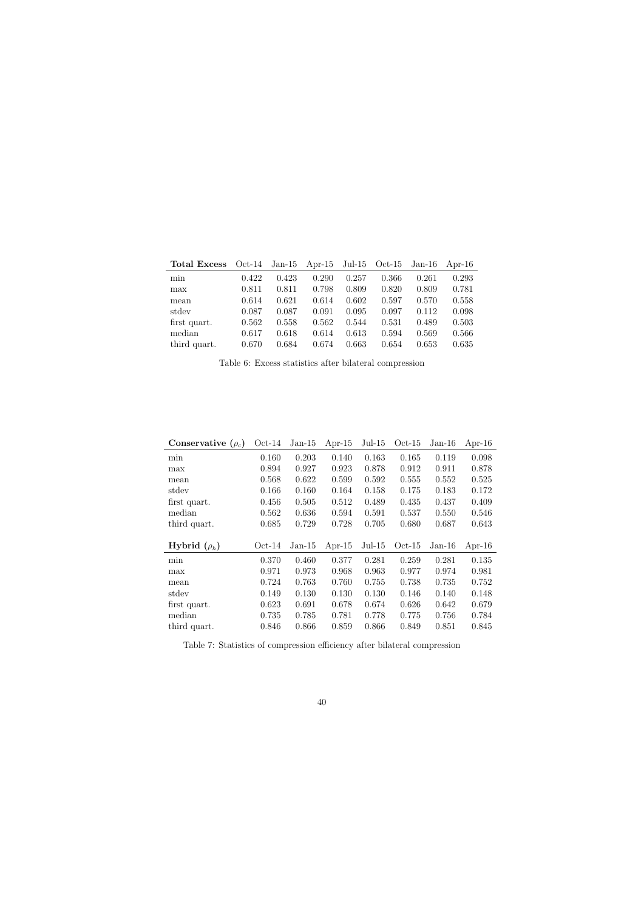| **Total Excess** | Oct-14 | Jan-15 | Apr-15 | Jul-15 | Oct-15 | Jan-16 | Apr-16 |
|---|---|---|---|---|---|---|---|
| min | 0.422 | 0.423 | 0.290 | 0.257 | 0.366 | 0.261 | 0.293 |
| max | 0.811 | 0.811 | 0.798 | 0.809 | 0.820 | 0.809 | 0.781 |
| mean | 0.614 | 0.621 | 0.614 | 0.602 | 0.597 | 0.570 | 0.558 |
| stdev | 0.087 | 0.087 | 0.091 | 0.095 | 0.097 | 0.112 | 0.098 |
| first quart. | 0.562 | 0.558 | 0.562 | 0.544 | 0.531 | 0.489 | 0.503 |
| median | 0.617 | 0.618 | 0.614 | 0.613 | 0.594 | 0.569 | 0.566 |
| third quart. | 0.670 | 0.684 | 0.674 | 0.663 | 0.654 | 0.653 | 0.635 |

Table 6: Excess statistics after bilateral compression

| **Conservative** ($\rho_c$) | Oct-14 | Jan-15 | Apr-15 | Jul-15 | Oct-15 | Jan-16 | Apr-16 |
|---|---|---|---|---|---|---|---|
| min | 0.160 | 0.203 | 0.140 | 0.163 | 0.165 | 0.119 | 0.098 |
| max | 0.894 | 0.927 | 0.923 | 0.878 | 0.912 | 0.911 | 0.878 |
| mean | 0.568 | 0.622 | 0.599 | 0.592 | 0.555 | 0.552 | 0.525 |
| stdev | 0.166 | 0.160 | 0.164 | 0.158 | 0.175 | 0.183 | 0.172 |
| first quart. | 0.456 | 0.505 | 0.512 | 0.489 | 0.435 | 0.437 | 0.409 |
| median | 0.562 | 0.636 | 0.594 | 0.591 | 0.537 | 0.550 | 0.546 |
| third quart. | 0.685 | 0.729 | 0.728 | 0.705 | 0.680 | 0.687 | 0.643 |
| **Hybrid** ($\rho_h$) | Oct-14 | Jan-15 | Apr-15 | Jul-15 | Oct-15 | Jan-16 | Apr-16 |
| min | 0.370 | 0.460 | 0.377 | 0.281 | 0.259 | 0.281 | 0.135 |
| max | 0.971 | 0.973 | 0.968 | 0.963 | 0.977 | 0.974 | 0.981 |
| mean | 0.724 | 0.763 | 0.760 | 0.755 | 0.738 | 0.735 | 0.752 |
| stdev | 0.149 | 0.130 | 0.130 | 0.130 | 0.146 | 0.140 | 0.148 |
| first quart. | 0.623 | 0.691 | 0.678 | 0.674 | 0.626 | 0.642 | 0.679 |
| median | 0.735 | 0.785 | 0.781 | 0.778 | 0.775 | 0.756 | 0.784 |
| third quart. | 0.846 | 0.866 | 0.859 | 0.866 | 0.849 | 0.851 | 0.845 |

Table 7: Statistics of compression efficiency after bilateral compression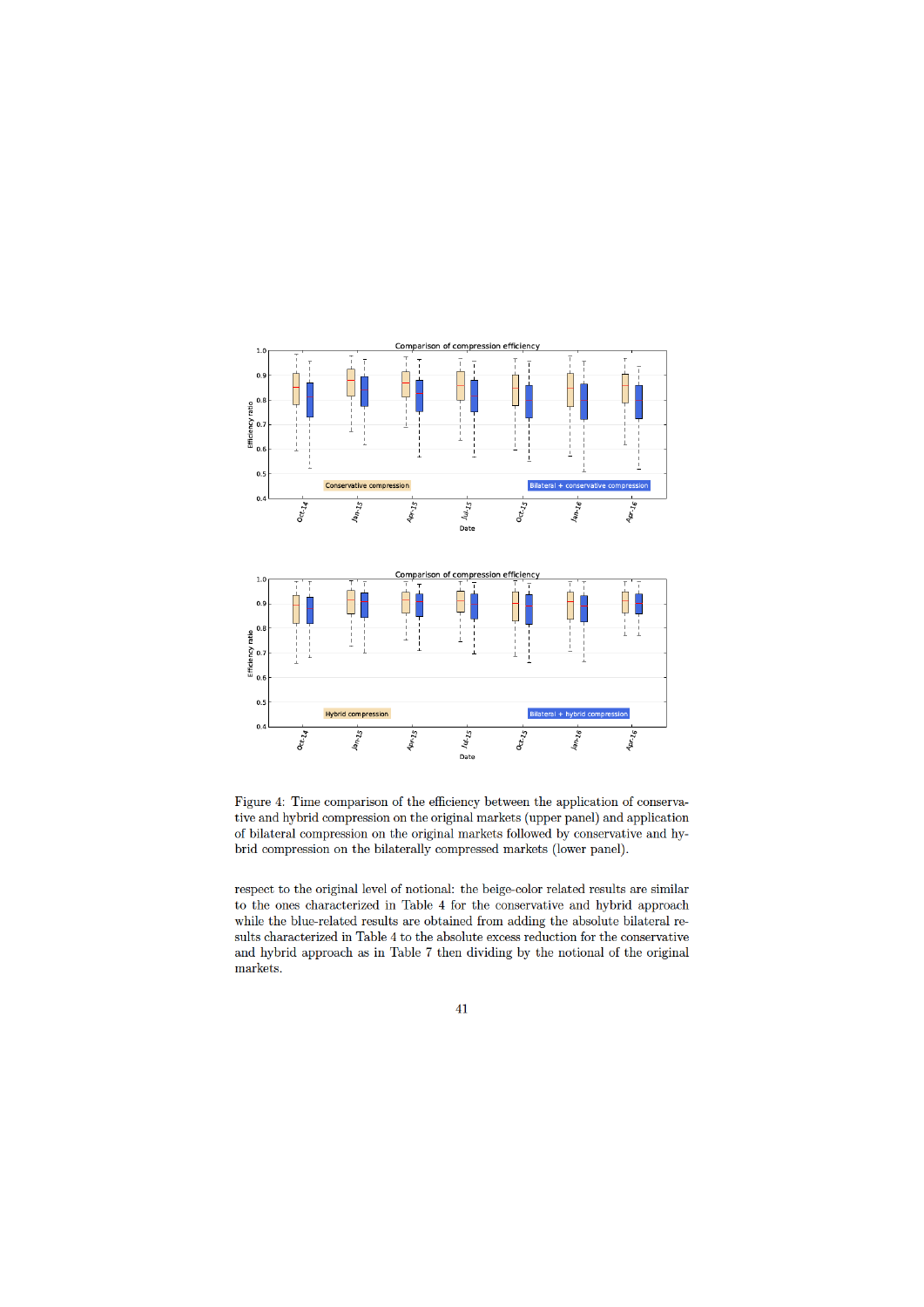Figure 4: Time comparison of the efficiency between the application of conservative and hybrid compression on the original markets (upper panel) and application of bilateral compression on the original markets followed by conservative and hybrid compression on the bilaterally compressed markets (lower panel).

respect to the original level of notional: the beige-color related results are similar to the ones characterized in Table 4 for the conservative and hybrid approach while the blue-related results are obtained from adding the absolute bilateral results characterized in Table 4 to the absolute excess reduction for the conservative and hybrid approach as in Table 7 then dividing by the notional of the original markets.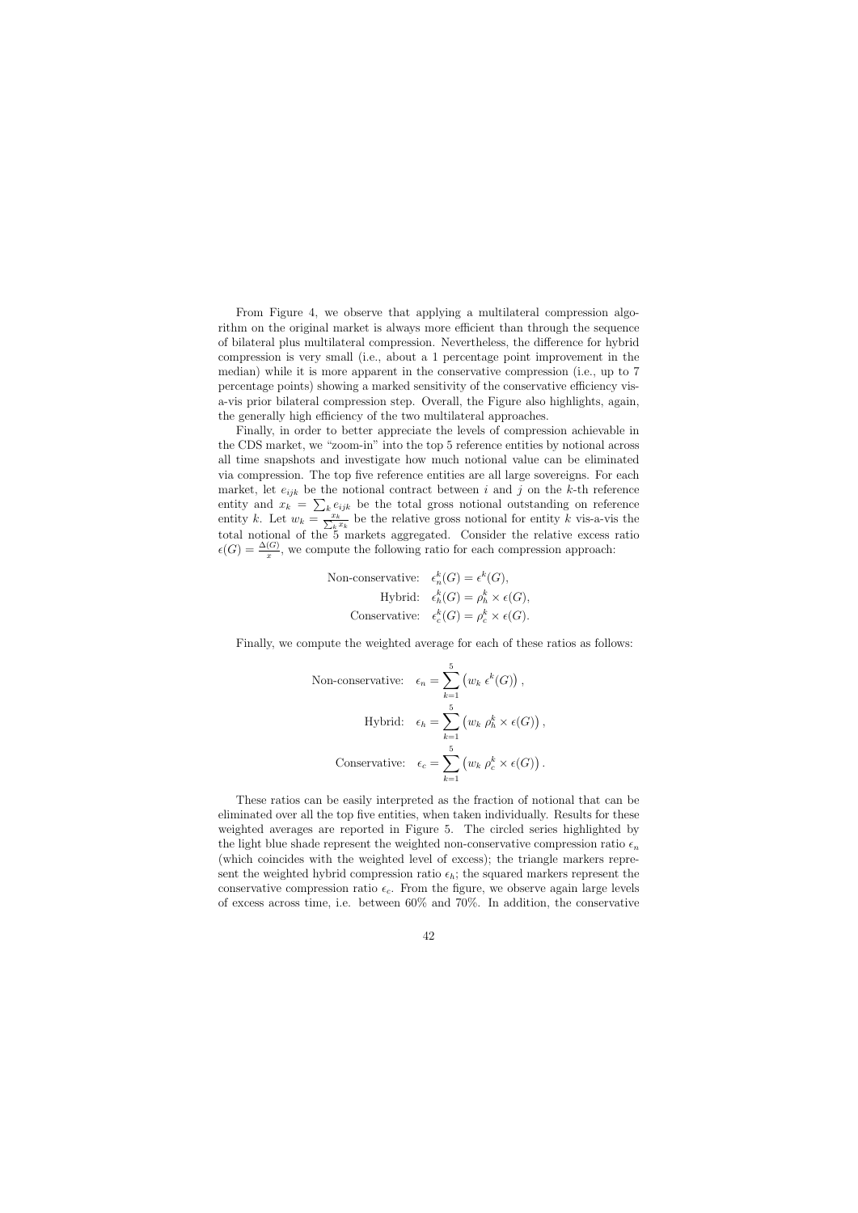From Figure 4, we observe that applying a multilateral compression algorithm on the original market is always more efficient than through the sequence of bilateral plus multilateral compression. Nevertheless, the difference for hybrid compression is very small (i.e., about a 1 percentage point improvement in the median) while it is more apparent in the conservative compression (i.e., up to 7 percentage points) showing a marked sensitivity of the conservative efficiency vis-a-vis prior bilateral compression step. Overall, the Figure also highlights, again, the generally high efficiency of the two multilateral approaches.

Finally, in order to better appreciate the levels of compression achievable in the CDS market, we "zoom-in" into the top 5 reference entities by notional across all time snapshots and investigate how much notional value can be eliminated via compression. The top five reference entities are all large sovereigns. For each market, let $e_{ijk}$ be the notional contract between $i$ and $j$ on the $k$-th reference entity and $x_k = \sum_k e_{ijk}$ be the total gross notional outstanding on reference entity $k$. Let $w_k = \frac{x_k}{\sum_k x_k}$ be the relative gross notional for entity $k$ vis-a-vis the total notional of the 5 markets aggregated. Consider the relative excess ratio $\epsilon(G) = \frac{\Delta(G)}{x}$, we compute the following ratio for each compression approach:

$$
\begin{aligned}
\text{Non-conservative:} \quad & \epsilon_n^k(G) = \epsilon^k(G), \\
\text{Hybrid:} \quad & \epsilon_h^k(G) = \rho_h^k \times \epsilon(G), \\
\text{Conservative:} \quad & \epsilon_c^k(G) = \rho_c^k \times \epsilon(G).
\end{aligned}
$$

Finally, we compute the weighted average for each of these ratios as follows:

$$
\begin{aligned}
\text{Non-conservative:} \quad & \epsilon_n = \sum_{k=1}^{5} \left( w_k \; \epsilon^k(G) \right), \\
\text{Hybrid:} \quad & \epsilon_h = \sum_{k=1}^{5} \left( w_k \; \rho_h^k \times \epsilon(G) \right), \\
\text{Conservative:} \quad & \epsilon_c = \sum_{k=1}^{5} \left( w_k \; \rho_c^k \times \epsilon(G) \right).
\end{aligned}
$$

These ratios can be easily interpreted as the fraction of notional that can be eliminated over all the top five entities, when taken individually. Results for these weighted averages are reported in Figure 5. The circled series highlighted by the light blue shade represent the weighted non-conservative compression ratio $\epsilon_n$ (which coincides with the weighted level of excess); the triangle markers represent the weighted hybrid compression ratio $\epsilon_h$; the squared markers represent the conservative compression ratio $\epsilon_c$. From the figure, we observe again large levels of excess across time, i.e. between 60% and 70%. In addition, the conservative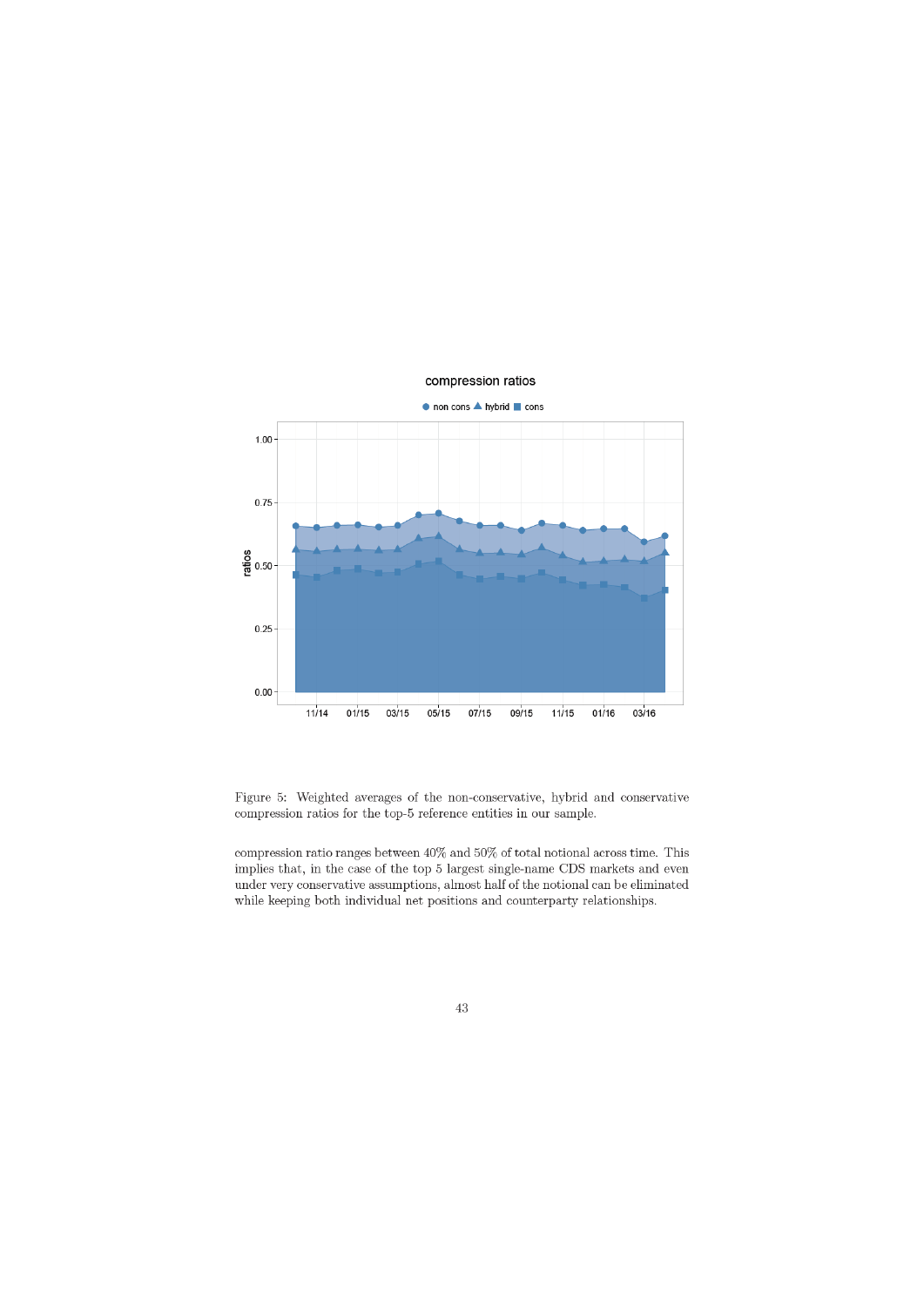Figure 5: Weighted averages of the non-conservative, hybrid and conservative compression ratios for the top-5 reference entities in our sample.

compression ratio ranges between 40% and 50% of total notional across time. This implies that, in the case of the top 5 largest single-name CDS markets and even under very conservative assumptions, almost half of the notional can be eliminated while keeping both individual net positions and counterparty relationships.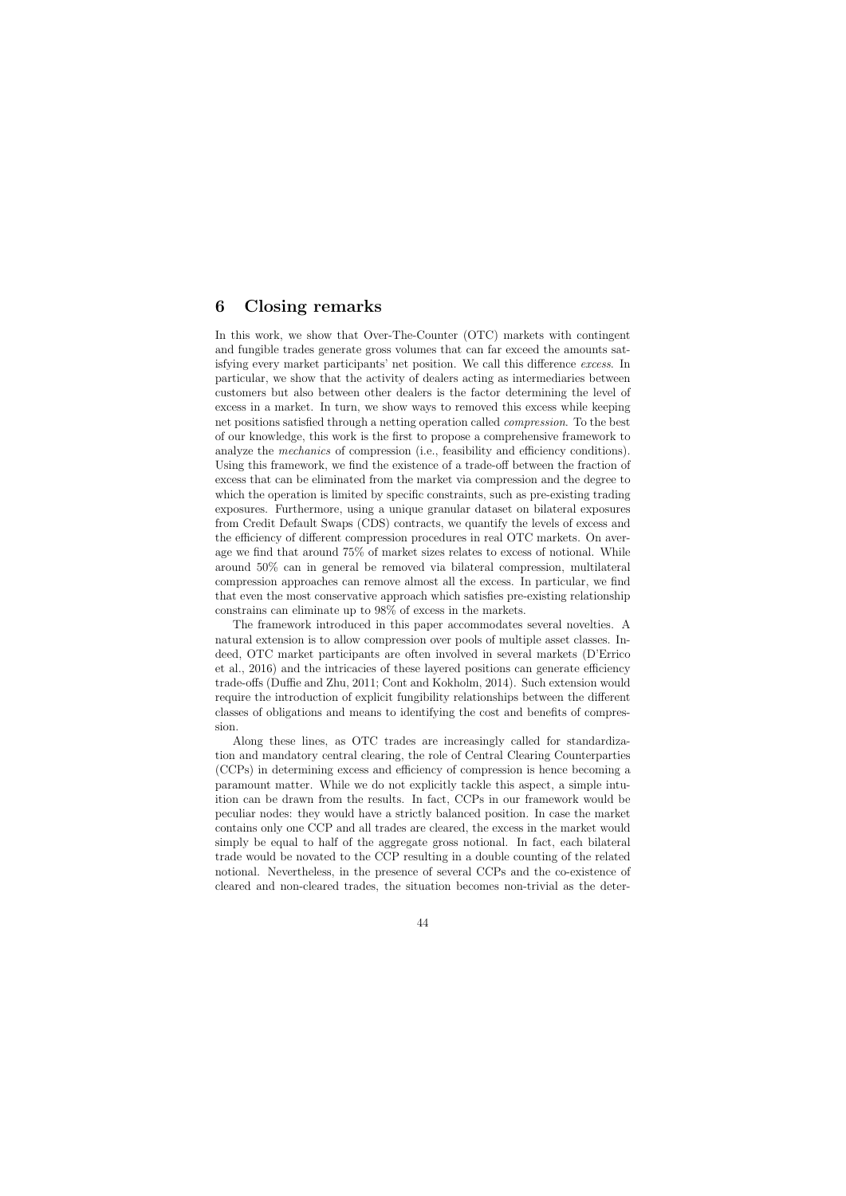## 6 Closing remarks

In this work, we show that Over-The-Counter (OTC) markets with contingent and fungible trades generate gross volumes that can far exceed the amounts satisfying every market participants' net position. We call this difference *excess*. In particular, we show that the activity of dealers acting as intermediaries between customers but also between other dealers is the factor determining the level of excess in a market. In turn, we show ways to removed this excess while keeping net positions satisfied through a netting operation called *compression*. To the best of our knowledge, this work is the first to propose a comprehensive framework to analyze the *mechanics* of compression (i.e., feasibility and efficiency conditions). Using this framework, we find the existence of a trade-off between the fraction of excess that can be eliminated from the market via compression and the degree to which the operation is limited by specific constraints, such as pre-existing trading exposures. Furthermore, using a unique granular dataset on bilateral exposures from Credit Default Swaps (CDS) contracts, we quantify the levels of excess and the efficiency of different compression procedures in real OTC markets. On average we find that around 75% of market sizes relates to excess of notional. While around 50% can in general be removed via bilateral compression, multilateral compression approaches can remove almost all the excess. In particular, we find that even the most conservative approach which satisfies pre-existing relationship constrains can eliminate up to 98% of excess in the markets.

The framework introduced in this paper accommodates several novelties. A natural extension is to allow compression over pools of multiple asset classes. Indeed, OTC market participants are often involved in several markets (D'Errico et al., 2016) and the intricacies of these layered positions can generate efficiency trade-offs (Duffie and Zhu, 2011; Cont and Kokholm, 2014). Such extension would require the introduction of explicit fungibility relationships between the different classes of obligations and means to identifying the cost and benefits of compression.

Along these lines, as OTC trades are increasingly called for standardization and mandatory central clearing, the role of Central Clearing Counterparties (CCPs) in determining excess and efficiency of compression is hence becoming a paramount matter. While we do not explicitly tackle this aspect, a simple intuition can be drawn from the results. In fact, CCPs in our framework would be peculiar nodes: they would have a strictly balanced position. In case the market contains only one CCP and all trades are cleared, the excess in the market would simply be equal to half of the aggregate gross notional. In fact, each bilateral trade would be novated to the CCP resulting in a double counting of the related notional. Nevertheless, in the presence of several CCPs and the co-existence of cleared and non-cleared trades, the situation becomes non-trivial as the deter-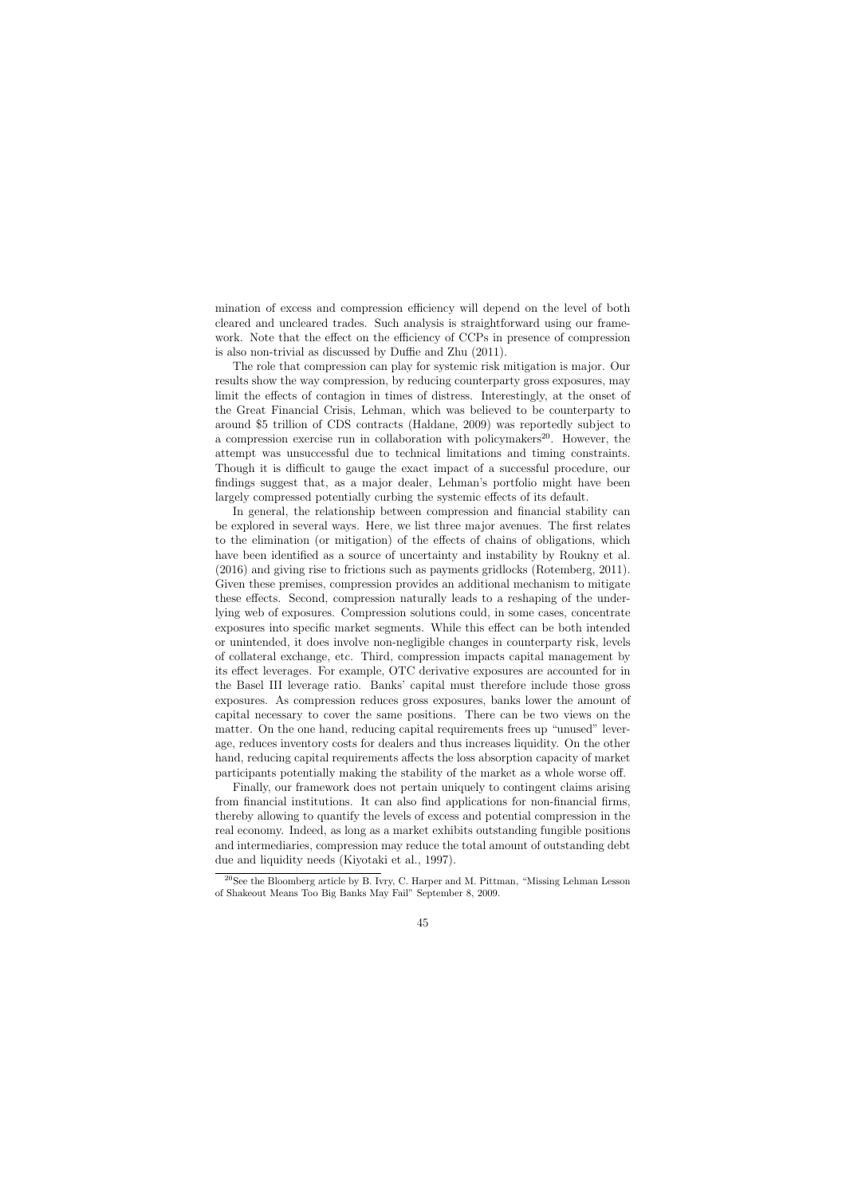mination of excess and compression efficiency will depend on the level of both cleared and uncleared trades. Such analysis is straightforward using our framework. Note that the effect on the efficiency of CCPs in presence of compression is also non-trivial as discussed by Duffie and Zhu (2011).

The role that compression can play for systemic risk mitigation is major. Our results show the way compression, by reducing counterparty gross exposures, may limit the effects of contagion in times of distress. Interestingly, at the onset of the Great Financial Crisis, Lehman, which was believed to be counterparty to around \$5 trillion of CDS contracts (Haldane, 2009) was reportedly subject to a compression exercise run in collaboration with policymakers[20]. However, the attempt was unsuccessful due to technical limitations and timing constraints. Though it is difficult to gauge the exact impact of a successful procedure, our findings suggest that, as a major dealer, Lehman's portfolio might have been largely compressed potentially curbing the systemic effects of its default.

In general, the relationship between compression and financial stability can be explored in several ways. Here, we list three major avenues. The first relates to the elimination (or mitigation) of the effects of chains of obligations, which have been identified as a source of uncertainty and instability by Roukny et al. (2016) and giving rise to frictions such as payments gridlocks (Rotemberg, 2011). Given these premises, compression provides an additional mechanism to mitigate these effects. Second, compression naturally leads to a reshaping of the underlying web of exposures. Compression solutions could, in some cases, concentrate exposures into specific market segments. While this effect can be both intended or unintended, it does involve non-negligible changes in counterparty risk, levels of collateral exchange, etc. Third, compression impacts capital management by its effect leverages. For example, OTC derivative exposures are accounted for in the Basel III leverage ratio. Banks' capital must therefore include those gross exposures. As compression reduces gross exposures, banks lower the amount of capital necessary to cover the same positions. There can be two views on the matter. On the one hand, reducing capital requirements frees up "unused" leverage, reduces inventory costs for dealers and thus increases liquidity. On the other hand, reducing capital requirements affects the loss absorption capacity of market participants potentially making the stability of the market as a whole worse off.

Finally, our framework does not pertain uniquely to contingent claims arising from financial institutions. It can also find applications for non-financial firms, thereby allowing to quantify the levels of excess and potential compression in the real economy. Indeed, as long as a market exhibits outstanding fungible positions and intermediaries, compression may reduce the total amount of outstanding debt due and liquidity needs (Kiyotaki et al., 1997).

[20]See the Bloomberg article by B. Ivry, C. Harper and M. Pittman, "Missing Lehman Lesson of Shakeout Means Too Big Banks May Fail" September 8, 2009.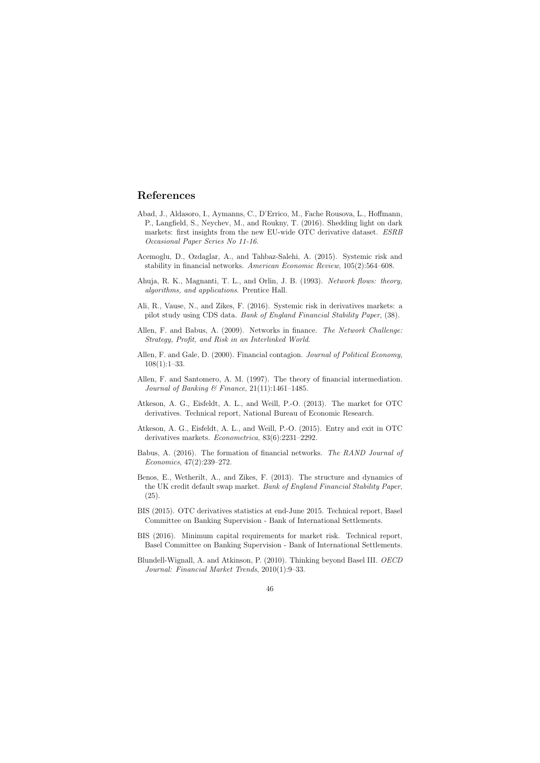## References

Abad, J., Aldasoro, I., Aymanns, C., D'Errico, M., Fache Rousova, L., Hoffmann, P., Langfield, S., Neychev, M., and Roukny, T. (2016). Shedding light on dark markets: first insights from the new EU-wide OTC derivative dataset. *ESRB Occasional Paper Series No 11-16*.

Acemoglu, D., Ozdaglar, A., and Tahbaz-Salehi, A. (2015). Systemic risk and stability in financial networks. *American Economic Review*, 105(2):564–608.

Ahuja, R. K., Magnanti, T. L., and Orlin, J. B. (1993). *Network flows: theory, algorithms, and applications*. Prentice Hall.

Ali, R., Vause, N., and Zikes, F. (2016). Systemic risk in derivatives markets: a pilot study using CDS data. *Bank of England Financial Stability Paper*, (38).

Allen, F. and Babus, A. (2009). Networks in finance. *The Network Challenge: Strategy, Profit, and Risk in an Interlinked World*.

Allen, F. and Gale, D. (2000). Financial contagion. *Journal of Political Economy*, 108(1):1–33.

Allen, F. and Santomero, A. M. (1997). The theory of financial intermediation. *Journal of Banking & Finance*, 21(11):1461–1485.

Atkeson, A. G., Eisfeldt, A. L., and Weill, P.-O. (2013). The market for OTC derivatives. Technical report, National Bureau of Economic Research.

Atkeson, A. G., Eisfeldt, A. L., and Weill, P.-O. (2015). Entry and exit in OTC derivatives markets. *Econometrica*, 83(6):2231–2292.

Babus, A. (2016). The formation of financial networks. *The RAND Journal of Economics*, 47(2):239–272.

Benos, E., Wetherilt, A., and Zikes, F. (2013). The structure and dynamics of the UK credit default swap market. *Bank of England Financial Stability Paper*, (25).

BIS (2015). OTC derivatives statistics at end-June 2015. Technical report, Basel Committee on Banking Supervision - Bank of International Settlements.

BIS (2016). Minimum capital requirements for market risk. Technical report, Basel Committee on Banking Supervision - Bank of International Settlements.

Blundell-Wignall, A. and Atkinson, P. (2010). Thinking beyond Basel III. *OECD Journal: Financial Market Trends*, 2010(1):9–33.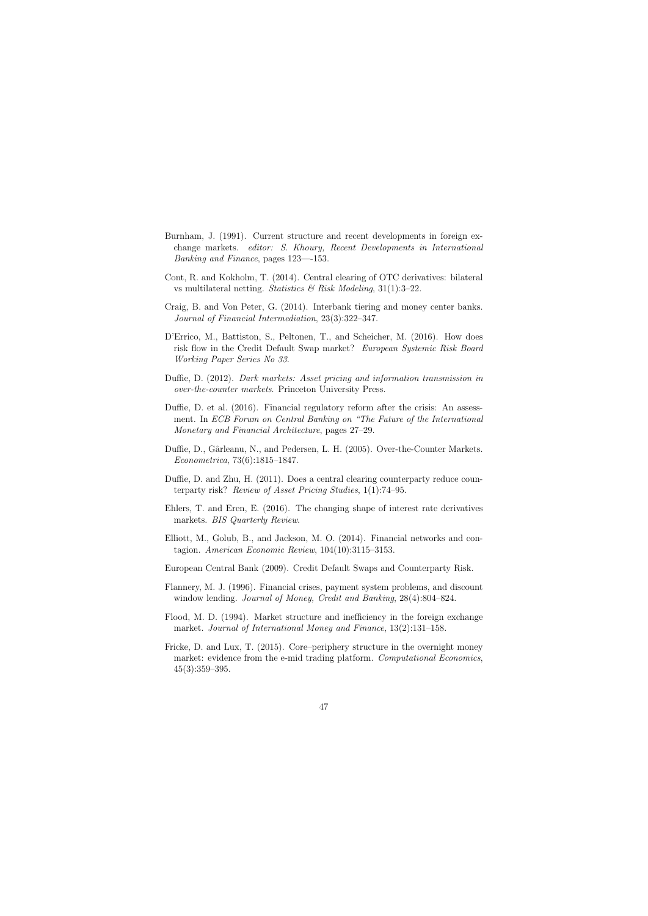Burnham, J. (1991). Current structure and recent developments in foreign exchange markets. *editor: S. Khoury, Recent Developments in International Banking and Finance*, pages 123—-153.

Cont, R. and Kokholm, T. (2014). Central clearing of OTC derivatives: bilateral vs multilateral netting. *Statistics & Risk Modeling*, 31(1):3–22.

Craig, B. and Von Peter, G. (2014). Interbank tiering and money center banks. *Journal of Financial Intermediation*, 23(3):322–347.

D'Errico, M., Battiston, S., Peltonen, T., and Scheicher, M. (2016). How does risk flow in the Credit Default Swap market? *European Systemic Risk Board Working Paper Series No 33*.

Duffie, D. (2012). *Dark markets: Asset pricing and information transmission in over-the-counter markets*. Princeton University Press.

Duffie, D. et al. (2016). Financial regulatory reform after the crisis: An assessment. In *ECB Forum on Central Banking on "The Future of the International Monetary and Financial Architecture*, pages 27–29.

Duffie, D., Gârleanu, N., and Pedersen, L. H. (2005). Over-the-Counter Markets. *Econometrica*, 73(6):1815–1847.

Duffie, D. and Zhu, H. (2011). Does a central clearing counterparty reduce counterparty risk? *Review of Asset Pricing Studies*, 1(1):74–95.

Ehlers, T. and Eren, E. (2016). The changing shape of interest rate derivatives markets. *BIS Quarterly Review*.

Elliott, M., Golub, B., and Jackson, M. O. (2014). Financial networks and contagion. *American Economic Review*, 104(10):3115–3153.

European Central Bank (2009). Credit Default Swaps and Counterparty Risk.

Flannery, M. J. (1996). Financial crises, payment system problems, and discount window lending. *Journal of Money, Credit and Banking*, 28(4):804–824.

Flood, M. D. (1994). Market structure and inefficiency in the foreign exchange market. *Journal of International Money and Finance*, 13(2):131–158.

Fricke, D. and Lux, T. (2015). Core–periphery structure in the overnight money market: evidence from the e-mid trading platform. *Computational Economics*, 45(3):359–395.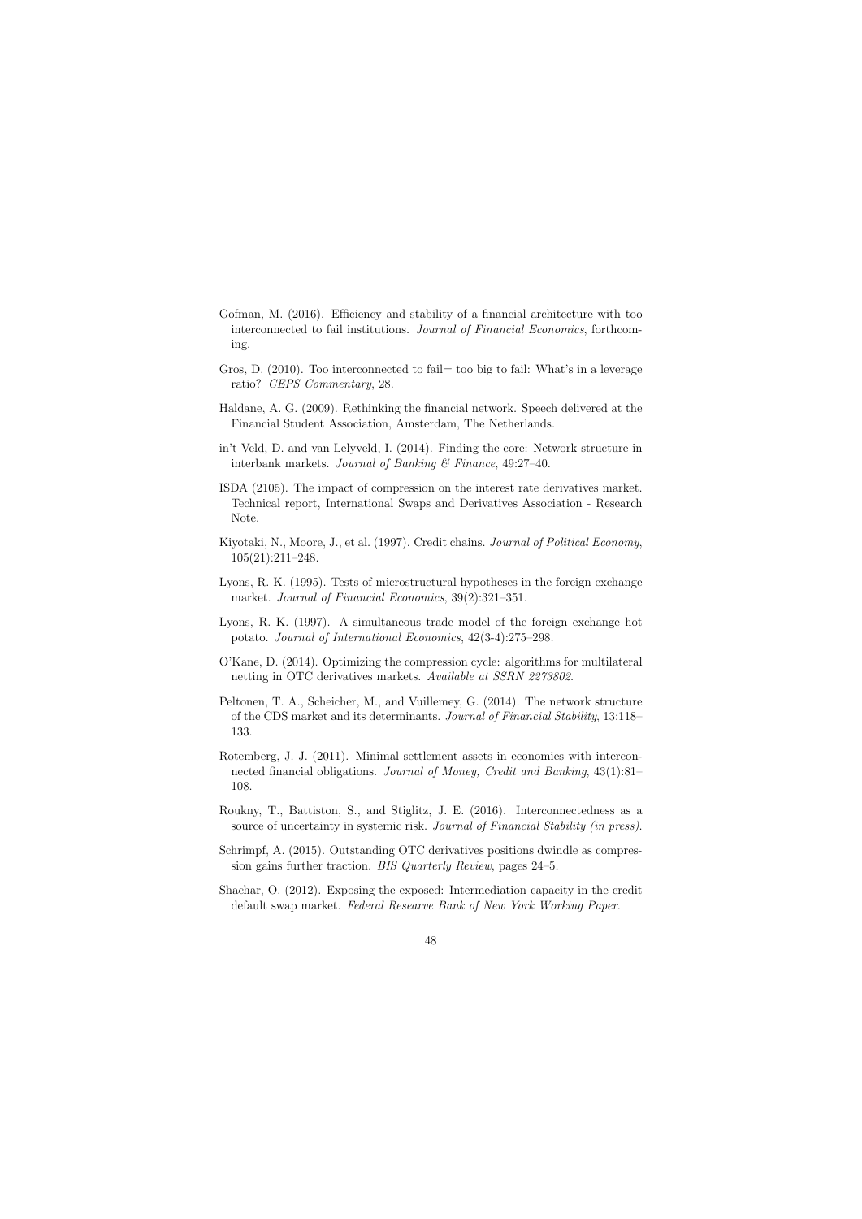Gofman, M. (2016). Efficiency and stability of a financial architecture with too interconnected to fail institutions. *Journal of Financial Economics*, forthcoming.

Gros, D. (2010). Too interconnected to fail= too big to fail: What's in a leverage ratio? *CEPS Commentary*, 28.

Haldane, A. G. (2009). Rethinking the financial network. Speech delivered at the Financial Student Association, Amsterdam, The Netherlands.

in't Veld, D. and van Lelyveld, I. (2014). Finding the core: Network structure in interbank markets. *Journal of Banking & Finance*, 49:27–40.

ISDA (2105). The impact of compression on the interest rate derivatives market. Technical report, International Swaps and Derivatives Association - Research Note.

Kiyotaki, N., Moore, J., et al. (1997). Credit chains. *Journal of Political Economy*, 105(21):211–248.

Lyons, R. K. (1995). Tests of microstructural hypotheses in the foreign exchange market. *Journal of Financial Economics*, 39(2):321–351.

Lyons, R. K. (1997). A simultaneous trade model of the foreign exchange hot potato. *Journal of International Economics*, 42(3-4):275–298.

O'Kane, D. (2014). Optimizing the compression cycle: algorithms for multilateral netting in OTC derivatives markets. *Available at SSRN 2273802*.

Peltonen, T. A., Scheicher, M., and Vuillemey, G. (2014). The network structure of the CDS market and its determinants. *Journal of Financial Stability*, 13:118–133.

Rotemberg, J. J. (2011). Minimal settlement assets in economies with interconnected financial obligations. *Journal of Money, Credit and Banking*, 43(1):81–108.

Roukny, T., Battiston, S., and Stiglitz, J. E. (2016). Interconnectedness as a source of uncertainty in systemic risk. *Journal of Financial Stability (in press)*.

Schrimpf, A. (2015). Outstanding OTC derivatives positions dwindle as compression gains further traction. *BIS Quarterly Review*, pages 24–5.

Shachar, O. (2012). Exposing the exposed: Intermediation capacity in the credit default swap market. *Federal Researve Bank of New York Working Paper*.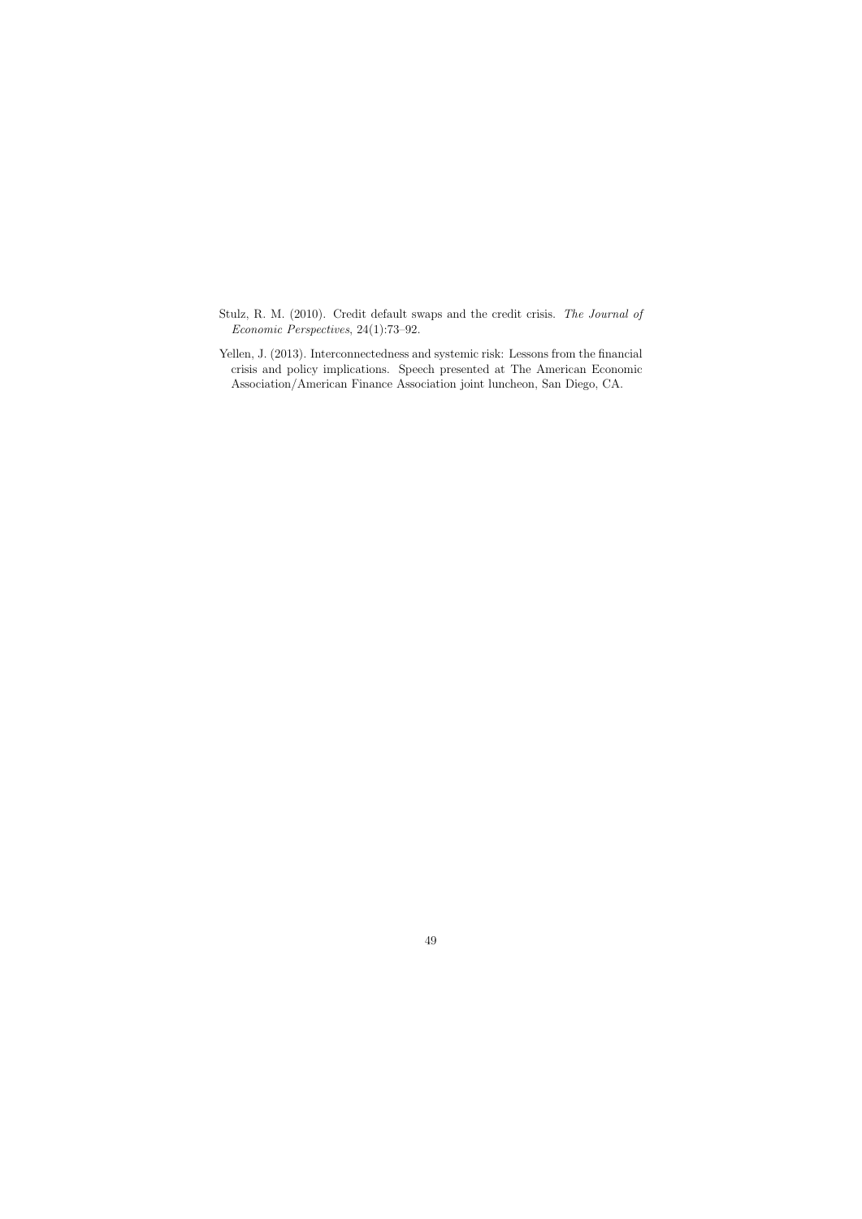Stulz, R. M. (2010). Credit default swaps and the credit crisis. *The Journal of Economic Perspectives*, 24(1):73–92.

Yellen, J. (2013). Interconnectedness and systemic risk: Lessons from the financial crisis and policy implications. Speech presented at The American Economic Association/American Finance Association joint luncheon, San Diego, CA.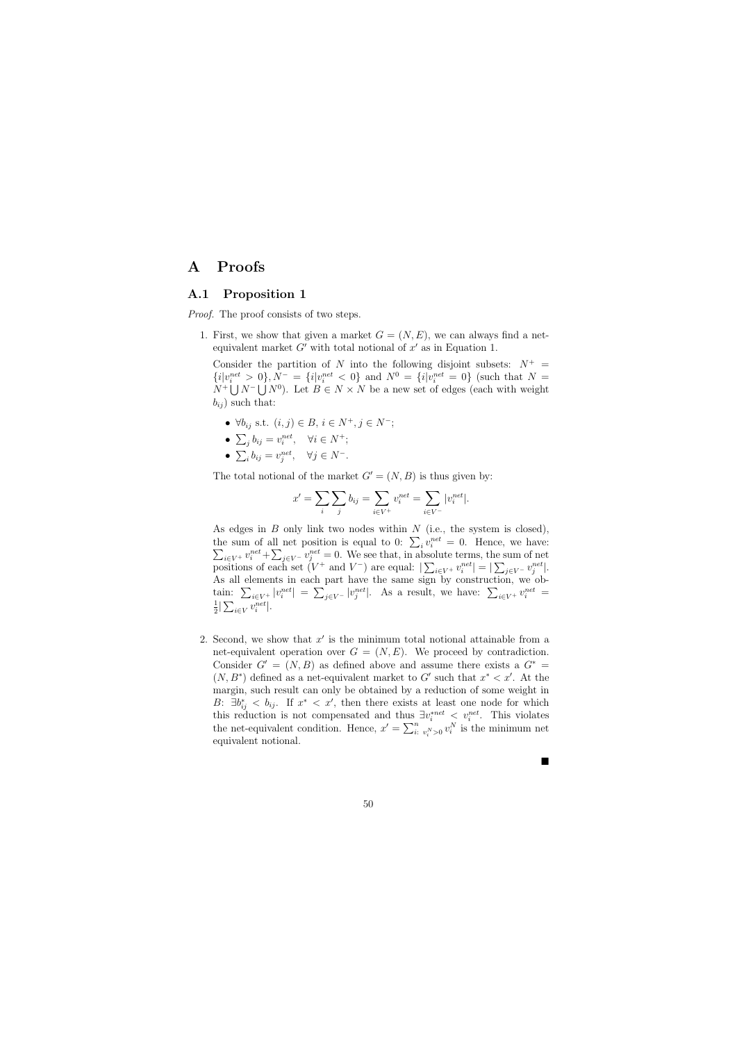# A Proofs

## A.1 Proposition 1

*Proof.* The proof consists of two steps.

1. First, we show that given a market $G = (N, E)$, we can always find a net-equivalent market $G'$ with total notional of $x'$ as in Equation 1.

   Consider the partition of $N$ into the following disjoint subsets: $N^+ = \{i|v_i^{net} > 0\}, N^- = \{i|v_i^{net} < 0\}$ and $N^0 = \{i|v_i^{net} = 0\}$ (such that $N = N^+ \bigcup N^- \bigcup N^0$). Let $B \in N \times N$ be a new set of edges (each with weight $b_{ij}$) such that:

   - $\forall b_{ij}$ s.t. $(i,j) \in B$, $i \in N^+, j \in N^-$;
   - $\sum_j b_{ij} = v_i^{net}, \quad \forall i \in N^+$;
   - $\sum_i b_{ij} = v_j^{net}, \quad \forall j \in N^-$.

   The total notional of the market $G' = (N, B)$ is thus given by:

   $$x' = \sum_i \sum_j b_{ij} = \sum_{i \in V^+} v_i^{net} = \sum_{i \in V^-} |v_i^{net}|.$$

   As edges in $B$ only link two nodes within $N$ (i.e., the system is closed), the sum of all net position is equal to 0: $\sum_i v_i^{net} = 0$. Hence, we have: $\sum_{i \in V^+} v_i^{net} + \sum_{j \in V^-} v_j^{net} = 0$. We see that, in absolute terms, the sum of net positions of each set ($V^+$ and $V^-$) are equal: $|\sum_{i \in V^+} v_i^{net}| = |\sum_{j \in V^-} v_j^{net}|$. As all elements in each part have the same sign by construction, we obtain: $\sum_{i \in V^+} |v_i^{net}| = \sum_{j \in V^-} |v_j^{net}|$. As a result, we have: $\sum_{i \in V^+} v_i^{net} = \frac{1}{2} |\sum_{i \in V} v_i^{net}|$.

2. Second, we show that $x'$ is the minimum total notional attainable from a net-equivalent operation over $G = (N, E)$. We proceed by contradiction. Consider $G' = (N, B)$ as defined above and assume there exists a $G^* = (N, B^*)$ defined as a net-equivalent market to $G'$ such that $x^* < x'$. At the margin, such result can only be obtained by a reduction of some weight in $B$: $\exists b_{ij}^* < b_{ij}$. If $x^* < x'$, then there exists at least one node for which this reduction is not compensated and thus $\exists v_i^{*net} < v_i^{net}$. This violates the net-equivalent condition. Hence, $x' = \sum_{i:\ v_i^N > 0}^n v_i^N$ is the minimum net equivalent notional.

■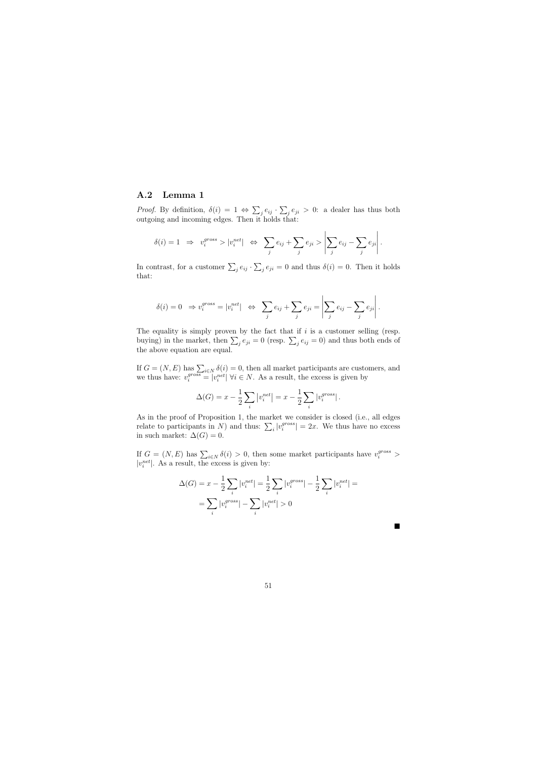### A.2 Lemma 1

*Proof.* By definition, $\delta(i) = 1 \Leftrightarrow \sum_j e_{ij} \cdot \sum_j e_{ji} > 0$: a dealer has thus both outgoing and incoming edges. Then it holds that:

$$\delta(i) = 1 \;\; \Rightarrow \;\; v_i^{gross} > |v_i^{net}| \;\; \Leftrightarrow \;\; \sum_j e_{ij} + \sum_j e_{ji} > \left| \sum_j e_{ij} - \sum_j e_{ji} \right| .$$

In contrast, for a customer $\sum_j e_{ij} \cdot \sum_j e_{ji} = 0$ and thus $\delta(i) = 0$. Then it holds that:

$$\delta(i) = 0 \;\; \Rightarrow v_i^{gross} = |v_i^{net}| \;\; \Leftrightarrow \;\; \sum_j e_{ij} + \sum_j e_{ji} = \left| \sum_j e_{ij} - \sum_j e_{ji} \right| .$$

The equality is simply proven by the fact that if $i$ is a customer selling (resp. buying) in the market, then $\sum_j e_{ji} = 0$ (resp. $\sum_j e_{ij} = 0$) and thus both ends of the above equation are equal.

If $G = (N, E)$ has $\sum_{i \in N} \delta(i) = 0$, then all market participants are customers, and we thus have: $v_i^{gross} = |v_i^{net}| \; \forall i \in N$. As a result, the excess is given by

$$\Delta(G) = x - \frac{1}{2} \sum_i \left| v_i^{net} \right| = x - \frac{1}{2} \sum_i \left| v_i^{gross} \right| .$$

As in the proof of Proposition 1, the market we consider is closed (i.e., all edges relate to participants in $N$) and thus: $\sum_i |v_i^{gross}| = 2x$. We thus have no excess in such market: $\Delta(G) = 0$.

If $G = (N, E)$ has $\sum_{i \in N} \delta(i) > 0$, then some market participants have $v_i^{gross} > |v_i^{net}|$. As a result, the excess is given by:

$$\Delta(G) = x - \frac{1}{2} \sum_i |v_i^{net}| = \frac{1}{2} \sum_i |v_i^{gross}| - \frac{1}{2} \sum_i |v_i^{net}| =$$
$$= \sum_i |v_i^{gross}| - \sum_i |v_i^{net}| > 0$$

■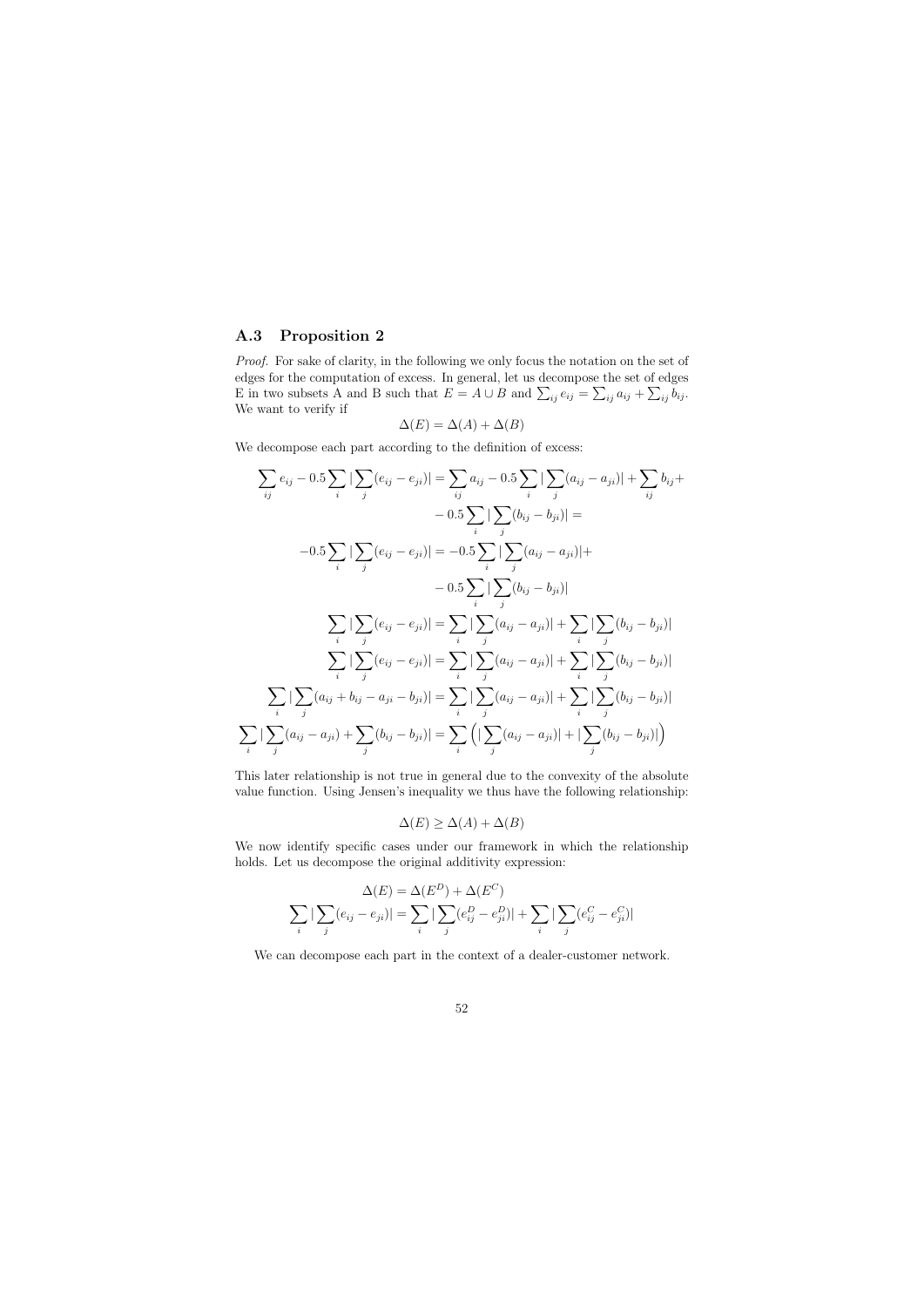### A.3 Proposition 2

*Proof.* For sake of clarity, in the following we only focus the notation on the set of edges for the computation of excess. In general, let us decompose the set of edges E in two subsets A and B such that $E = A \cup B$ and $\sum_{ij} e_{ij} = \sum_{ij} a_{ij} + \sum_{ij} b_{ij}$. We want to verify if

$$\Delta(E) = \Delta(A) + \Delta(B)$$

We decompose each part according to the definition of excess:

$$\begin{aligned}
\sum_{ij} e_{ij} - 0.5 \sum_i |\sum_j (e_{ij} - e_{ji})| &= \sum_{ij} a_{ij} - 0.5 \sum_i |\sum_j (a_{ij} - a_{ji})| + \sum_{ij} b_{ij} + \\
&\quad - 0.5 \sum_i |\sum_j (b_{ij} - b_{ji})| = \\
-0.5 \sum_i |\sum_j (e_{ij} - e_{ji})| &= -0.5 \sum_i |\sum_j (a_{ij} - a_{ji})| + \\
&\quad - 0.5 \sum_i |\sum_j (b_{ij} - b_{ji})| \\
\sum_i |\sum_j (e_{ij} - e_{ji})| &= \sum_i |\sum_j (a_{ij} - a_{ji})| + \sum_i |\sum_j (b_{ij} - b_{ji})| \\
\sum_i |\sum_j (e_{ij} - e_{ji})| &= \sum_i |\sum_j (a_{ij} - a_{ji})| + \sum_i |\sum_j (b_{ij} - b_{ji})| \\
\sum_i |\sum_j (a_{ij} + b_{ij} - a_{ji} - b_{ji})| &= \sum_i |\sum_j (a_{ij} - a_{ji})| + \sum_i |\sum_j (b_{ij} - b_{ji})| \\
\sum_i |\sum_j (a_{ij} - a_{ji}) + \sum_j (b_{ij} - b_{ji})| &= \sum_i \Big( |\sum_j (a_{ij} - a_{ji})| + |\sum_j (b_{ij} - b_{ji})| \Big)
\end{aligned}$$

This later relationship is not true in general due to the convexity of the absolute value function. Using Jensen's inequality we thus have the following relationship:

$$\Delta(E) \geq \Delta(A) + \Delta(B)$$

We now identify specific cases under our framework in which the relationship holds. Let us decompose the original additivity expression:

$$\begin{aligned}
\Delta(E) &= \Delta(E^D) + \Delta(E^C) \\
\sum_i |\sum_j (e_{ij} - e_{ji})| &= \sum_i |\sum_j (e^D_{ij} - e^D_{ji})| + \sum_i |\sum_j (e^C_{ij} - e^C_{ji})|
\end{aligned}$$

We can decompose each part in the context of a dealer-customer network.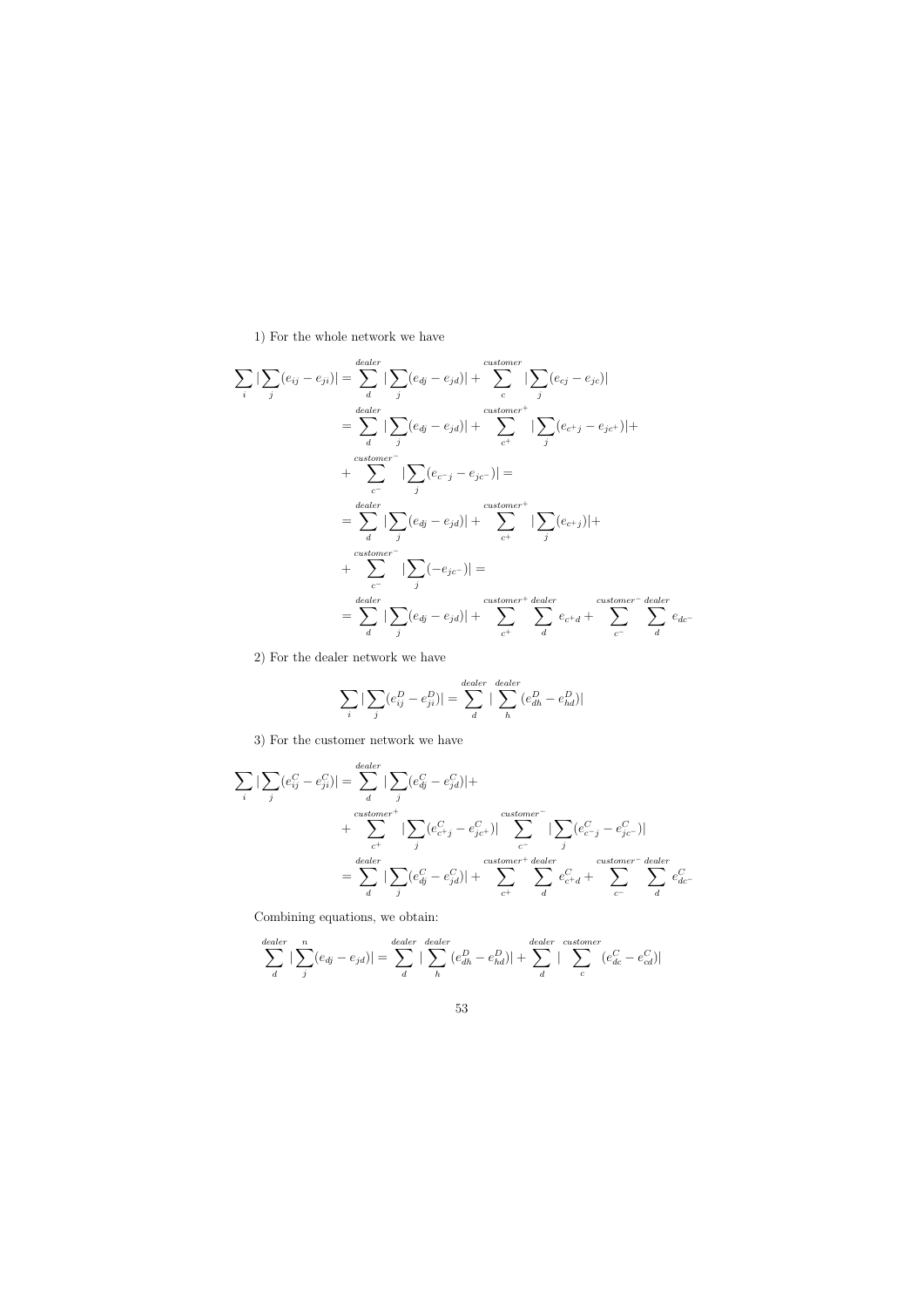1) For the whole network we have

$$
\begin{aligned}
\sum_i |\sum_j (e_{ij} - e_{ji})| &= \sum_d^{dealer} |\sum_j (e_{dj} - e_{jd})| + \sum_c^{customer} |\sum_j (e_{cj} - e_{jc})| \\
&= \sum_d^{dealer} |\sum_j (e_{dj} - e_{jd})| + \sum_{c^+}^{customer^+} |\sum_j (e_{c^+j} - e_{jc^+})| + \\
&+ \sum_{c^-}^{customer^-} |\sum_j (e_{c^-j} - e_{jc^-})| = \\
&= \sum_d^{dealer} |\sum_j (e_{dj} - e_{jd})| + \sum_{c^+}^{customer^+} |\sum_j (e_{c^+j})| + \\
&+ \sum_{c^-}^{customer^-} |\sum_j (-e_{jc^-})| = \\
&= \sum_d^{dealer} |\sum_j (e_{dj} - e_{jd})| + \sum_{c^+}^{customer^+} \sum_d^{dealer} e_{c^+d} + \sum_{c^-}^{customer^-} \sum_d^{dealer} e_{dc^-}
\end{aligned}
$$

2) For the dealer network we have

$$
\sum_i |\sum_j (e^D_{ij} - e^D_{ji})| = \sum_d^{dealer} |\sum_h^{dealer} (e^D_{dh} - e^D_{hd})|
$$

3) For the customer network we have

$$
\begin{aligned}
\sum_i |\sum_j (e^C_{ij} - e^C_{ji})| &= \sum_d^{dealer} |\sum_j (e^C_{dj} - e^C_{jd})| + \\
&+ \sum_{c^+}^{customer^+} |\sum_j (e^C_{c^+j} - e^C_{jc^+})| \sum_{c^-}^{customer^-} |\sum_j (e^C_{c^-j} - e^C_{jc^-})| \\
&= \sum_d^{dealer} |\sum_j (e^C_{dj} - e^C_{jd})| + \sum_{c^+}^{customer^+} \sum_d^{dealer} e^C_{c^+d} + \sum_{c^-}^{customer^-} \sum_d^{dealer} e^C_{dc^-}
\end{aligned}
$$

Combining equations, we obtain:

$$
\sum_d^{dealer} |\sum_j^{n} (e_{dj} - e_{jd})| = \sum_d^{dealer} |\sum_h^{dealer} (e^D_{dh} - e^D_{hd})| + \sum_d^{dealer} |\sum_c^{customer} (e^C_{dc} - e^C_{cd})|
$$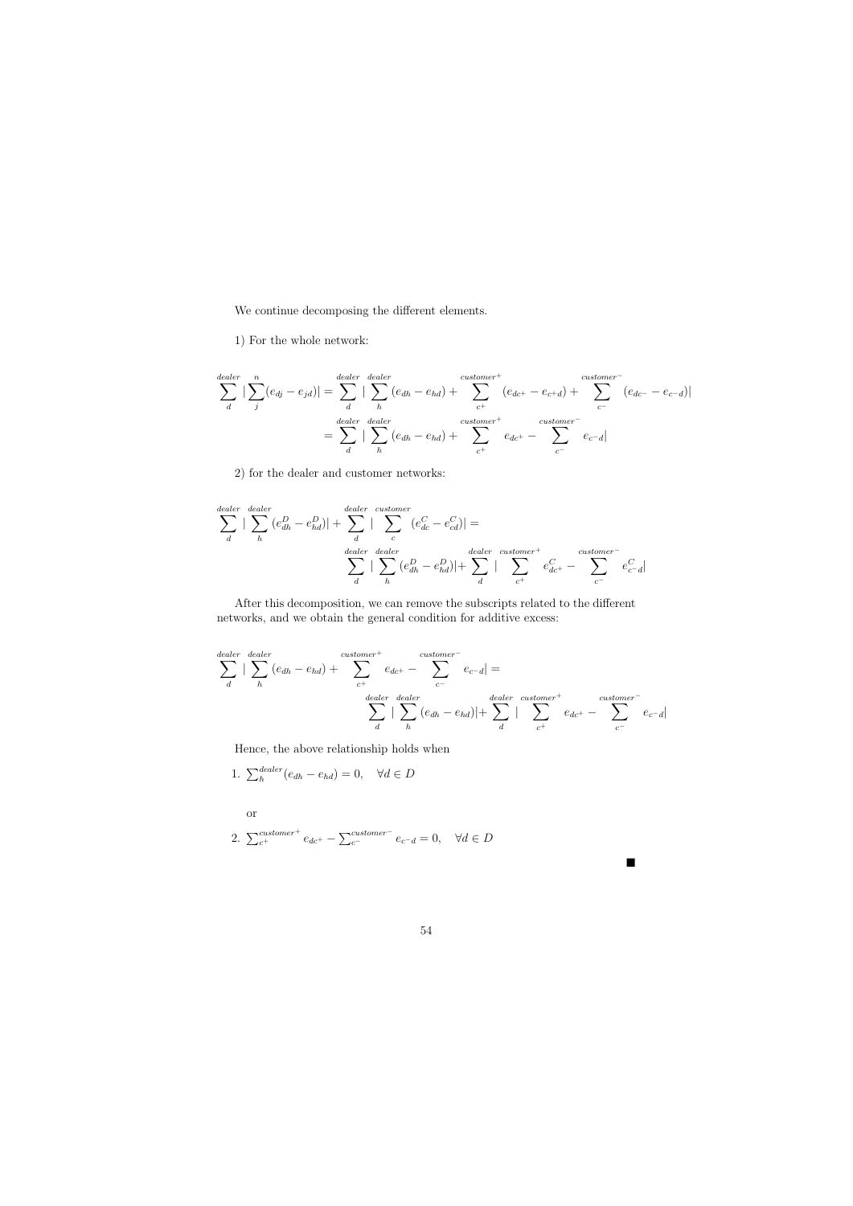We continue decomposing the different elements.

1) For the whole network:

$$\sum_{d}^{dealer} |\sum_{j}^{n}(e_{dj} - e_{jd})| = \sum_{d}^{dealer} |\sum_{h}^{dealer}(e_{dh} - e_{hd}) + \sum_{c^+}^{customer^+}(e_{dc^+} - e_{c^+d}) + \sum_{c^-}^{customer^-}(e_{dc^-} - e_{c^-d})|$$

$$= \sum_{d}^{dealer} |\sum_{h}^{dealer}(e_{dh} - e_{hd}) + \sum_{c^+}^{customer^+} e_{dc^+} - \sum_{c^-}^{customer^-} e_{c^-d}|$$

2) for the dealer and customer networks:

$$\sum_{d}^{dealer} |\sum_{h}^{dealer}(e^D_{dh} - e^D_{hd})| + \sum_{d}^{dealer} |\sum_{c}^{customer}(e^C_{dc} - e^C_{cd})| =$$

$$\sum_{d}^{dealer} |\sum_{h}^{dealer}(e^D_{dh} - e^D_{hd})| + \sum_{d}^{dealer} |\sum_{c^+}^{customer^+} e^C_{dc^+} - \sum_{c^-}^{customer^-} e^C_{c^-d}|$$

After this decomposition, we can remove the subscripts related to the different networks, and we obtain the general condition for additive excess:

$$\sum_{d}^{dealer} |\sum_{h}^{dealer}(e_{dh} - e_{hd}) + \sum_{c^+}^{customer^+} e_{dc^+} - \sum_{c^-}^{customer^-} e_{c^-d}| =$$

$$\sum_{d}^{dealer} |\sum_{h}^{dealer}(e_{dh} - e_{hd})| + \sum_{d}^{dealer} |\sum_{c^+}^{customer^+} e_{dc^+} - \sum_{c^-}^{customer^-} e_{c^-d}|$$

Hence, the above relationship holds when

1. $\sum_{h}^{dealer}(e_{dh} - e_{hd}) = 0, \quad \forall d \in D$

   or

2. $\sum_{c^+}^{customer^+} e_{dc^+} - \sum_{c^-}^{customer^-} e_{c^-d} = 0, \quad \forall d \in D$

■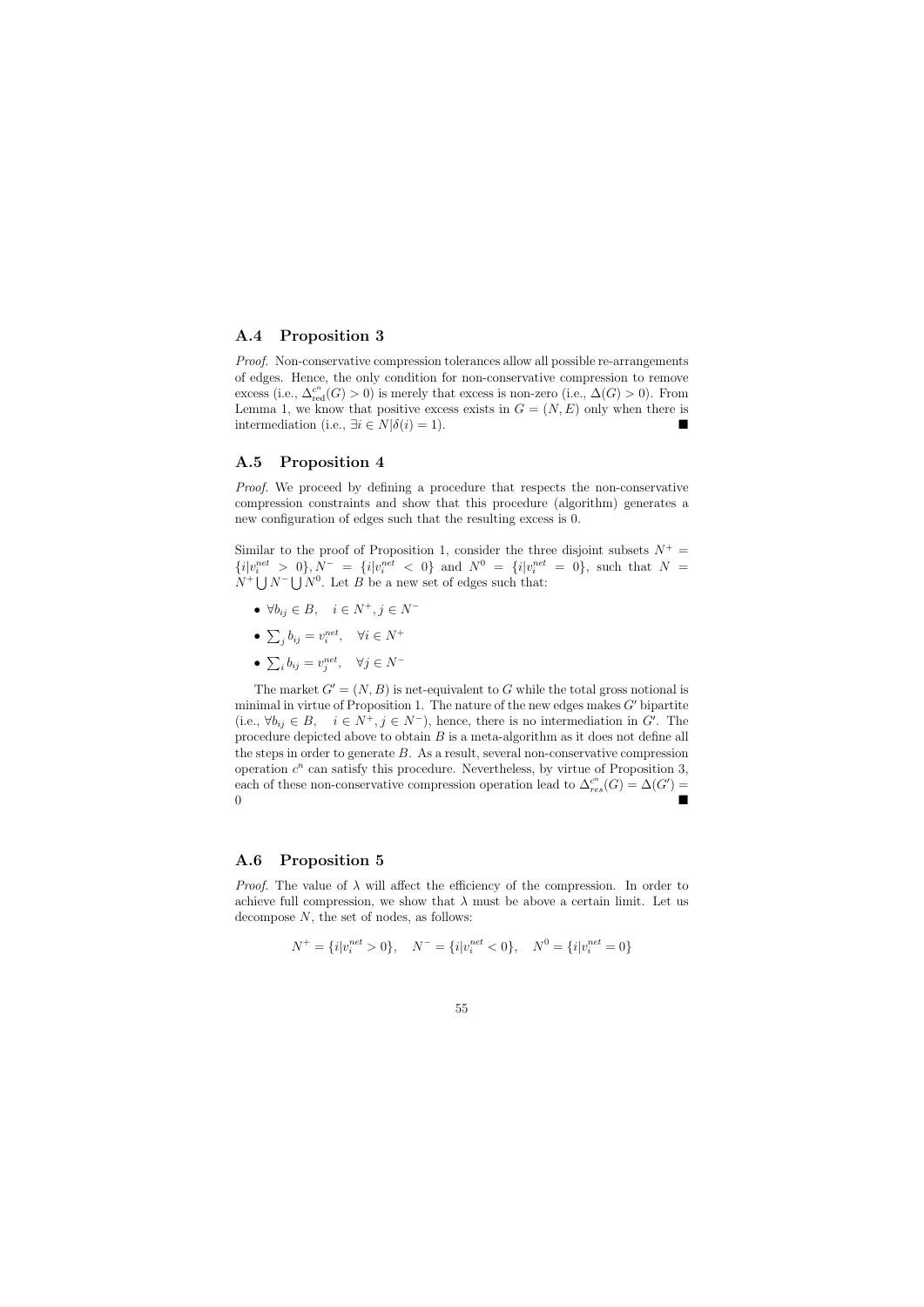### A.4 Proposition 3

*Proof.* Non-conservative compression tolerances allow all possible re-arrangements of edges. Hence, the only condition for non-conservative compression to remove excess (i.e., $\Delta_{red}^{c^n}(G) > 0$) is merely that excess is non-zero (i.e., $\Delta(G) > 0$). From Lemma 1, we know that positive excess exists in $G = (N, E)$ only when there is intermediation (i.e., $\exists i \in N | \delta(i) = 1$). ■

### A.5 Proposition 4

*Proof.* We proceed by defining a procedure that respects the non-conservative compression constraints and show that this procedure (algorithm) generates a new configuration of edges such that the resulting excess is 0.

Similar to the proof of Proposition 1, consider the three disjoint subsets $N^+ = \{i | v_i^{net} > 0\}, N^- = \{i | v_i^{net} < 0\}$ and $N^0 = \{i | v_i^{net} = 0\}$, such that $N = N^+ \bigcup N^- \bigcup N^0$. Let $B$ be a new set of edges such that:

- $\forall b_{ij} \in B, \quad i \in N^+, j \in N^-$
- $\sum_j b_{ij} = v_i^{net}, \quad \forall i \in N^+$
- $\sum_i b_{ij} = v_j^{net}, \quad \forall j \in N^-$

The market $G' = (N, B)$ is net-equivalent to $G$ while the total gross notional is minimal in virtue of Proposition 1. The nature of the new edges makes $G'$ bipartite (i.e., $\forall b_{ij} \in B, \quad i \in N^+, j \in N^-$), hence, there is no intermediation in $G'$. The procedure depicted above to obtain $B$ is a meta-algorithm as it does not define all the steps in order to generate $B$. As a result, several non-conservative compression operation $c^n$ can satisfy this procedure. Nevertheless, by virtue of Proposition 3, each of these non-conservative compression operation lead to $\Delta_{res}^{c^n}(G) = \Delta(G') = 0$ ■

### A.6 Proposition 5

*Proof.* The value of $\lambda$ will affect the efficiency of the compression. In order to achieve full compression, we show that $\lambda$ must be above a certain limit. Let us decompose $N$, the set of nodes, as follows:

$$N^+ = \{i | v_i^{net} > 0\}, \quad N^- = \{i | v_i^{net} < 0\}, \quad N^0 = \{i | v_i^{net} = 0\}$$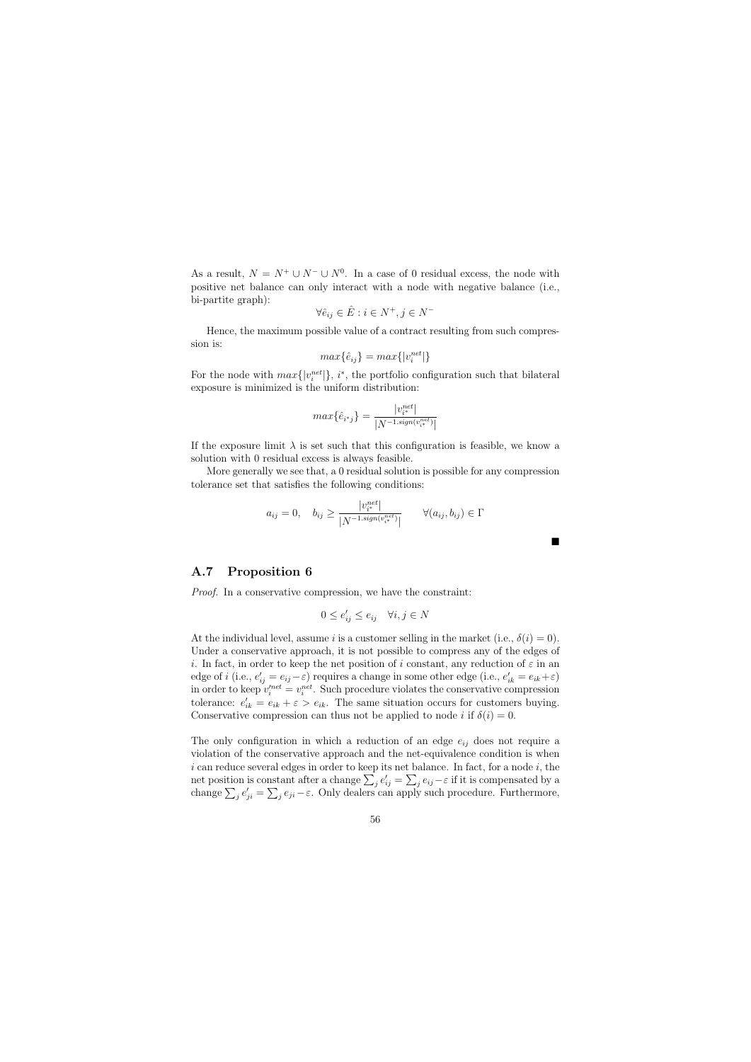As a result, $N = N^+ \cup N^- \cup N^0$. In a case of 0 residual excess, the node with positive net balance can only interact with a node with negative balance (i.e., bi-partite graph):

$$\forall \hat{e}_{ij} \in \hat{E} : i \in N^+, j \in N^-$$

Hence, the maximum possible value of a contract resulting from such compression is:

$$max\{\hat{e}_{ij}\} = max\{|v_i^{net}|\}$$

For the node with $max\{|v_i^{net}|\}$, $i^*$, the portfolio configuration such that bilateral exposure is minimized is the uniform distribution:

$$max\{\hat{e}_{i^*j}\} = \frac{|v_{i^*}^{net}|}{|N^{-1.sign(v_{i^*}^{net})}|}$$

If the exposure limit $\lambda$ is set such that this configuration is feasible, we know a solution with 0 residual excess is always feasible.

More generally we see that, a 0 residual solution is possible for any compression tolerance set that satisfies the following conditions:

$$a_{ij} = 0, \quad b_{ij} \geq \frac{|v_{i^*}^{net}|}{|N^{-1.sign(v_{i^*}^{net})}|} \qquad \forall (a_{ij}, b_{ij}) \in \Gamma$$

■

## A.7 Proposition 6

*Proof.* In a conservative compression, we have the constraint:

$$0 \leq e'_{ij} \leq e_{ij} \quad \forall i, j \in N$$

At the individual level, assume $i$ is a customer selling in the market (i.e., $\delta(i) = 0$). Under a conservative approach, it is not possible to compress any of the edges of $i$. In fact, in order to keep the net position of $i$ constant, any reduction of $\varepsilon$ in an edge of $i$ (i.e., $e'_{ij} = e_{ij} - \varepsilon$) requires a change in some other edge (i.e., $e'_{ik} = e_{ik} + \varepsilon$) in order to keep $v_i'^{net} = v_i^{net}$. Such procedure violates the conservative compression tolerance: $e'_{ik} = e_{ik} + \varepsilon > e_{ik}$. The same situation occurs for customers buying. Conservative compression can thus not be applied to node $i$ if $\delta(i) = 0$.

The only configuration in which a reduction of an edge $e_{ij}$ does not require a violation of the conservative approach and the net-equivalence condition is when $i$ can reduce several edges in order to keep its net balance. In fact, for a node $i$, the net position is constant after a change $\sum_j e'_{ij} = \sum_j e_{ij} - \varepsilon$ if it is compensated by a change $\sum_j e'_{ji} = \sum_j e_{ji} - \varepsilon$. Only dealers can apply such procedure. Furthermore,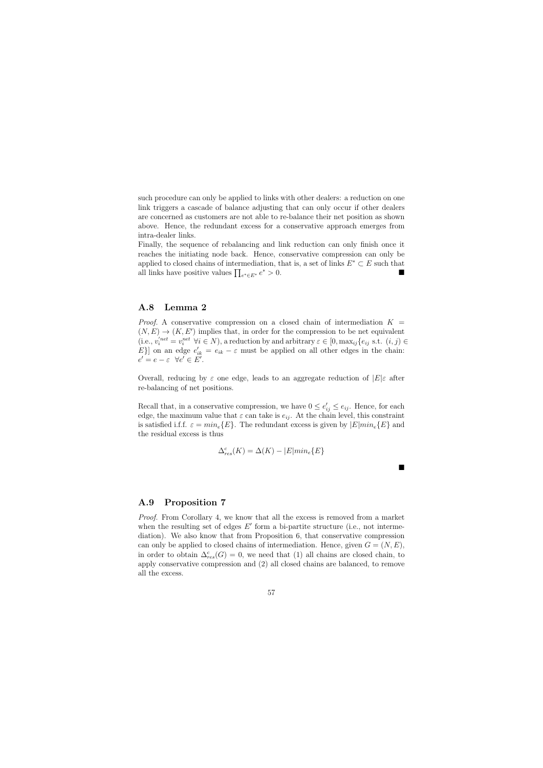such procedure can only be applied to links with other dealers: a reduction on one link triggers a cascade of balance adjusting that can only occur if other dealers are concerned as customers are not able to re-balance their net position as shown above. Hence, the redundant excess for a conservative approach emerges from intra-dealer links.
Finally, the sequence of rebalancing and link reduction can only finish once it reaches the initiating node back. Hence, conservative compression can only be applied to closed chains of intermediation, that is, a set of links $E^* \subset E$ such that all links have positive values $\prod_{e^* \in E^*} e^* > 0$. ■

## A.8 Lemma 2

*Proof.* A conservative compression on a closed chain of intermediation $K = (N, E) \rightarrow (K, E')$ implies that, in order for the compression to be net equivalent (i.e., $v_i^{\prime net} = v_i^{net} \ \forall i \in N$), a reduction by and arbitrary $\varepsilon \in [0, \max_{ij}\{e_{ij} \text{ s.t. } (i,j) \in E\}]$ on an edge $e'_{ik} = e_{ik} - \varepsilon$ must be applied on all other edges in the chain: $e' = e - \varepsilon \ \ \forall e' \in E'$.

Overall, reducing by $\varepsilon$ one edge, leads to an aggregate reduction of $|E|\varepsilon$ after re-balancing of net positions.

Recall that, in a conservative compression, we have $0 \leq e'_{ij} \leq e_{ij}$. Hence, for each edge, the maximum value that $\varepsilon$ can take is $e_{ij}$. At the chain level, this constraint is satisfied i.f.f. $\varepsilon = min_e\{E\}$. The redundant excess is given by $|E|min_e\{E\}$ and the residual excess is thus

$$\Delta^c_{res}(K) = \Delta(K) - |E|min_e\{E\}$$

■

## A.9 Proposition 7

*Proof.* From Corollary 4, we know that all the excess is removed from a market when the resulting set of edges $E'$ form a bi-partite structure (i.e., not intermediation). We also know that from Proposition 6, that conservative compression can only be applied to closed chains of intermediation. Hence, given $G = (N, E)$, in order to obtain $\Delta^c_{res}(G) = 0$, we need that (1) all chains are closed chain, to apply conservative compression and (2) all closed chains are balanced, to remove all the excess.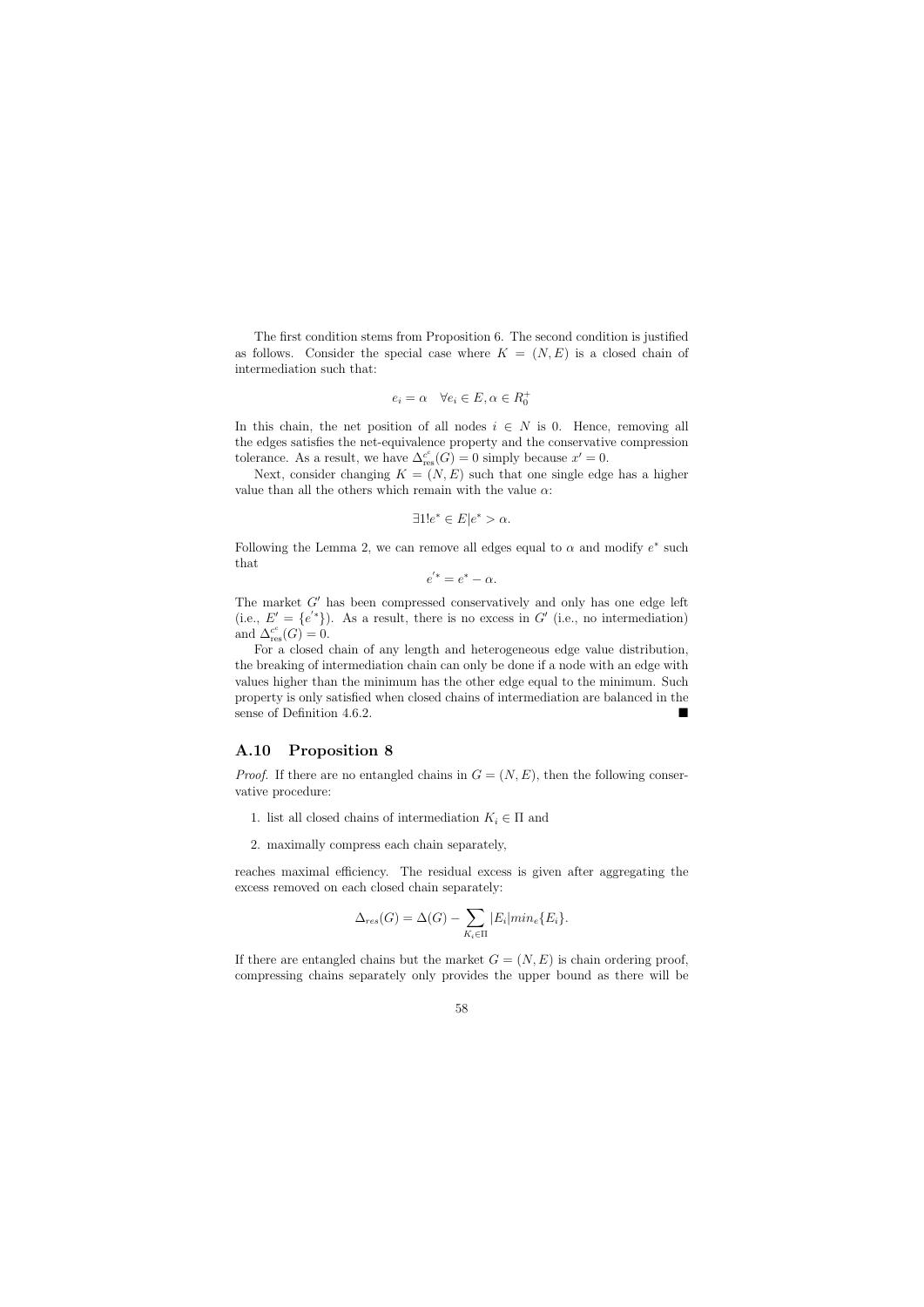The first condition stems from Proposition 6. The second condition is justified as follows. Consider the special case where $K = (N, E)$ is a closed chain of intermediation such that:

$$e_i = \alpha \quad \forall e_i \in E, \alpha \in R_0^+$$

In this chain, the net position of all nodes $i \in N$ is 0. Hence, removing all the edges satisfies the net-equivalence property and the conservative compression tolerance. As a result, we have $\Delta_{\text{res}}^{c^c}(G) = 0$ simply because $x' = 0$.

Next, consider changing $K = (N, E)$ such that one single edge has a higher value than all the others which remain with the value $\alpha$:

$$\exists 1! e^* \in E | e^* > \alpha.$$

Following the Lemma 2, we can remove all edges equal to $\alpha$ and modify $e^*$ such that

$$e^{'*} = e^* - \alpha.$$

The market $G'$ has been compressed conservatively and only has one edge left (i.e., $E' = \{e^{'*}\}$). As a result, there is no excess in $G'$ (i.e., no intermediation) and $\Delta_{\text{res}}^{c^c}(G) = 0$.

For a closed chain of any length and heterogeneous edge value distribution, the breaking of intermediation chain can only be done if a node with an edge with values higher than the minimum has the other edge equal to the minimum. Such property is only satisfied when closed chains of intermediation are balanced in the sense of Definition 4.6.2. ∎

## A.10 Proposition 8

*Proof.* If there are no entangled chains in $G = (N, E)$, then the following conservative procedure:

1. list all closed chains of intermediation $K_i \in \Pi$ and
2. maximally compress each chain separately,

reaches maximal efficiency. The residual excess is given after aggregating the excess removed on each closed chain separately:

$$\Delta_{res}(G) = \Delta(G) - \sum_{K_i \in \Pi} |E_i| min_e\{E_i\}.$$

If there are entangled chains but the market $G = (N, E)$ is chain ordering proof, compressing chains separately only provides the upper bound as there will be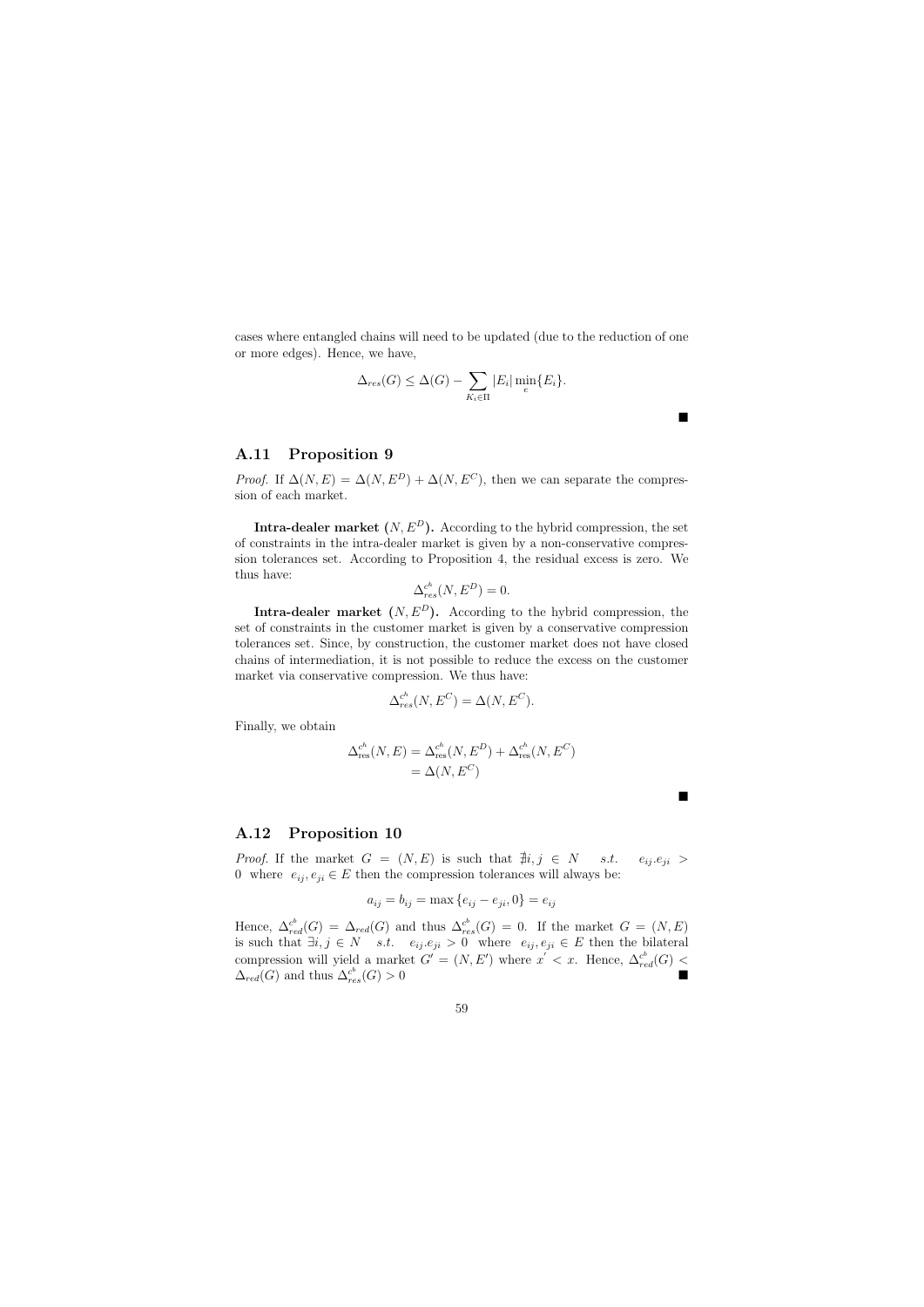cases where entangled chains will need to be updated (due to the reduction of one or more edges). Hence, we have,

$$\Delta_{res}(G) \leq \Delta(G) - \sum_{K_i \in \Pi} |E_i| \min_{e}\{E_i\}.$$

■

## A.11 Proposition 9

*Proof.* If $\Delta(N, E) = \Delta(N, E^D) + \Delta(N, E^C)$, then we can separate the compression of each market.

**Intra-dealer market $(N, E^D)$.** According to the hybrid compression, the set of constraints in the intra-dealer market is given by a non-conservative compression tolerances set. According to Proposition 4, the residual excess is zero. We thus have:

$$\Delta_{res}^{c^h}(N, E^D) = 0.$$

**Intra-dealer market $(N, E^D)$.** According to the hybrid compression, the set of constraints in the customer market is given by a conservative compression tolerances set. Since, by construction, the customer market does not have closed chains of intermediation, it is not possible to reduce the excess on the customer market via conservative compression. We thus have:

$$\Delta_{res}^{c^h}(N, E^C) = \Delta(N, E^C).$$

Finally, we obtain

$$\begin{aligned}
\Delta_{\text{res}}^{c^h}(N, E) &= \Delta_{\text{res}}^{c^h}(N, E^D) + \Delta_{\text{res}}^{c^h}(N, E^C) \\
&= \Delta(N, E^C)
\end{aligned}$$

■

## A.12 Proposition 10

*Proof.* If the market $G = (N, E)$ is such that $\nexists i, j \in N \quad s.t. \quad e_{ij}.e_{ji} > 0$ where $e_{ij}, e_{ji} \in E$ then the compression tolerances will always be:

$$a_{ij} = b_{ij} = \max\{e_{ij} - e_{ji}, 0\} = e_{ij}$$

Hence, $\Delta_{red}^{c^b}(G) = \Delta_{red}(G)$ and thus $\Delta_{res}^{c^b}(G) = 0$. If the market $G = (N, E)$ is such that $\exists i, j \in N \quad s.t. \quad e_{ij}.e_{ji} > 0$ where $e_{ij}, e_{ji} \in E$ then the bilateral compression will yield a market $G' = (N, E')$ where $x^{'} < x$. Hence, $\Delta_{red}^{c^b}(G) < \Delta_{red}(G)$ and thus $\Delta_{res}^{c^b}(G) > 0$ ■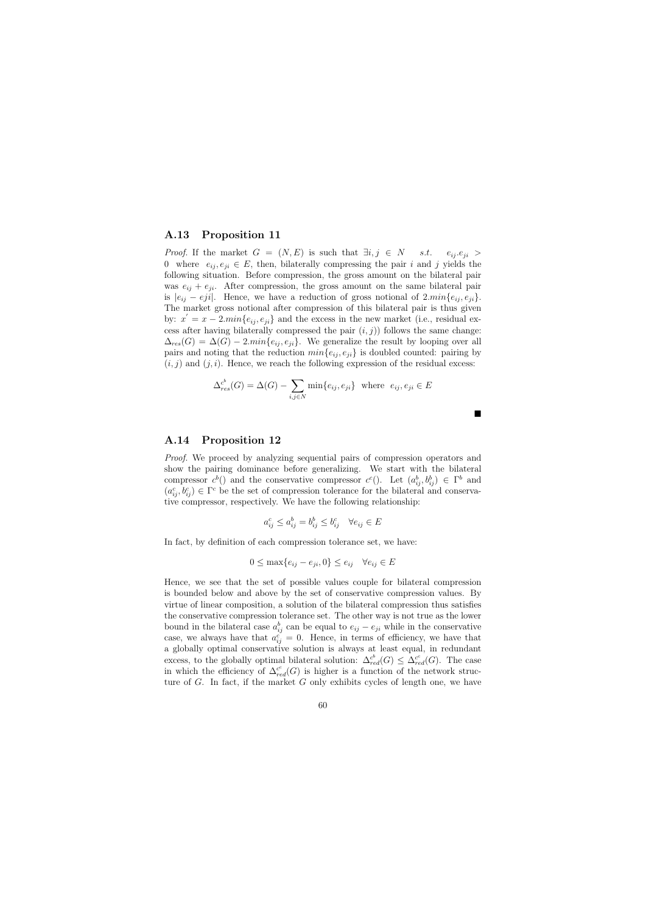## A.13 Proposition 11

*Proof.* If the market $G = (N, E)$ is such that $\exists i, j \in N \quad s.t. \quad e_{ij}.e_{ji} > 0$ where $e_{ij}, e_{ji} \in E$, then, bilaterally compressing the pair $i$ and $j$ yields the following situation. Before compression, the gross amount on the bilateral pair was $e_{ij} + e_{ji}$. After compression, the gross amount on the same bilateral pair is $|e_{ij} - eji|$. Hence, we have a reduction of gross notional of $2.min\{e_{ij}, e_{ji}\}$. The market gross notional after compression of this bilateral pair is thus given by: $x^{'} = x - 2.min\{e_{ij}, e_{ji}\}$ and the excess in the new market (i.e., residual excess after having bilaterally compressed the pair $(i, j)$) follows the same change: $\Delta_{res}(G) = \Delta(G) - 2.min\{e_{ij}, e_{ji}\}$. We generalize the result by looping over all pairs and noting that the reduction $min\{e_{ij}, e_{ji}\}$ is doubled counted: pairing by $(i, j)$ and $(j, i)$. Hence, we reach the following expression of the residual excess:

$$\Delta_{res}^{c^b}(G) = \Delta(G) - \sum_{i,j \in N} \min\{e_{ij}, e_{ji}\} \quad \text{where} \quad e_{ij}, e_{ji} \in E$$

■

## A.14 Proposition 12

*Proof.* We proceed by analyzing sequential pairs of compression operators and show the pairing dominance before generalizing. We start with the bilateral compressor $c^b()$ and the conservative compressor $c^c()$. Let $(a_{ij}^b, b_{ij}^b) \in \Gamma^b$ and $(a_{ij}^c, b_{ij}^c) \in \Gamma^c$ be the set of compression tolerance for the bilateral and conservative compressor, respectively. We have the following relationship:

$$a_{ij}^c \leq a_{ij}^b = b_{ij}^b \leq b_{ij}^c \quad \forall e_{ij} \in E$$

In fact, by definition of each compression tolerance set, we have:

$$0 \leq \max\{e_{ij} - e_{ji}, 0\} \leq e_{ij} \quad \forall e_{ij} \in E$$

Hence, we see that the set of possible values couple for bilateral compression is bounded below and above by the set of conservative compression values. By virtue of linear composition, a solution of the bilateral compression thus satisfies the conservative compression tolerance set. The other way is not true as the lower bound in the bilateral case $a_{ij}^b$ can be equal to $e_{ij} - e_{ji}$ while in the conservative case, we always have that $a_{ij}^c = 0$. Hence, in terms of efficiency, we have that a globally optimal conservative solution is always at least equal, in redundant excess, to the globally optimal bilateral solution: $\Delta_{red}^{c^b}(G) \leq \Delta_{red}^{c^c}(G)$. The case in which the efficiency of $\Delta_{red}^{c^c}(G)$ is higher is a function of the network structure of $G$. In fact, if the market $G$ only exhibits cycles of length one, we have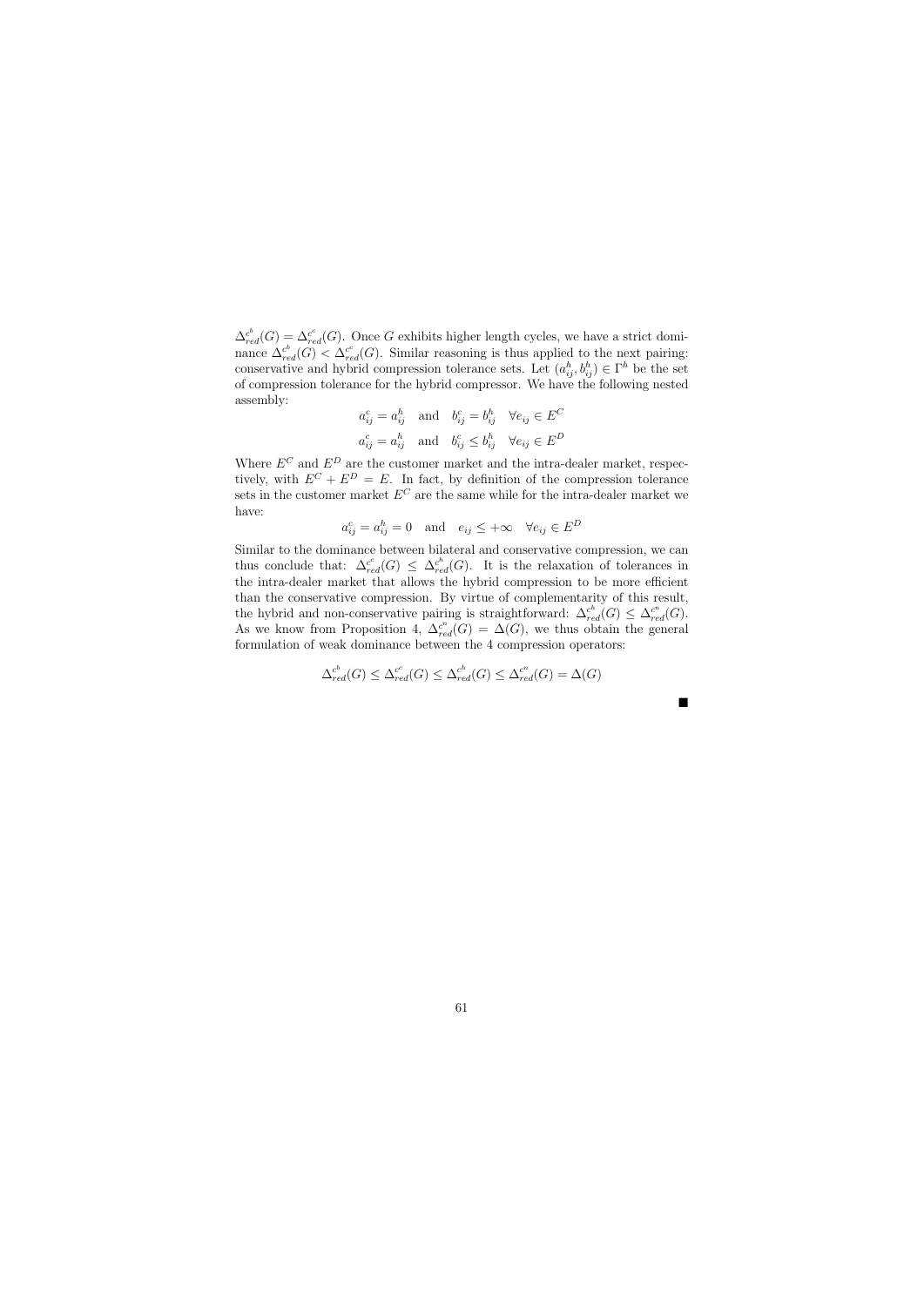$\Delta_{red}^{c^b}(G) = \Delta_{red}^{c^c}(G)$. Once $G$ exhibits higher length cycles, we have a strict dominance $\Delta_{red}^{c^b}(G) < \Delta_{red}^{c^c}(G)$. Similar reasoning is thus applied to the next pairing: conservative and hybrid compression tolerance sets. Let $(a_{ij}^h, b_{ij}^h) \in \Gamma^h$ be the set of compression tolerance for the hybrid compressor. We have the following nested assembly:

$$a_{ij}^c = a_{ij}^h \quad \text{and} \quad b_{ij}^c = b_{ij}^h \quad \forall e_{ij} \in E^C$$

$$a_{ij}^c = a_{ij}^h \quad \text{and} \quad b_{ij}^c \leq b_{ij}^h \quad \forall e_{ij} \in E^D$$

Where $E^C$ and $E^D$ are the customer market and the intra-dealer market, respectively, with $E^C + E^D = E$. In fact, by definition of the compression tolerance sets in the customer market $E^C$ are the same while for the intra-dealer market we have:

$$a_{ij}^c = a_{ij}^h = 0 \quad \text{and} \quad e_{ij} \leq +\infty \quad \forall e_{ij} \in E^D$$

Similar to the dominance between bilateral and conservative compression, we can thus conclude that: $\Delta_{red}^{c^c}(G) \leq \Delta_{red}^{c^h}(G)$. It is the relaxation of tolerances in the intra-dealer market that allows the hybrid compression to be more efficient than the conservative compression. By virtue of complementarity of this result, the hybrid and non-conservative pairing is straightforward: $\Delta_{red}^{c^h}(G) \leq \Delta_{red}^{c^n}(G)$. As we know from Proposition 4, $\Delta_{red}^{c^n}(G) = \Delta(G)$, we thus obtain the general formulation of weak dominance between the 4 compression operators:

$$\Delta_{red}^{c^b}(G) \leq \Delta_{red}^{c^c}(G) \leq \Delta_{red}^{c^h}(G) \leq \Delta_{red}^{c^n}(G) = \Delta(G)$$

■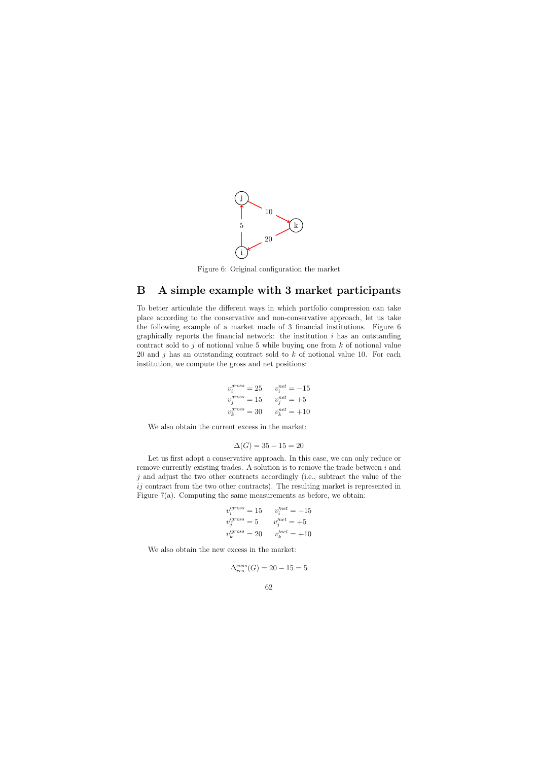Figure 6: Original configuration the market

## B A simple example with 3 market participants

To better articulate the different ways in which portfolio compression can take place according to the conservative and non-conservative approach, let us take the following example of a market made of 3 financial institutions. Figure 6 graphically reports the financial network: the institution $i$ has an outstanding contract sold to $j$ of notional value 5 while buying one from $k$ of notional value 20 and $j$ has an outstanding contract sold to $k$ of notional value 10. For each institution, we compute the gross and net positions:

$$
\begin{aligned}
v_i^{gross} &= 25 \qquad v_i^{net} = -15 \\
v_j^{gross} &= 15 \qquad v_j^{net} = +5 \\
v_k^{gross} &= 30 \qquad v_k^{net} = +10
\end{aligned}
$$

We also obtain the current excess in the market:

$$\Delta(G) = 35 - 15 = 20$$

Let us first adopt a conservative approach. In this case, we can only reduce or remove currently existing trades. A solution is to remove the trade between $i$ and $j$ and adjust the two other contracts accordingly (i.e., subtract the value of the $ij$ contract from the two other contracts). The resulting market is represented in Figure 7(a). Computing the same measurements as before, we obtain:

$$
\begin{aligned}
v_i'^{gross} &= 15 \qquad v_i'^{net} = -15 \\
v_j'^{gross} &= 5 \qquad v_j'^{net} = +5 \\
v_k'^{gross} &= 20 \qquad v_k'^{net} = +10
\end{aligned}
$$

We also obtain the new excess in the market:

$$\Delta_{res}^{cons}(G) = 20 - 15 = 5$$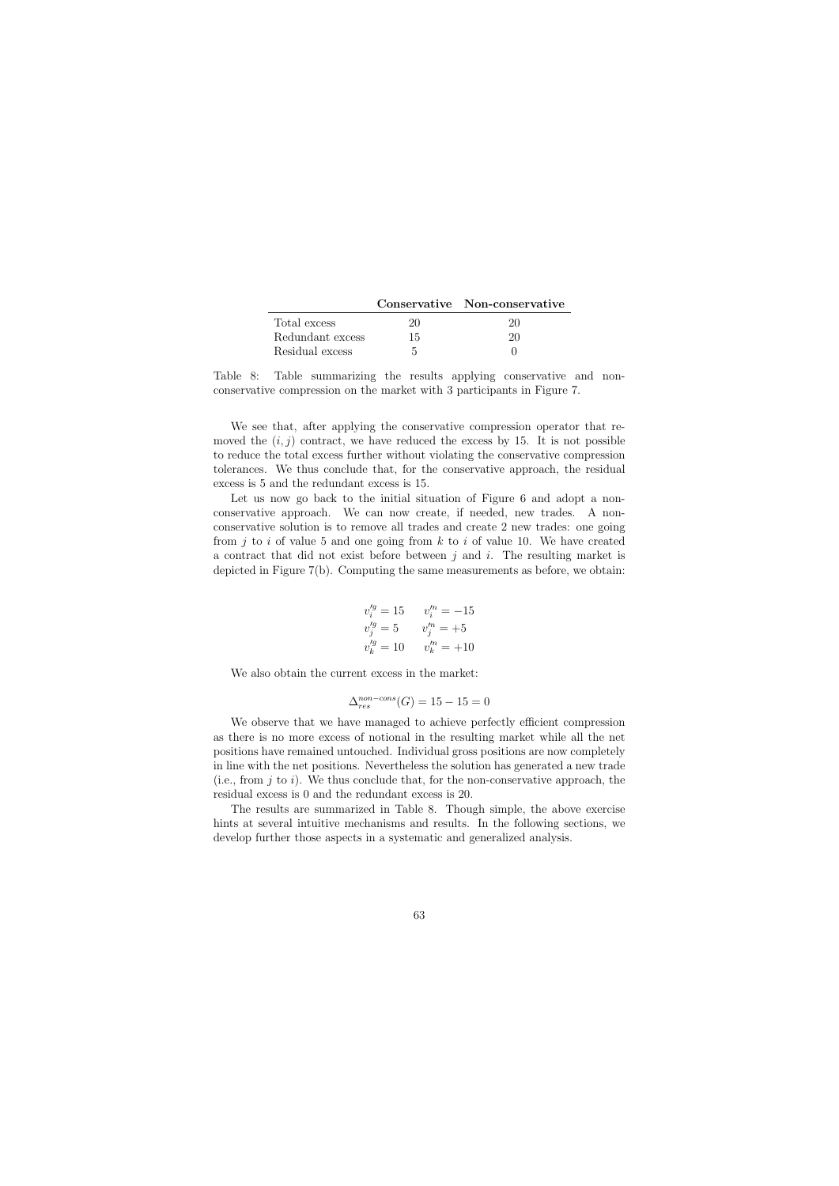|  | Conservative | Non-conservative |
|---|---|---|
| Total excess | 20 | 20 |
| Redundant excess | 15 | 20 |
| Residual excess | 5 | 0 |

Table 8: Table summarizing the results applying conservative and non-conservative compression on the market with 3 participants in Figure 7.

We see that, after applying the conservative compression operator that removed the $(i, j)$ contract, we have reduced the excess by 15. It is not possible to reduce the total excess further without violating the conservative compression tolerances. We thus conclude that, for the conservative approach, the residual excess is 5 and the redundant excess is 15.

Let us now go back to the initial situation of Figure 6 and adopt a non-conservative approach. We can now create, if needed, new trades. A non-conservative solution is to remove all trades and create 2 new trades: one going from $j$ to $i$ of value 5 and one going from $k$ to $i$ of value 10. We have created a contract that did not exist before between $j$ and $i$. The resulting market is depicted in Figure 7(b). Computing the same measurements as before, we obtain:

$$
\begin{aligned}
v_i'^g &= 15 \qquad v_i'^n = -15 \\
v_j'^g &= 5 \qquad v_j'^n = +5 \\
v_k'^g &= 10 \qquad v_k'^n = +10
\end{aligned}
$$

We also obtain the current excess in the market:

$$\Delta_{res}^{non-cons}(G) = 15 - 15 = 0$$

We observe that we have managed to achieve perfectly efficient compression as there is no more excess of notional in the resulting market while all the net positions have remained untouched. Individual gross positions are now completely in line with the net positions. Nevertheless the solution has generated a new trade (i.e., from $j$ to $i$). We thus conclude that, for the non-conservative approach, the residual excess is 0 and the redundant excess is 20.

The results are summarized in Table 8. Though simple, the above exercise hints at several intuitive mechanisms and results. In the following sections, we develop further those aspects in a systematic and generalized analysis.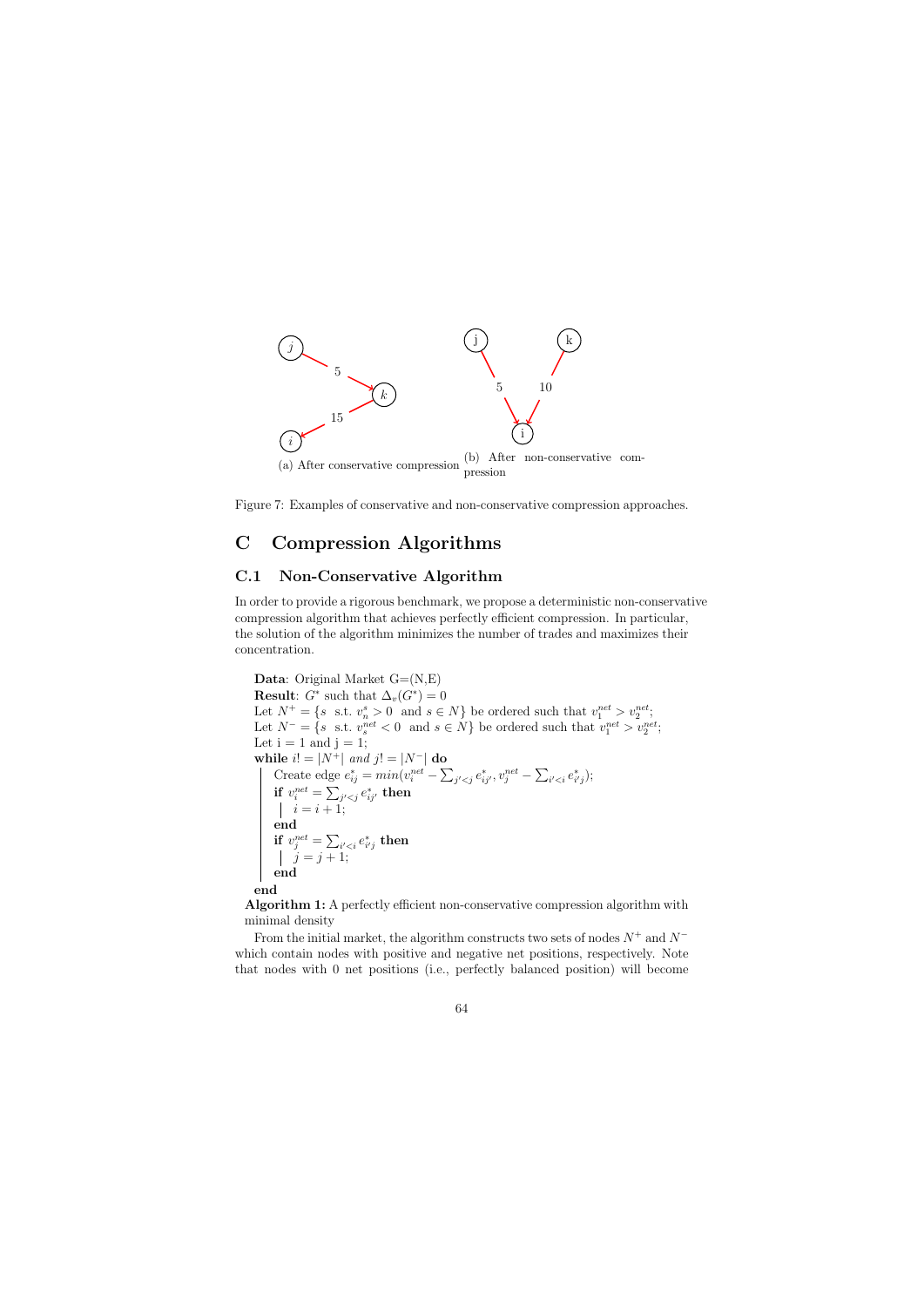(a) After conservative compression

(b) After non-conservative compression

Figure 7: Examples of conservative and non-conservative compression approaches.

# C Compression Algorithms

## C.1 Non-Conservative Algorithm

In order to provide a rigorous benchmark, we propose a deterministic non-conservative compression algorithm that achieves perfectly efficient compression. In particular, the solution of the algorithm minimizes the number of trades and maximizes their concentration.

```
Data: Original Market G=(N,E)
Result: G* such that Δ_v(G*) = 0
Let N+ = {s s.t. v_n^s > 0 and s ∈ N} be ordered such that v_1^net > v_2^net;
Let N− = {s s.t. v_s^net < 0 and s ∈ N} be ordered such that v_1^net > v_2^net;
Let i = 1 and j = 1;
while i != |N+| and j != |N−| do
    Create edge e*_ij = min(v_i^net − Σ_{j'<j} e*_ij', v_j^net − Σ_{i'<i} e*_i'j);
    if v_i^net = Σ_{j'<j} e*_ij' then
        i = i + 1;
    end
    if v_j^net = Σ_{i'<i} e*_i'j then
        j = j + 1;
    end
end
```

**Algorithm 1:** A perfectly efficient non-conservative compression algorithm with minimal density

From the initial market, the algorithm constructs two sets of nodes $N^+$ and $N^-$ which contain nodes with positive and negative net positions, respectively. Note that nodes with 0 net positions (i.e., perfectly balanced position) will become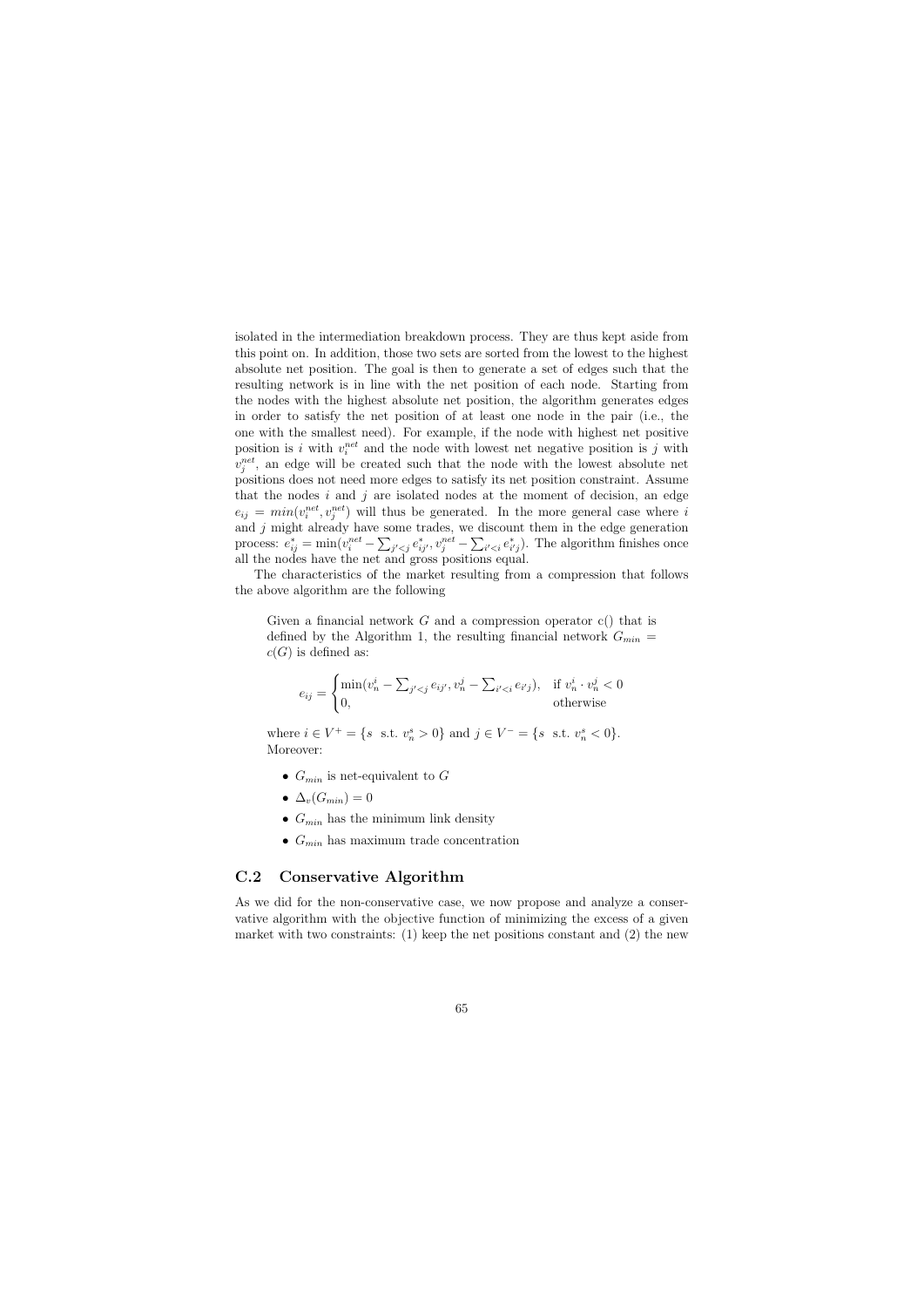isolated in the intermediation breakdown process. They are thus kept aside from this point on. In addition, those two sets are sorted from the lowest to the highest absolute net position. The goal is then to generate a set of edges such that the resulting network is in line with the net position of each node. Starting from the nodes with the highest absolute net position, the algorithm generates edges in order to satisfy the net position of at least one node in the pair (i.e., the one with the smallest need). For example, if the node with highest net positive position is $i$ with $v_i^{net}$ and the node with lowest net negative position is $j$ with $v_j^{net}$, an edge will be created such that the node with the lowest absolute net positions does not need more edges to satisfy its net position constraint. Assume that the nodes $i$ and $j$ are isolated nodes at the moment of decision, an edge $e_{ij} = min(v_i^{net}, v_j^{net})$ will thus be generated. In the more general case where $i$ and $j$ might already have some trades, we discount them in the edge generation process: $e^*_{ij} = \min(v_i^{net} - \sum_{j'<j} e^*_{ij'}, v_j^{net} - \sum_{i'<i} e^*_{i'j})$. The algorithm finishes once all the nodes have the net and gross positions equal.

The characteristics of the market resulting from a compression that follows the above algorithm are the following

> Given a financial network $G$ and a compression operator c() that is defined by the Algorithm 1, the resulting financial network $G_{min} = c(G)$ is defined as:
>
> $$e_{ij} = \begin{cases} \min(v_n^i - \sum_{j'<j} e_{ij'}, v_n^j - \sum_{i'<i} e_{i'j}), & \text{if } v_n^i \cdot v_n^j < 0 \\ 0, & \text{otherwise} \end{cases}$$
>
> where $i \in V^+ = \{s \text{ s.t. } v_n^s > 0\}$ and $j \in V^- = \{s \text{ s.t. } v_n^s < 0\}$. Moreover:
>
> - $G_{min}$ is net-equivalent to $G$
> - $\Delta_v(G_{min}) = 0$
> - $G_{min}$ has the minimum link density
> - $G_{min}$ has maximum trade concentration

## C.2 Conservative Algorithm

As we did for the non-conservative case, we now propose and analyze a conservative algorithm with the objective function of minimizing the excess of a given market with two constraints: (1) keep the net positions constant and (2) the new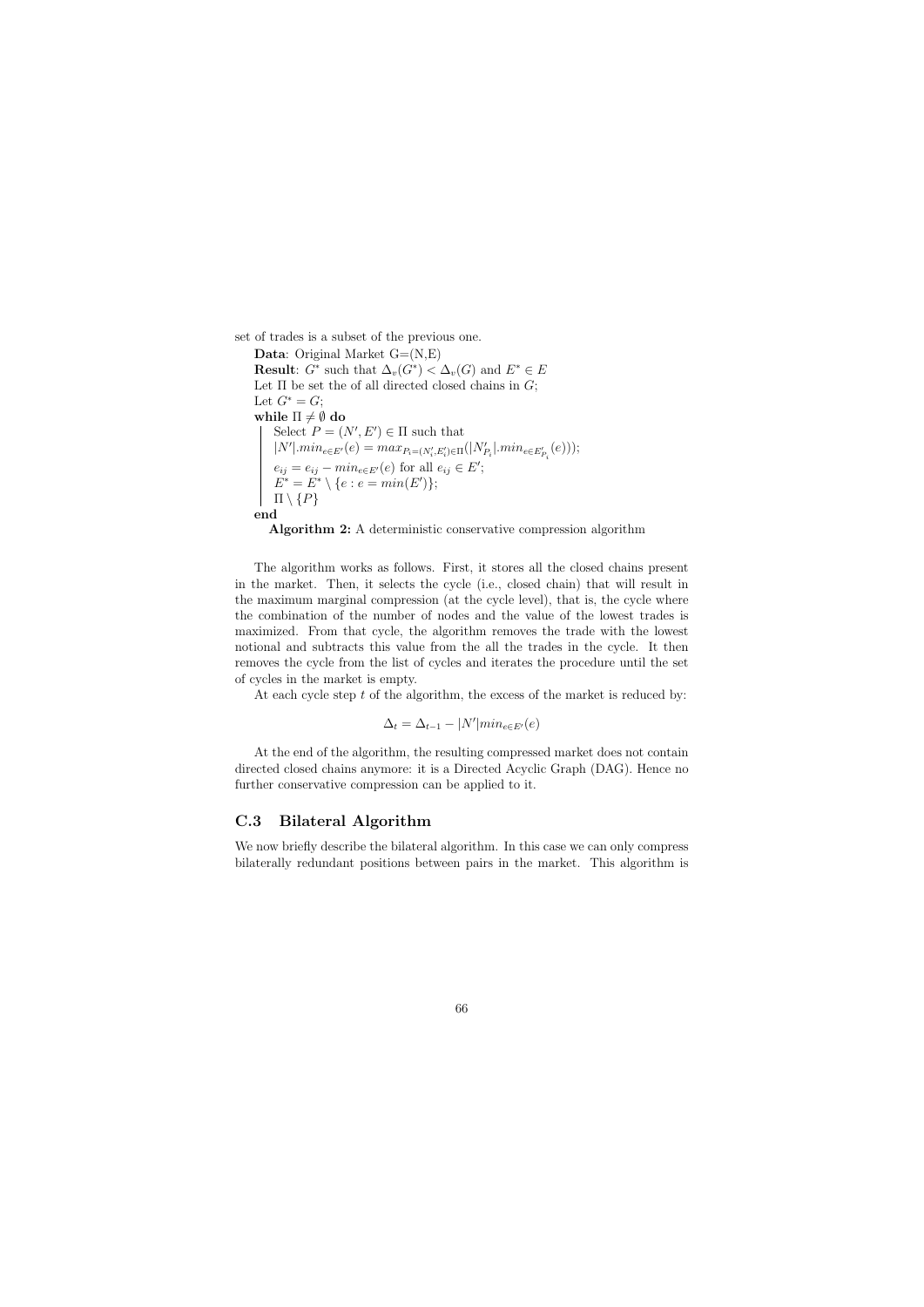set of trades is a subset of the previous one.

**Data**: Original Market G=(N,E)

**Result**: $G^*$ such that $\Delta_v(G^*) < \Delta_v(G)$ and $E^* \in E$

Let $\Pi$ be set the of all directed closed chains in $G$;

Let $G^* = G$;

**while** $\Pi \neq \emptyset$ **do**

  Select $P = (N', E') \in \Pi$ such that $|N'|.min_{e \in E'}(e) = max_{P_i=(N'_i,E'_i) \in \Pi}(|N'_{P_i}|.min_{e \in E'_{P_i}}(e))$;

  $e_{ij} = e_{ij} - min_{e \in E'}(e)$ for all $e_{ij} \in E'$;

  $E^* = E^* \setminus \{e : e = min(E')\}$;

  $\Pi \setminus \{P\}$

**end**

**Algorithm 2:** A deterministic conservative compression algorithm

The algorithm works as follows. First, it stores all the closed chains present in the market. Then, it selects the cycle (i.e., closed chain) that will result in the maximum marginal compression (at the cycle level), that is, the cycle where the combination of the number of nodes and the value of the lowest trades is maximized. From that cycle, the algorithm removes the trade with the lowest notional and subtracts this value from the all the trades in the cycle. It then removes the cycle from the list of cycles and iterates the procedure until the set of cycles in the market is empty.

At each cycle step $t$ of the algorithm, the excess of the market is reduced by:

$$\Delta_t = \Delta_{t-1} - |N'|min_{e \in E'}(e)$$

At the end of the algorithm, the resulting compressed market does not contain directed closed chains anymore: it is a Directed Acyclic Graph (DAG). Hence no further conservative compression can be applied to it.

### C.3 Bilateral Algorithm

We now briefly describe the bilateral algorithm. In this case we can only compress bilaterally redundant positions between pairs in the market. This algorithm is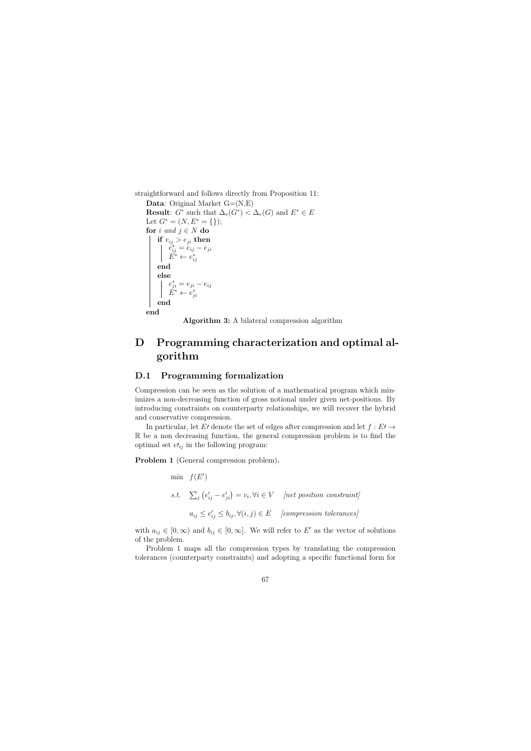straightforward and follows directly from Proposition 11:

```
Data: Original Market G=(N,E)
Result: G* such that Δ_v(G*) < Δ_v(G) and E* ∈ E
Let G* = (N, E* = {});
for i and j ∈ N do
    if e_ij > e_ji then
        e*_ij = e_ij − e_ji
        E* ← e*_ij
    end
    else
        e*_ji = e_ji − e_ij
        E* ← e*_ji
    end
end
```

**Algorithm 3:** A bilateral compression algorithm

# D Programming characterization and optimal algorithm

## D.1 Programming formalization

Compression can be seen as the solution of a mathematical program which minimizes a non-decreasing function of gross notional under given net-positions. By introducing constraints on counterparty relationships, we will recover the hybrid and conservative compression.

In particular, let $E\prime$ denote the set of edges after compression and let $f : E\prime \to \mathbb{R}$ be a non decreasing function, the general compression problem is to find the optimal set $e\prime_{ij}$ in the following program:

**Problem 1** (General compression problem)**.**

$$
\begin{aligned}
&\min \quad f(E') \\
&s.t. \quad \sum_j \left(e'_{ij} - e'_{ji}\right) = v_i, \forall i \in V \quad \textit{[net position constraint]} \\
&\qquad\quad a_{ij} \leq e'_{ij} \leq b_{ij}, \forall (i,j) \in E \quad \textit{[compression tolerances]}
\end{aligned}
$$

with $a_{ij} \in [0, \infty)$ and $b_{ij} \in [0, \infty]$. We will refer to $E'$ as the vector of solutions of the problem.

Problem 1 maps all the compression types by translating the compression tolerances (counterparty constraints) and adopting a specific functional form for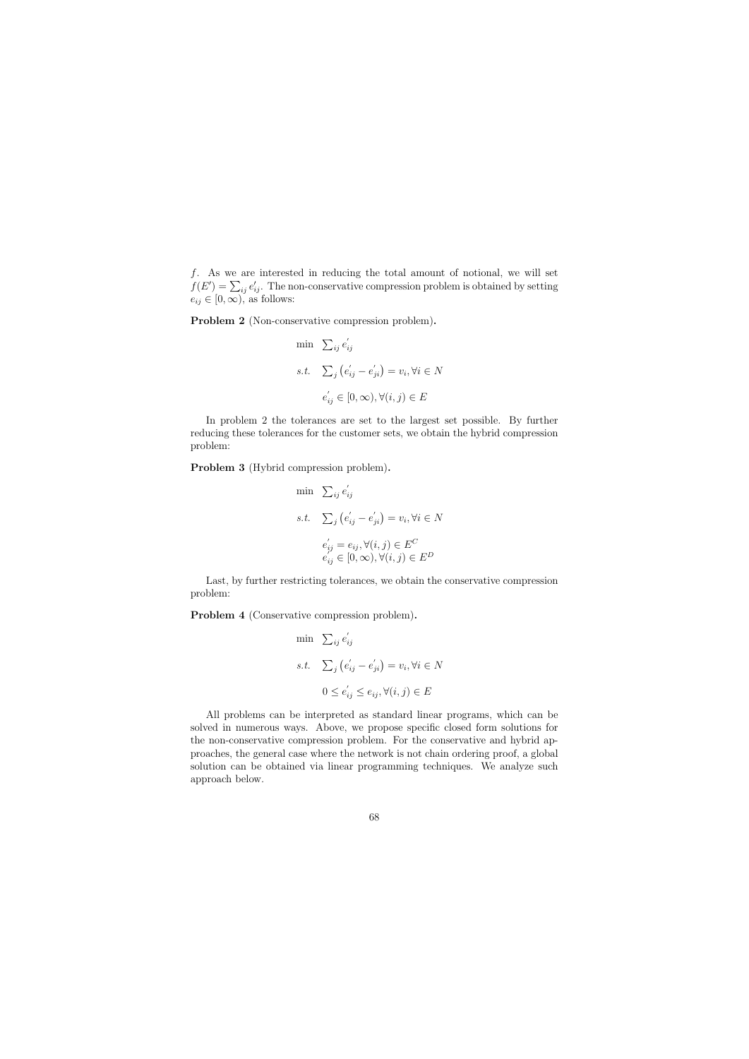$f$. As we are interested in reducing the total amount of notional, we will set $f(E') = \sum_{ij} e'_{ij}$. The non-conservative compression problem is obtained by setting $e_{ij} \in [0, \infty)$, as follows:

**Problem 2** (Non-conservative compression problem)**.**

$$
\begin{aligned}
\min \quad & \textstyle\sum_{ij} e_{ij}^{'} \\
s.t. \quad & \textstyle\sum_{j} \left(e_{ij}^{'} - e_{ji}^{'}\right) = v_i, \forall i \in N \\
& e_{ij}^{'} \in [0, \infty), \forall (i,j) \in E
\end{aligned}
$$

In problem 2 the tolerances are set to the largest set possible. By further reducing these tolerances for the customer sets, we obtain the hybrid compression problem:

**Problem 3** (Hybrid compression problem)**.**

$$
\begin{aligned}
\min \quad & \textstyle\sum_{ij} e_{ij}^{'} \\
s.t. \quad & \textstyle\sum_{j} \left(e_{ij}^{'} - e_{ji}^{'}\right) = v_i, \forall i \in N \\
& e_{ij}^{'} = e_{ij}, \forall (i,j) \in E^C \\
& e_{ij}^{'} \in [0, \infty), \forall (i,j) \in E^D
\end{aligned}
$$

Last, by further restricting tolerances, we obtain the conservative compression problem:

**Problem 4** (Conservative compression problem)**.**

$$
\begin{aligned}
\min \quad & \textstyle\sum_{ij} e_{ij}^{'} \\
s.t. \quad & \textstyle\sum_{j} \left(e_{ij}^{'} - e_{ji}^{'}\right) = v_i, \forall i \in N \\
& 0 \leq e_{ij}^{'} \leq e_{ij}, \forall (i,j) \in E
\end{aligned}
$$

All problems can be interpreted as standard linear programs, which can be solved in numerous ways. Above, we propose specific closed form solutions for the non-conservative compression problem. For the conservative and hybrid approaches, the general case where the network is not chain ordering proof, a global solution can be obtained via linear programming techniques. We analyze such approach below.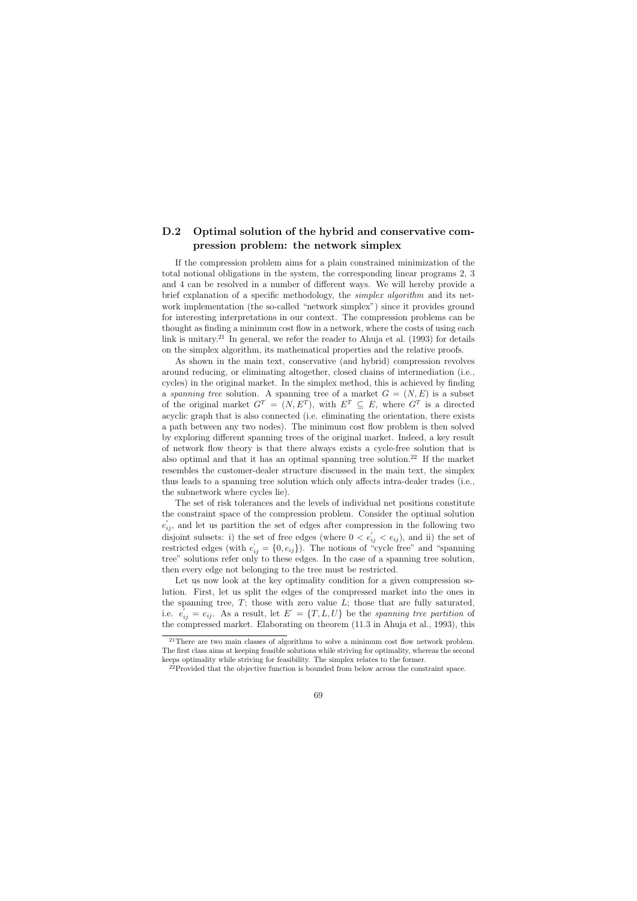## D.2 Optimal solution of the hybrid and conservative compression problem: the network simplex

If the compression problem aims for a plain constrained minimization of the total notional obligations in the system, the corresponding linear programs 2, 3 and 4 can be resolved in a number of different ways. We will hereby provide a brief explanation of a specific methodology, the *simplex algorithm* and its network implementation (the so-called "network simplex") since it provides ground for interesting interpretations in our context. The compression problems can be thought as finding a minimum cost flow in a network, where the costs of using each link is unitary.[21] In general, we refer the reader to Ahuja et al. (1993) for details on the simplex algorithm, its mathematical properties and the relative proofs.

As shown in the main text, conservative (and hybrid) compression revolves around reducing, or eliminating altogether, closed chains of intermediation (i.e., cycles) in the original market. In the simplex method, this is achieved by finding a *spanning tree* solution. A spanning tree of a market $G = (N, E)$ is a subset of the original market $G^T = (N, E^T)$, with $E^T \subseteq E$, where $G^T$ is a directed acyclic graph that is also connected (i.e. eliminating the orientation, there exists a path between any two nodes). The minimum cost flow problem is then solved by exploring different spanning trees of the original market. Indeed, a key result of network flow theory is that there always exists a cycle-free solution that is also optimal and that it has an optimal spanning tree solution.[22] If the market resembles the customer-dealer structure discussed in the main text, the simplex thus leads to a spanning tree solution which only affects intra-dealer trades (i.e., the subnetwork where cycles lie).

The set of risk tolerances and the levels of individual net positions constitute the constraint space of the compression problem. Consider the optimal solution $e^{'}_{ij}$, and let us partition the set of edges after compression in the following two disjoint subsets: i) the set of free edges (where $0 < e^{'}_{ij} < e_{ij}$), and ii) the set of restricted edges (with $e^{'}_{ij} = \{0, e_{ij}\}$). The notions of "cycle free" and "spanning tree" solutions refer only to these edges. In the case of a spanning tree solution, then every edge not belonging to the tree must be restricted.

Let us now look at the key optimality condition for a given compression solution. First, let us split the edges of the compressed market into the ones in the spanning tree, $T$; those with zero value $L$; those that are fully saturated, i.e. $e^{'}_{ij} = e_{ij}$. As a result, let $E^{'} = \{T, L, U\}$ be the *spanning tree partition* of the compressed market. Elaborating on theorem (11.3 in Ahuja et al., 1993), this

[21] There are two main classes of algorithms to solve a minimum cost flow network problem. The first class aims at keeping feasible solutions while striving for optimality, whereas the second keeps optimality while striving for feasibility. The simplex relates to the former.

[22] Provided that the objective function is bounded from below across the constraint space.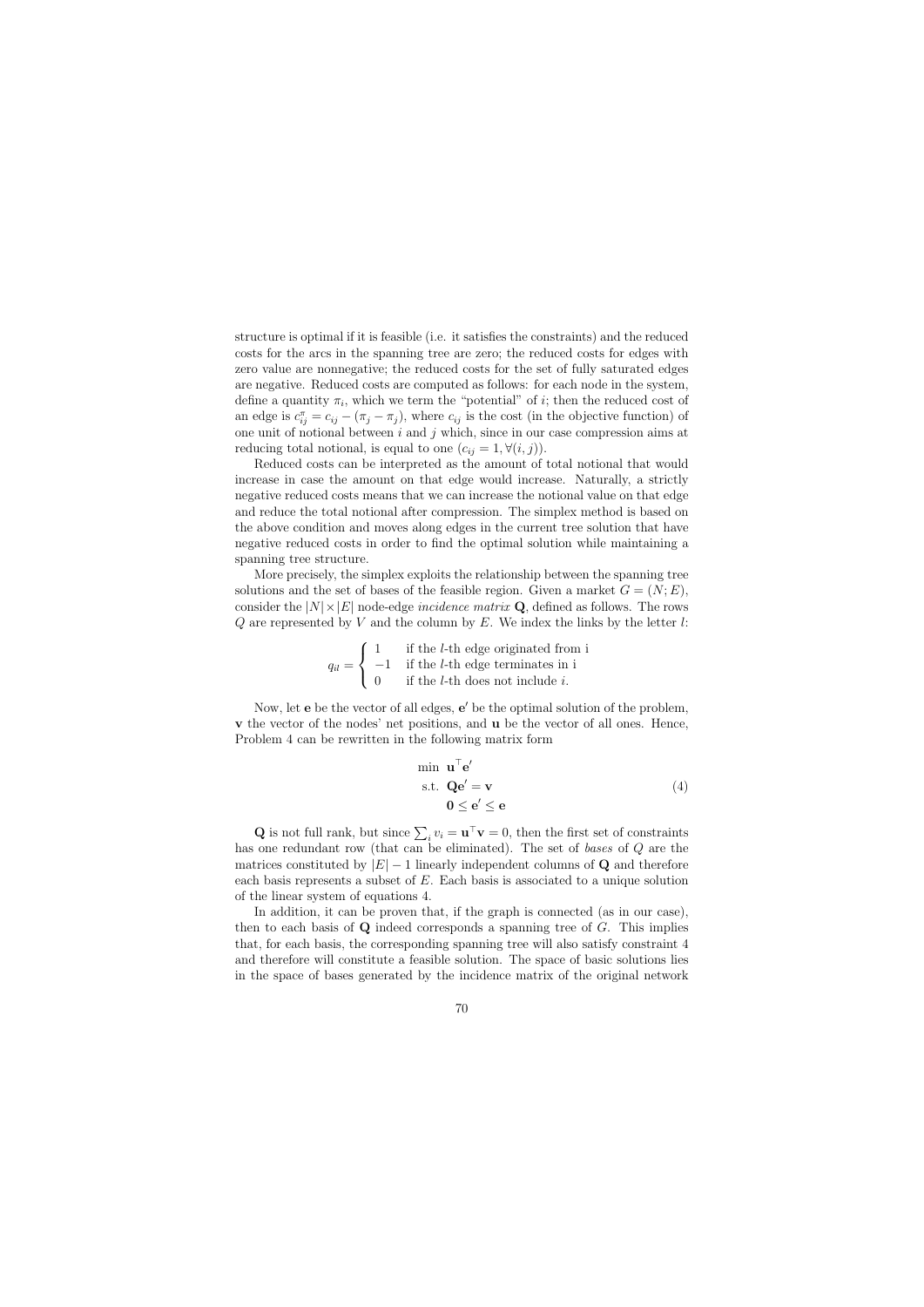structure is optimal if it is feasible (i.e. it satisfies the constraints) and the reduced costs for the arcs in the spanning tree are zero; the reduced costs for edges with zero value are nonnegative; the reduced costs for the set of fully saturated edges are negative. Reduced costs are computed as follows: for each node in the system, define a quantity $\pi_i$, which we term the "potential" of $i$; then the reduced cost of an edge is $c^{\pi}_{ij} = c_{ij} - (\pi_j - \pi_i)$, where $c_{ij}$ is the cost (in the objective function) of one unit of notional between $i$ and $j$ which, since in our case compression aims at reducing total notional, is equal to one ($c_{ij} = 1, \forall (i,j)$).

Reduced costs can be interpreted as the amount of total notional that would increase in case the amount on that edge would increase. Naturally, a strictly negative reduced costs means that we can increase the notional value on that edge and reduce the total notional after compression. The simplex method is based on the above condition and moves along edges in the current tree solution that have negative reduced costs in order to find the optimal solution while maintaining a spanning tree structure.

More precisely, the simplex exploits the relationship between the spanning tree solutions and the set of bases of the feasible region. Given a market $G = (N; E)$, consider the $|N| \times |E|$ node-edge *incidence matrix* $\mathbf{Q}$, defined as follows. The rows $Q$ are represented by $V$ and the column by $E$. We index the links by the letter $l$:

$$q_{il} = \begin{cases} 1 & \text{if the } l\text{-th edge originated from i} \\ -1 & \text{if the } l\text{-th edge terminates in i} \\ 0 & \text{if the } l\text{-th does not include } i. \end{cases}$$

Now, let $\mathbf{e}$ be the vector of all edges, $\mathbf{e}'$ be the optimal solution of the problem, $\mathbf{v}$ the vector of the nodes' net positions, and $\mathbf{u}$ be the vector of all ones. Hence, Problem 4 can be rewritten in the following matrix form

$$\begin{aligned} \min\ & \mathbf{u}^\top \mathbf{e}' \\ \text{s.t. } & \mathbf{Q}\mathbf{e}' = \mathbf{v} \\ & \mathbf{0} \leq \mathbf{e}' \leq \mathbf{e} \end{aligned} \tag{4}$$

$\mathbf{Q}$ is not full rank, but since $\sum_i v_i = \mathbf{u}^\top \mathbf{v} = 0$, then the first set of constraints has one redundant row (that can be eliminated). The set of *bases* of $Q$ are the matrices constituted by $|E| - 1$ linearly independent columns of $\mathbf{Q}$ and therefore each basis represents a subset of $E$. Each basis is associated to a unique solution of the linear system of equations 4.

In addition, it can be proven that, if the graph is connected (as in our case), then to each basis of $\mathbf{Q}$ indeed corresponds a spanning tree of $G$. This implies that, for each basis, the corresponding spanning tree will also satisfy constraint 4 and therefore will constitute a feasible solution. The space of basic solutions lies in the space of bases generated by the incidence matrix of the original network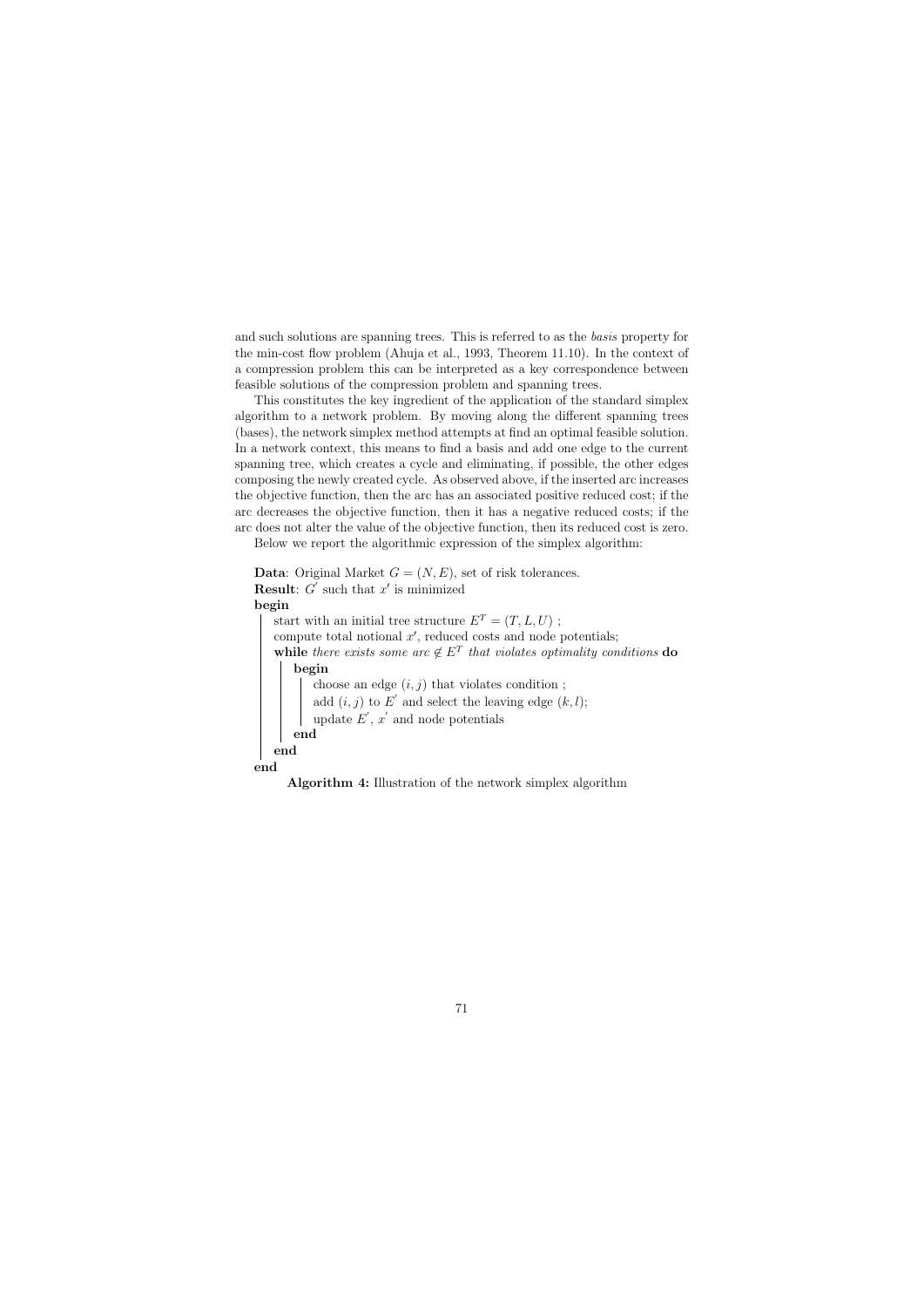and such solutions are spanning trees. This is referred to as the *basis* property for the min-cost flow problem (Ahuja et al., 1993, Theorem 11.10). In the context of a compression problem this can be interpreted as a key correspondence between feasible solutions of the compression problem and spanning trees.

This constitutes the key ingredient of the application of the standard simplex algorithm to a network problem. By moving along the different spanning trees (bases), the network simplex method attempts at find an optimal feasible solution. In a network context, this means to find a basis and add one edge to the current spanning tree, which creates a cycle and eliminating, if possible, the other edges composing the newly created cycle. As observed above, if the inserted arc increases the objective function, then the arc has an associated positive reduced cost; if the arc decreases the objective function, then it has a negative reduced costs; if the arc does not alter the value of the objective function, then its reduced cost is zero.

Below we report the algorithmic expression of the simplex algorithm:

```
Data: Original Market G = (N, E), set of risk tolerances.
Result: G' such that x' is minimized
begin
    start with an initial tree structure E^T = (T, L, U) ;
    compute total notional x', reduced costs and node potentials;
    while there exists some arc ∉ E^T that violates optimality conditions do
        begin
            choose an edge (i, j) that violates condition ;
            add (i, j) to E' and select the leaving edge (k, l);
            update E', x' and node potentials
        end
    end
end
```

**Algorithm 4:** Illustration of the network simplex algorithm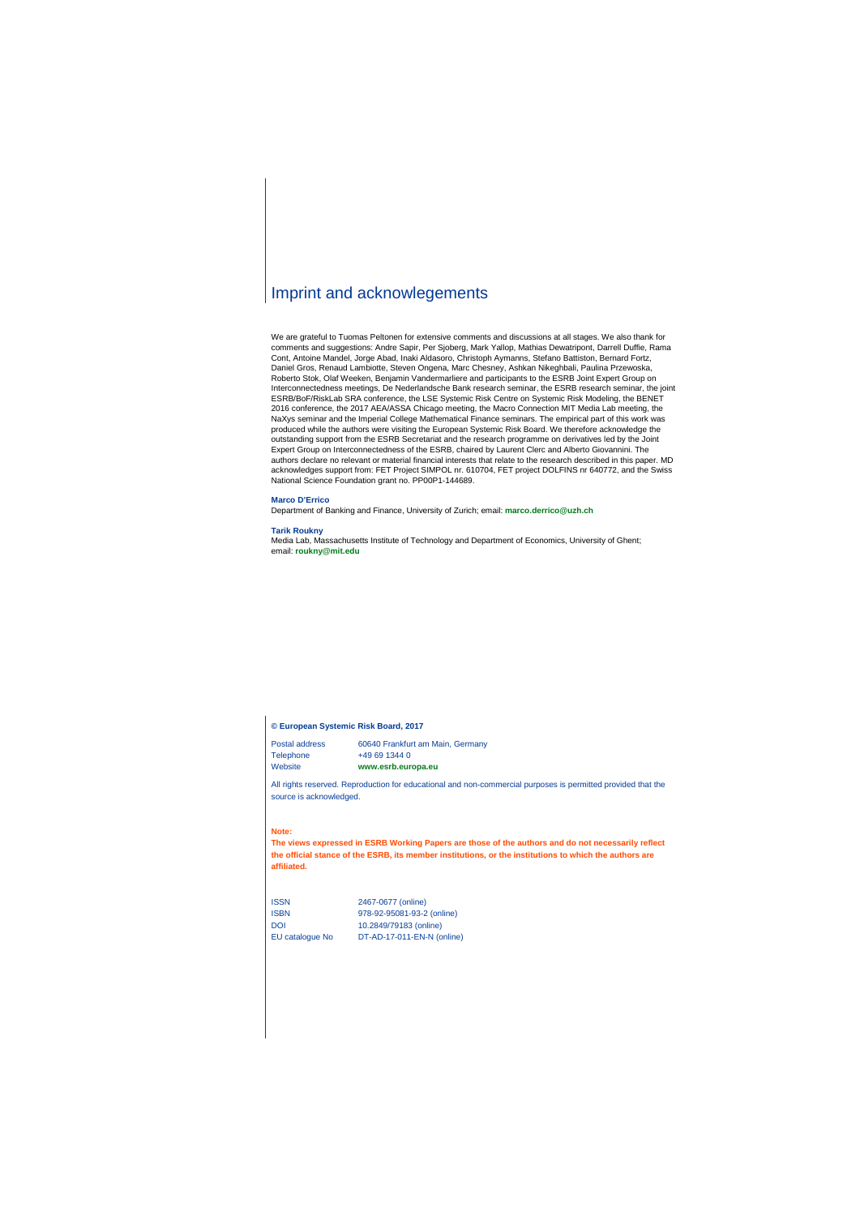# Imprint and acknowlegements

We are grateful to Tuomas Peltonen for extensive comments and discussions at all stages. We also thank for comments and suggestions: Andre Sapir, Per Sjoberg, Mark Yallop, Mathias Dewatripont, Darrell Duffie, Rama Cont, Antoine Mandel, Jorge Abad, Inaki Aldasoro, Christoph Aymanns, Stefano Battiston, Bernard Fortz, Daniel Gros, Renaud Lambiotte, Steven Ongena, Marc Chesney, Ashkan Nikeghbali, Paulina Przewoska, Roberto Stok, Olaf Weeken, Benjamin Vandermarliere and participants to the ESRB Joint Expert Group on Interconnectedness meetings, De Nederlandsche Bank research seminar, the ESRB research seminar, the joint ESRB/BoF/RiskLab SRA conference, the LSE Systemic Risk Centre on Systemic Risk Modeling, the BENET 2016 conference, the 2017 AEA/ASSA Chicago meeting, the Macro Connection MIT Media Lab meeting, the NaXys seminar and the Imperial College Mathematical Finance seminars. The empirical part of this work was produced while the authors were visiting the European Systemic Risk Board. We therefore acknowledge the outstanding support from the ESRB Secretariat and the research programme on derivatives led by the Joint Expert Group on Interconnectedness of the ESRB, chaired by Laurent Clerc and Alberto Giovannini. The authors declare no relevant or material financial interests that relate to the research described in this paper. MD acknowledges support from: FET Project SIMPOL nr. 610704, FET project DOLFINS nr 640772, and the Swiss National Science Foundation grant no. PP00P1-144689.

**Marco D'Errico**
Department of Banking and Finance, University of Zurich; email: **marco.derrico@uzh.ch**

**Tarik Roukny**
Media Lab, Massachusetts Institute of Technology and Department of Economics, University of Ghent; email: **roukny@mit.edu**

**© European Systemic Risk Board, 2017**

| | |
|---|---|
| Postal address | 60640 Frankfurt am Main, Germany |
| Telephone | +49 69 1344 0 |
| Website | **www.esrb.europa.eu** |

All rights reserved. Reproduction for educational and non-commercial purposes is permitted provided that the source is acknowledged.

**Note:**
**The views expressed in ESRB Working Papers are those of the authors and do not necessarily reflect the official stance of the ESRB, its member institutions, or the institutions to which the authors are affiliated.**

| | |
|---|---|
| ISSN | 2467-0677 (online) |
| ISBN | 978-92-95081-93-2 (online) |
| DOI | 10.2849/79183 (online) |
| EU catalogue No | DT-AD-17-011-EN-N (online) |